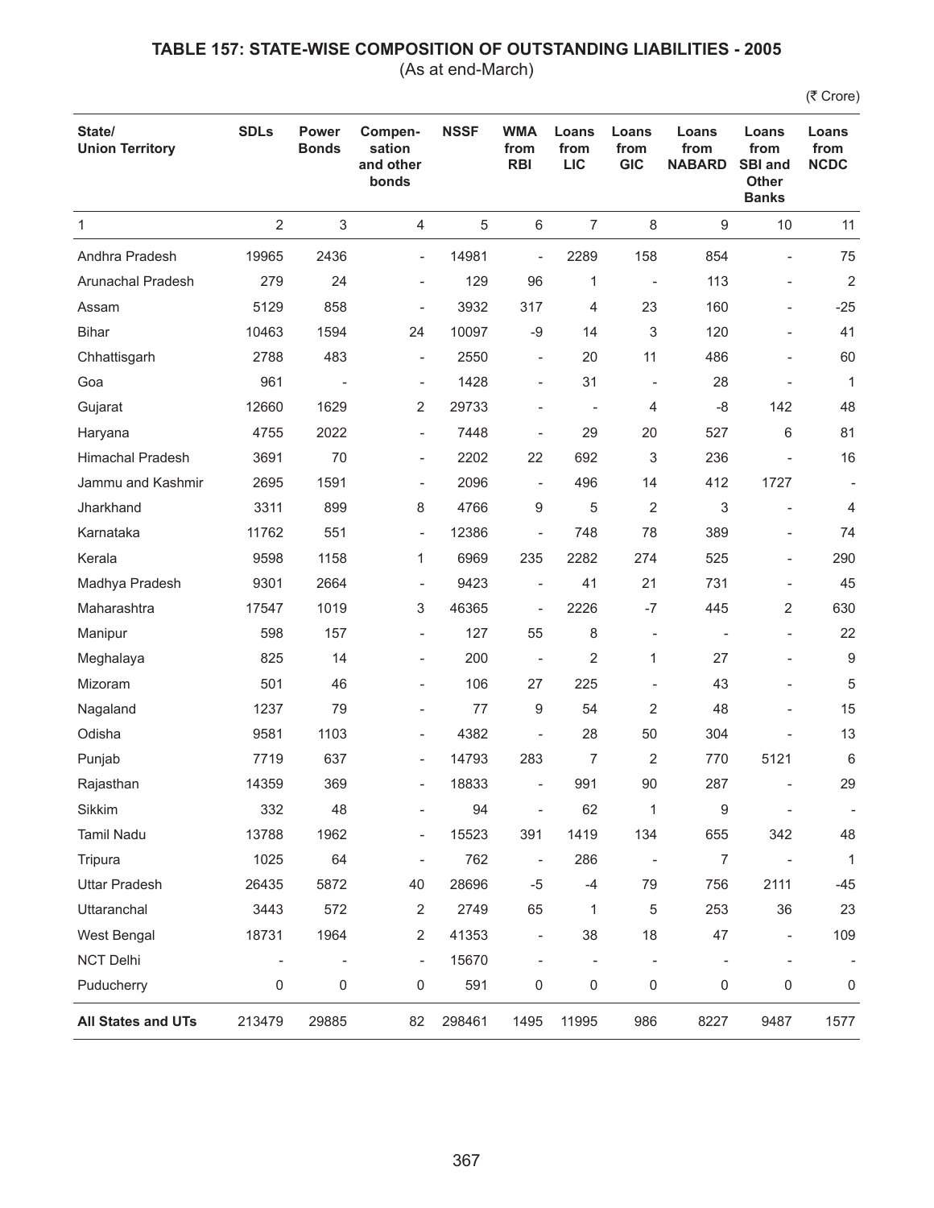# TABLE 157: STATE-WISE COMPOSITION OF OUTSTANDING LIABILITIES - 2005

(As at end-March)

(₹ Crore)

| State/ Union Territory | SDLs | Power Bonds | Compen-sation and other bonds | NSSF | WMA from RBI | Loans from LIC | Loans from GIC | Loans from NABARD | Loans from SBI and Other Banks | Loans from NCDC |
|---|---|---|---|---|---|---|---|---|---|---|
| 1 | 2 | 3 | 4 | 5 | 6 | 7 | 8 | 9 | 10 | 11 |
| Andhra Pradesh | 19965 | 2436 | - | 14981 | - | 2289 | 158 | 854 | - | 75 |
| Arunachal Pradesh | 279 | 24 | - | 129 | 96 | 1 | - | 113 | - | 2 |
| Assam | 5129 | 858 | - | 3932 | 317 | 4 | 23 | 160 | - | -25 |
| Bihar | 10463 | 1594 | 24 | 10097 | -9 | 14 | 3 | 120 | - | 41 |
| Chhattisgarh | 2788 | 483 | - | 2550 | - | 20 | 11 | 486 | - | 60 |
| Goa | 961 | - | - | 1428 | - | 31 | - | 28 | - | 1 |
| Gujarat | 12660 | 1629 | 2 | 29733 | - | - | 4 | -8 | 142 | 48 |
| Haryana | 4755 | 2022 | - | 7448 | - | 29 | 20 | 527 | 6 | 81 |
| Himachal Pradesh | 3691 | 70 | - | 2202 | 22 | 692 | 3 | 236 | - | 16 |
| Jammu and Kashmir | 2695 | 1591 | - | 2096 | - | 496 | 14 | 412 | 1727 | - |
| Jharkhand | 3311 | 899 | 8 | 4766 | 9 | 5 | 2 | 3 | - | 4 |
| Karnataka | 11762 | 551 | - | 12386 | - | 748 | 78 | 389 | - | 74 |
| Kerala | 9598 | 1158 | 1 | 6969 | 235 | 2282 | 274 | 525 | - | 290 |
| Madhya Pradesh | 9301 | 2664 | - | 9423 | - | 41 | 21 | 731 | - | 45 |
| Maharashtra | 17547 | 1019 | 3 | 46365 | - | 2226 | -7 | 445 | 2 | 630 |
| Manipur | 598 | 157 | - | 127 | 55 | 8 | - | - | - | 22 |
| Meghalaya | 825 | 14 | - | 200 | - | 2 | 1 | 27 | - | 9 |
| Mizoram | 501 | 46 | - | 106 | 27 | 225 | - | 43 | - | 5 |
| Nagaland | 1237 | 79 | - | 77 | 9 | 54 | 2 | 48 | - | 15 |
| Odisha | 9581 | 1103 | - | 4382 | - | 28 | 50 | 304 | - | 13 |
| Punjab | 7719 | 637 | - | 14793 | 283 | 7 | 2 | 770 | 5121 | 6 |
| Rajasthan | 14359 | 369 | - | 18833 | - | 991 | 90 | 287 | - | 29 |
| Sikkim | 332 | 48 | - | 94 | - | 62 | 1 | 9 | - | - |
| Tamil Nadu | 13788 | 1962 | - | 15523 | 391 | 1419 | 134 | 655 | 342 | 48 |
| Tripura | 1025 | 64 | - | 762 | - | 286 | - | 7 | - | 1 |
| Uttar Pradesh | 26435 | 5872 | 40 | 28696 | -5 | -4 | 79 | 756 | 2111 | -45 |
| Uttaranchal | 3443 | 572 | 2 | 2749 | 65 | 1 | 5 | 253 | 36 | 23 |
| West Bengal | 18731 | 1964 | 2 | 41353 | - | 38 | 18 | 47 | - | 109 |
| NCT Delhi | - | - | - | 15670 | - | - | - | - | - | - |
| Puducherry | 0 | 0 | 0 | 591 | 0 | 0 | 0 | 0 | 0 | 0 |
| **All States and UTs** | 213479 | 29885 | 82 | 298461 | 1495 | 11995 | 986 | 8227 | 9487 | 1577 |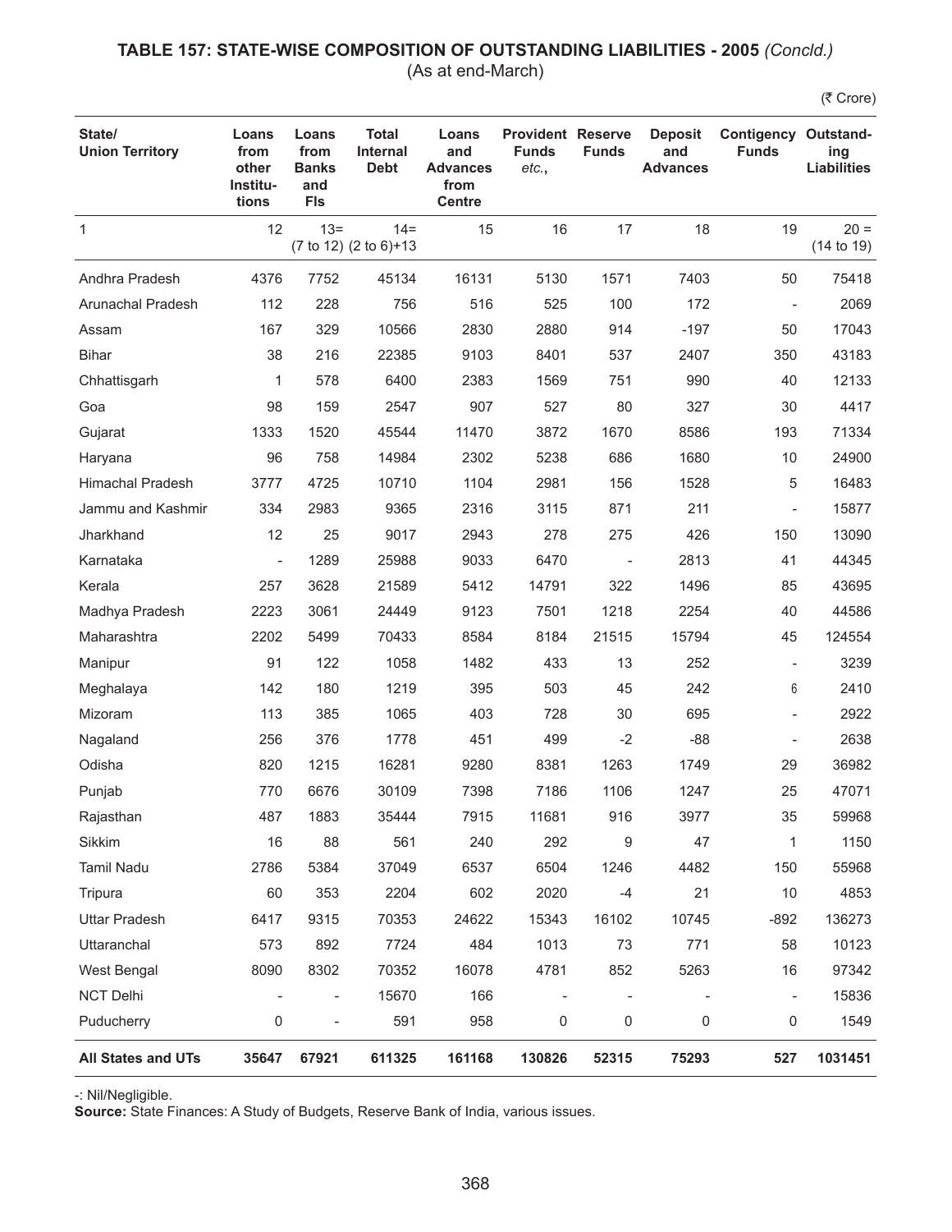## TABLE 157: STATE-WISE COMPOSITION OF OUTSTANDING LIABILITIES - 2005 *(Concld.)*

(As at end-March)

(₹ Crore)

| State/ Union Territory | Loans from other Institutions | Loans from Banks and FIs | Total Internal Debt | Loans and Advances from Centre | Provident Funds etc., | Reserve Funds | Deposit and Advances | Contigency Funds | Outstanding Liabilities |
|---|---|---|---|---|---|---|---|---|---|
| 1 | 12 | 13= (7 to 12) | 14= (2 to 6)+13 | 15 | 16 | 17 | 18 | 19 | 20 = (14 to 19) |
| Andhra Pradesh | 4376 | 7752 | 45134 | 16131 | 5130 | 1571 | 7403 | 50 | 75418 |
| Arunachal Pradesh | 112 | 228 | 756 | 516 | 525 | 100 | 172 | - | 2069 |
| Assam | 167 | 329 | 10566 | 2830 | 2880 | 914 | -197 | 50 | 17043 |
| Bihar | 38 | 216 | 22385 | 9103 | 8401 | 537 | 2407 | 350 | 43183 |
| Chhattisgarh | 1 | 578 | 6400 | 2383 | 1569 | 751 | 990 | 40 | 12133 |
| Goa | 98 | 159 | 2547 | 907 | 527 | 80 | 327 | 30 | 4417 |
| Gujarat | 1333 | 1520 | 45544 | 11470 | 3872 | 1670 | 8586 | 193 | 71334 |
| Haryana | 96 | 758 | 14984 | 2302 | 5238 | 686 | 1680 | 10 | 24900 |
| Himachal Pradesh | 3777 | 4725 | 10710 | 1104 | 2981 | 156 | 1528 | 5 | 16483 |
| Jammu and Kashmir | 334 | 2983 | 9365 | 2316 | 3115 | 871 | 211 | - | 15877 |
| Jharkhand | 12 | 25 | 9017 | 2943 | 278 | 275 | 426 | 150 | 13090 |
| Karnataka | - | 1289 | 25988 | 9033 | 6470 | - | 2813 | 41 | 44345 |
| Kerala | 257 | 3628 | 21589 | 5412 | 14791 | 322 | 1496 | 85 | 43695 |
| Madhya Pradesh | 2223 | 3061 | 24449 | 9123 | 7501 | 1218 | 2254 | 40 | 44586 |
| Maharashtra | 2202 | 5499 | 70433 | 8584 | 8184 | 21515 | 15794 | 45 | 124554 |
| Manipur | 91 | 122 | 1058 | 1482 | 433 | 13 | 252 | - | 3239 |
| Meghalaya | 142 | 180 | 1219 | 395 | 503 | 45 | 242 | 6 | 2410 |
| Mizoram | 113 | 385 | 1065 | 403 | 728 | 30 | 695 | - | 2922 |
| Nagaland | 256 | 376 | 1778 | 451 | 499 | -2 | -88 | - | 2638 |
| Odisha | 820 | 1215 | 16281 | 9280 | 8381 | 1263 | 1749 | 29 | 36982 |
| Punjab | 770 | 6676 | 30109 | 7398 | 7186 | 1106 | 1247 | 25 | 47071 |
| Rajasthan | 487 | 1883 | 35444 | 7915 | 11681 | 916 | 3977 | 35 | 59968 |
| Sikkim | 16 | 88 | 561 | 240 | 292 | 9 | 47 | 1 | 1150 |
| Tamil Nadu | 2786 | 5384 | 37049 | 6537 | 6504 | 1246 | 4482 | 150 | 55968 |
| Tripura | 60 | 353 | 2204 | 602 | 2020 | -4 | 21 | 10 | 4853 |
| Uttar Pradesh | 6417 | 9315 | 70353 | 24622 | 15343 | 16102 | 10745 | -892 | 136273 |
| Uttaranchal | 573 | 892 | 7724 | 484 | 1013 | 73 | 771 | 58 | 10123 |
| West Bengal | 8090 | 8302 | 70352 | 16078 | 4781 | 852 | 5263 | 16 | 97342 |
| NCT Delhi | - | - | 15670 | 166 | - | - | - | - | 15836 |
| Puducherry | 0 | - | 591 | 958 | 0 | 0 | 0 | 0 | 1549 |
| **All States and UTs** | **35647** | **67921** | **611325** | **161168** | **130826** | **52315** | **75293** | **527** | **1031451** |

-: Nil/Negligible.

**Source:** State Finances: A Study of Budgets, Reserve Bank of India, various issues.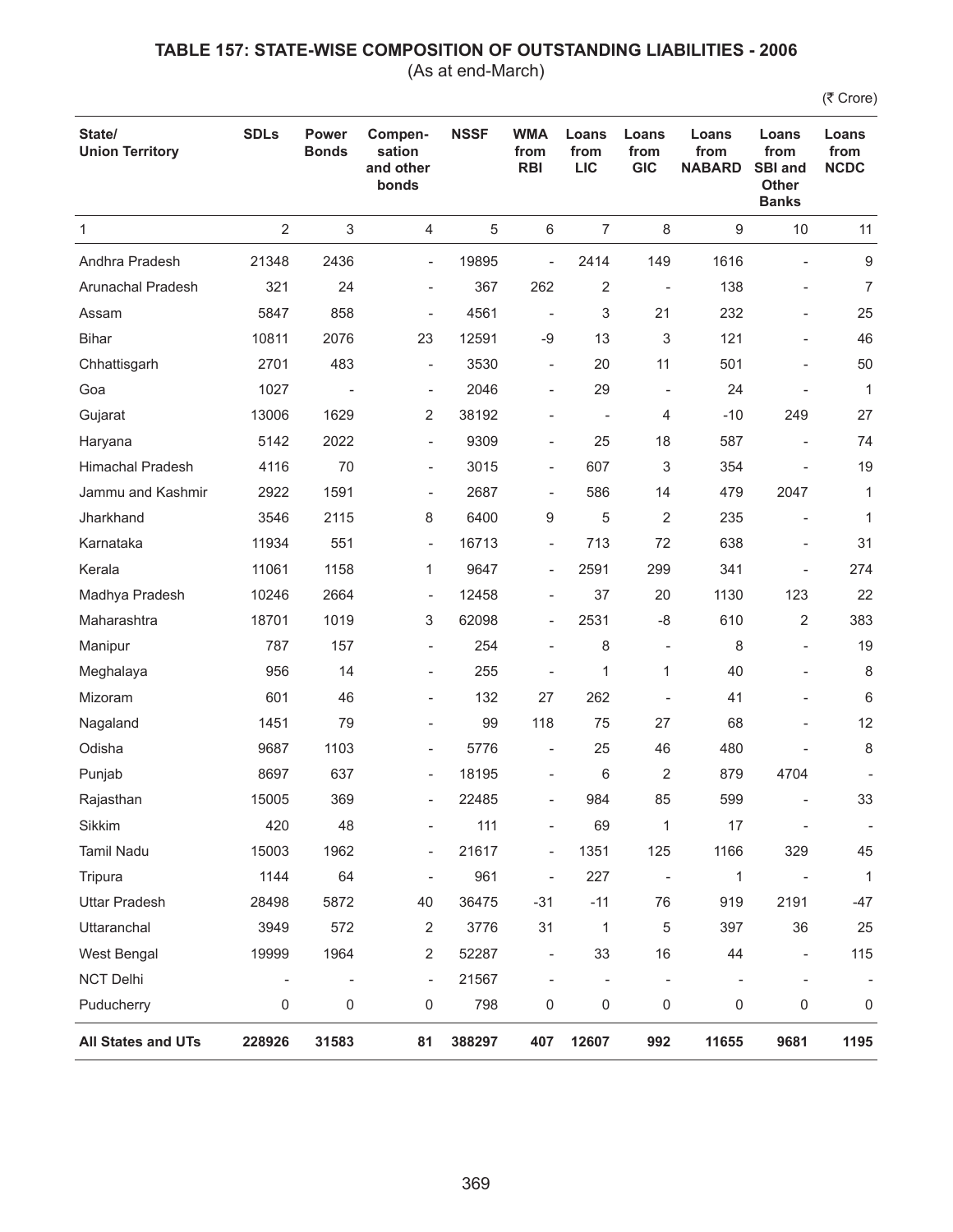# TABLE 157: STATE-WISE COMPOSITION OF OUTSTANDING LIABILITIES - 2006

(As at end-March)

(₹ Crore)

| State/ Union Territory | SDLs | Power Bonds | Compen-sation and other bonds | NSSF | WMA from RBI | Loans from LIC | Loans from GIC | Loans from NABARD | Loans from SBI and Other Banks | Loans from NCDC |
|---|---|---|---|---|---|---|---|---|---|---|
| 1 | 2 | 3 | 4 | 5 | 6 | 7 | 8 | 9 | 10 | 11 |
| Andhra Pradesh | 21348 | 2436 | - | 19895 | - | 2414 | 149 | 1616 | - | 9 |
| Arunachal Pradesh | 321 | 24 | - | 367 | 262 | 2 | - | 138 | - | 7 |
| Assam | 5847 | 858 | - | 4561 | - | 3 | 21 | 232 | - | 25 |
| Bihar | 10811 | 2076 | 23 | 12591 | -9 | 13 | 3 | 121 | - | 46 |
| Chhattisgarh | 2701 | 483 | - | 3530 | - | 20 | 11 | 501 | - | 50 |
| Goa | 1027 | - | - | 2046 | - | 29 | - | 24 | - | 1 |
| Gujarat | 13006 | 1629 | 2 | 38192 | - | - | 4 | -10 | 249 | 27 |
| Haryana | 5142 | 2022 | - | 9309 | - | 25 | 18 | 587 | - | 74 |
| Himachal Pradesh | 4116 | 70 | - | 3015 | - | 607 | 3 | 354 | - | 19 |
| Jammu and Kashmir | 2922 | 1591 | - | 2687 | - | 586 | 14 | 479 | 2047 | 1 |
| Jharkhand | 3546 | 2115 | 8 | 6400 | 9 | 5 | 2 | 235 | - | 1 |
| Karnataka | 11934 | 551 | - | 16713 | - | 713 | 72 | 638 | - | 31 |
| Kerala | 11061 | 1158 | 1 | 9647 | - | 2591 | 299 | 341 | - | 274 |
| Madhya Pradesh | 10246 | 2664 | - | 12458 | - | 37 | 20 | 1130 | 123 | 22 |
| Maharashtra | 18701 | 1019 | 3 | 62098 | - | 2531 | -8 | 610 | 2 | 383 |
| Manipur | 787 | 157 | - | 254 | - | 8 | - | 8 | - | 19 |
| Meghalaya | 956 | 14 | - | 255 | - | 1 | 1 | 40 | - | 8 |
| Mizoram | 601 | 46 | - | 132 | 27 | 262 | - | 41 | - | 6 |
| Nagaland | 1451 | 79 | - | 99 | 118 | 75 | 27 | 68 | - | 12 |
| Odisha | 9687 | 1103 | - | 5776 | - | 25 | 46 | 480 | - | 8 |
| Punjab | 8697 | 637 | - | 18195 | - | 6 | 2 | 879 | 4704 | - |
| Rajasthan | 15005 | 369 | - | 22485 | - | 984 | 85 | 599 | - | 33 |
| Sikkim | 420 | 48 | - | 111 | - | 69 | 1 | 17 | - | - |
| Tamil Nadu | 15003 | 1962 | - | 21617 | - | 1351 | 125 | 1166 | 329 | 45 |
| Tripura | 1144 | 64 | - | 961 | - | 227 | - | 1 | - | 1 |
| Uttar Pradesh | 28498 | 5872 | 40 | 36475 | -31 | -11 | 76 | 919 | 2191 | -47 |
| Uttaranchal | 3949 | 572 | 2 | 3776 | 31 | 1 | 5 | 397 | 36 | 25 |
| West Bengal | 19999 | 1964 | 2 | 52287 | - | 33 | 16 | 44 | - | 115 |
| NCT Delhi | - | - | - | 21567 | - | - | - | - | - | - |
| Puducherry | 0 | 0 | 0 | 798 | 0 | 0 | 0 | 0 | 0 | 0 |
| **All States and UTs** | **228926** | **31583** | **81** | **388297** | **407** | **12607** | **992** | **11655** | **9681** | **1195** |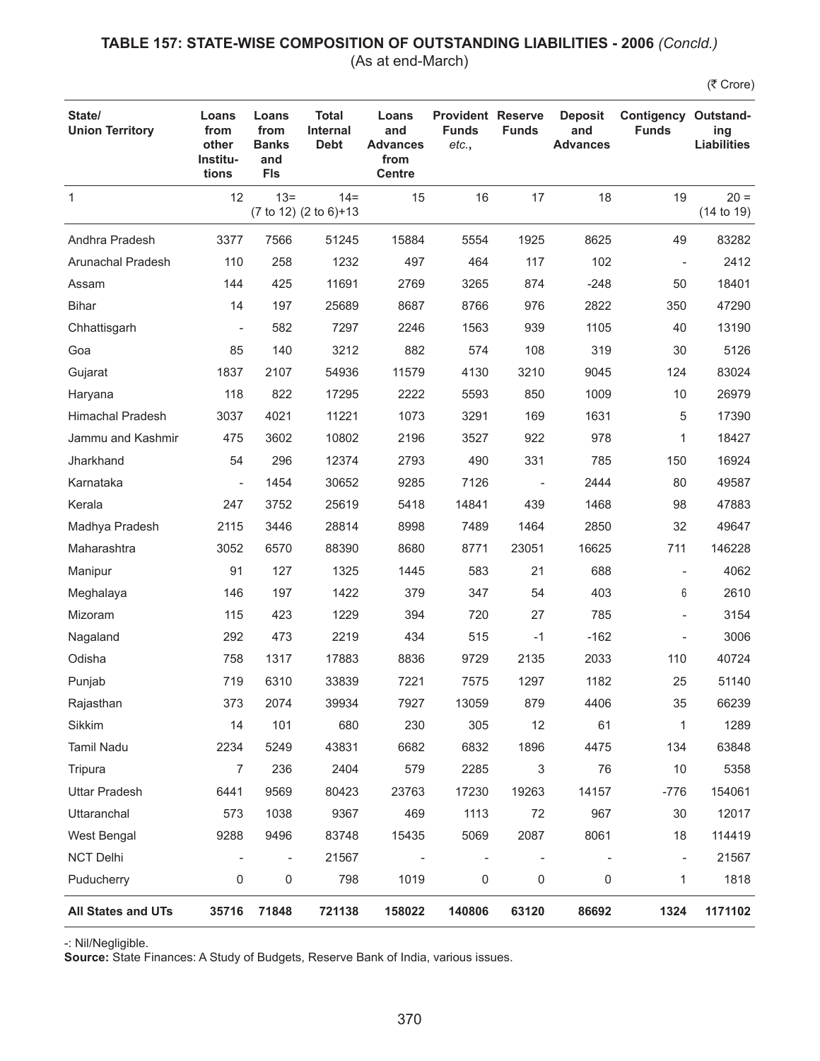# TABLE 157: STATE-WISE COMPOSITION OF OUTSTANDING LIABILITIES - 2006 *(Concld.)*

(As at end-March)

(₹ Crore)

| State/ Union Territory | Loans from other Institu-tions | Loans from Banks and FIs | Total Internal Debt | Loans and Advances from Centre | Provident Funds *etc.*, | Reserve Funds | Deposit and Advances | Contigency Funds | Outstand-ing Liabilities |
|---|---|---|---|---|---|---|---|---|---|
| 1 | 12 | 13= (7 to 12) | 14= (2 to 6)+13 | 15 | 16 | 17 | 18 | 19 | 20 = (14 to 19) |
| Andhra Pradesh | 3377 | 7566 | 51245 | 15884 | 5554 | 1925 | 8625 | 49 | 83282 |
| Arunachal Pradesh | 110 | 258 | 1232 | 497 | 464 | 117 | 102 | - | 2412 |
| Assam | 144 | 425 | 11691 | 2769 | 3265 | 874 | -248 | 50 | 18401 |
| Bihar | 14 | 197 | 25689 | 8687 | 8766 | 976 | 2822 | 350 | 47290 |
| Chhattisgarh | - | 582 | 7297 | 2246 | 1563 | 939 | 1105 | 40 | 13190 |
| Goa | 85 | 140 | 3212 | 882 | 574 | 108 | 319 | 30 | 5126 |
| Gujarat | 1837 | 2107 | 54936 | 11579 | 4130 | 3210 | 9045 | 124 | 83024 |
| Haryana | 118 | 822 | 17295 | 2222 | 5593 | 850 | 1009 | 10 | 26979 |
| Himachal Pradesh | 3037 | 4021 | 11221 | 1073 | 3291 | 169 | 1631 | 5 | 17390 |
| Jammu and Kashmir | 475 | 3602 | 10802 | 2196 | 3527 | 922 | 978 | 1 | 18427 |
| Jharkhand | 54 | 296 | 12374 | 2793 | 490 | 331 | 785 | 150 | 16924 |
| Karnataka | - | 1454 | 30652 | 9285 | 7126 | - | 2444 | 80 | 49587 |
| Kerala | 247 | 3752 | 25619 | 5418 | 14841 | 439 | 1468 | 98 | 47883 |
| Madhya Pradesh | 2115 | 3446 | 28814 | 8998 | 7489 | 1464 | 2850 | 32 | 49647 |
| Maharashtra | 3052 | 6570 | 88390 | 8680 | 8771 | 23051 | 16625 | 711 | 146228 |
| Manipur | 91 | 127 | 1325 | 1445 | 583 | 21 | 688 | - | 4062 |
| Meghalaya | 146 | 197 | 1422 | 379 | 347 | 54 | 403 | 6 | 2610 |
| Mizoram | 115 | 423 | 1229 | 394 | 720 | 27 | 785 | - | 3154 |
| Nagaland | 292 | 473 | 2219 | 434 | 515 | -1 | -162 | - | 3006 |
| Odisha | 758 | 1317 | 17883 | 8836 | 9729 | 2135 | 2033 | 110 | 40724 |
| Punjab | 719 | 6310 | 33839 | 7221 | 7575 | 1297 | 1182 | 25 | 51140 |
| Rajasthan | 373 | 2074 | 39934 | 7927 | 13059 | 879 | 4406 | 35 | 66239 |
| Sikkim | 14 | 101 | 680 | 230 | 305 | 12 | 61 | 1 | 1289 |
| Tamil Nadu | 2234 | 5249 | 43831 | 6682 | 6832 | 1896 | 4475 | 134 | 63848 |
| Tripura | 7 | 236 | 2404 | 579 | 2285 | 3 | 76 | 10 | 5358 |
| Uttar Pradesh | 6441 | 9569 | 80423 | 23763 | 17230 | 19263 | 14157 | -776 | 154061 |
| Uttaranchal | 573 | 1038 | 9367 | 469 | 1113 | 72 | 967 | 30 | 12017 |
| West Bengal | 9288 | 9496 | 83748 | 15435 | 5069 | 2087 | 8061 | 18 | 114419 |
| NCT Delhi | - | - | 21567 | - | - | - | - | - | 21567 |
| Puducherry | 0 | 0 | 798 | 1019 | 0 | 0 | 0 | 1 | 1818 |
| **All States and UTs** | **35716** | **71848** | **721138** | **158022** | **140806** | **63120** | **86692** | **1324** | **1171102** |

-: Nil/Negligible.

**Source:** State Finances: A Study of Budgets, Reserve Bank of India, various issues.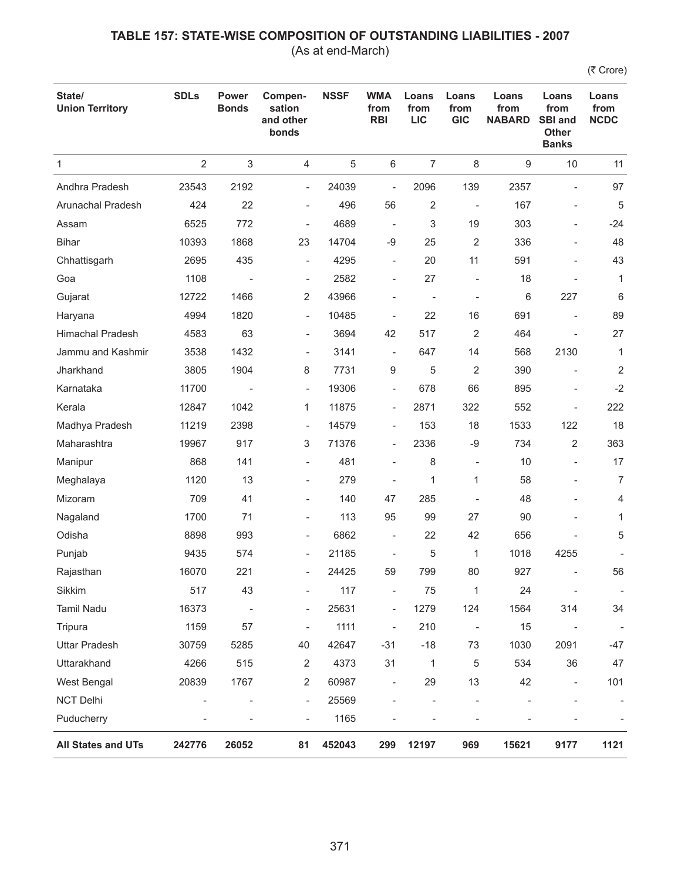## TABLE 157: STATE-WISE COMPOSITION OF OUTSTANDING LIABILITIES - 2007

(As at end-March)

(₹ Crore)

| State/ Union Territory | SDLs | Power Bonds | Compen-sation and other bonds | NSSF | WMA from RBI | Loans from LIC | Loans from GIC | Loans from NABARD | Loans from SBI and Other Banks | Loans from NCDC |
|---|---|---|---|---|---|---|---|---|---|---|
| 1 | 2 | 3 | 4 | 5 | 6 | 7 | 8 | 9 | 10 | 11 |
| Andhra Pradesh | 23543 | 2192 | - | 24039 | - | 2096 | 139 | 2357 | - | 97 |
| Arunachal Pradesh | 424 | 22 | - | 496 | 56 | 2 | - | 167 | - | 5 |
| Assam | 6525 | 772 | - | 4689 | - | 3 | 19 | 303 | - | -24 |
| Bihar | 10393 | 1868 | 23 | 14704 | -9 | 25 | 2 | 336 | - | 48 |
| Chhattisgarh | 2695 | 435 | - | 4295 | - | 20 | 11 | 591 | - | 43 |
| Goa | 1108 | - | - | 2582 | - | 27 | - | 18 | - | 1 |
| Gujarat | 12722 | 1466 | 2 | 43966 | - | - | - | 6 | 227 | 6 |
| Haryana | 4994 | 1820 | - | 10485 | - | 22 | 16 | 691 | - | 89 |
| Himachal Pradesh | 4583 | 63 | - | 3694 | 42 | 517 | 2 | 464 | - | 27 |
| Jammu and Kashmir | 3538 | 1432 | - | 3141 | - | 647 | 14 | 568 | 2130 | 1 |
| Jharkhand | 3805 | 1904 | 8 | 7731 | 9 | 5 | 2 | 390 | - | 2 |
| Karnataka | 11700 | - | - | 19306 | - | 678 | 66 | 895 | - | -2 |
| Kerala | 12847 | 1042 | 1 | 11875 | - | 2871 | 322 | 552 | - | 222 |
| Madhya Pradesh | 11219 | 2398 | - | 14579 | - | 153 | 18 | 1533 | 122 | 18 |
| Maharashtra | 19967 | 917 | 3 | 71376 | - | 2336 | -9 | 734 | 2 | 363 |
| Manipur | 868 | 141 | - | 481 | - | 8 | - | 10 | - | 17 |
| Meghalaya | 1120 | 13 | - | 279 | - | 1 | 1 | 58 | - | 7 |
| Mizoram | 709 | 41 | - | 140 | 47 | 285 | - | 48 | - | 4 |
| Nagaland | 1700 | 71 | - | 113 | 95 | 99 | 27 | 90 | - | 1 |
| Odisha | 8898 | 993 | - | 6862 | - | 22 | 42 | 656 | - | 5 |
| Punjab | 9435 | 574 | - | 21185 | - | 5 | 1 | 1018 | 4255 | - |
| Rajasthan | 16070 | 221 | - | 24425 | 59 | 799 | 80 | 927 | - | 56 |
| Sikkim | 517 | 43 | - | 117 | - | 75 | 1 | 24 | - | - |
| Tamil Nadu | 16373 | - | - | 25631 | - | 1279 | 124 | 1564 | 314 | 34 |
| Tripura | 1159 | 57 | - | 1111 | - | 210 | - | 15 | - | - |
| Uttar Pradesh | 30759 | 5285 | 40 | 42647 | -31 | -18 | 73 | 1030 | 2091 | -47 |
| Uttarakhand | 4266 | 515 | 2 | 4373 | 31 | 1 | 5 | 534 | 36 | 47 |
| West Bengal | 20839 | 1767 | 2 | 60987 | - | 29 | 13 | 42 | - | 101 |
| NCT Delhi | - | - | - | 25569 | - | - | - | - | - | - |
| Puducherry | - | - | - | 1165 | - | - | - | - | - | - |
| **All States and UTs** | **242776** | **26052** | **81** | **452043** | **299** | **12197** | **969** | **15621** | **9177** | **1121** |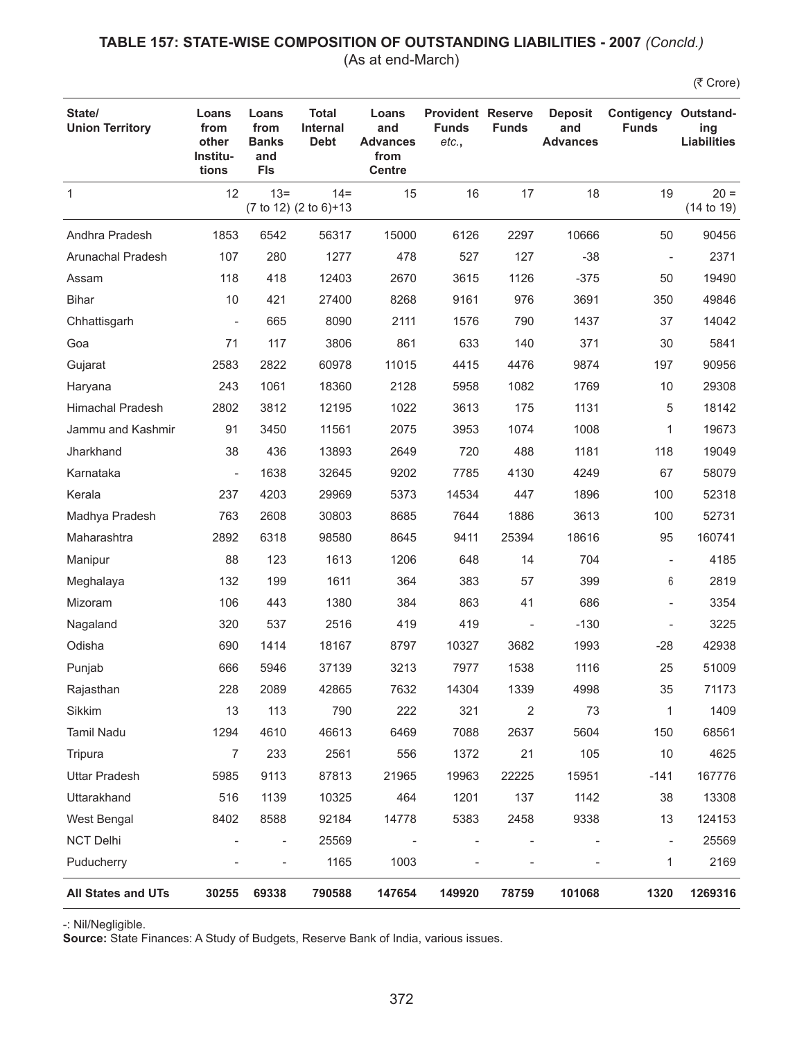# TABLE 157: STATE-WISE COMPOSITION OF OUTSTANDING LIABILITIES - 2007 *(Concld.)*

(As at end-March)

(₹ Crore)

| State/ Union Territory | Loans from other Institu- tions | Loans from Banks and FIs | Total Internal Debt | Loans and Advances from Centre | Provident Funds *etc.*, | Reserve Funds | Deposit and Advances | Contigency Funds | Outstand- ing Liabilities |
|---|---|---|---|---|---|---|---|---|---|
| 1 | 12 | 13= (7 to 12) | 14= (2 to 6)+13 | 15 | 16 | 17 | 18 | 19 | 20 = (14 to 19) |
| Andhra Pradesh | 1853 | 6542 | 56317 | 15000 | 6126 | 2297 | 10666 | 50 | 90456 |
| Arunachal Pradesh | 107 | 280 | 1277 | 478 | 527 | 127 | -38 | - | 2371 |
| Assam | 118 | 418 | 12403 | 2670 | 3615 | 1126 | -375 | 50 | 19490 |
| Bihar | 10 | 421 | 27400 | 8268 | 9161 | 976 | 3691 | 350 | 49846 |
| Chhattisgarh | - | 665 | 8090 | 2111 | 1576 | 790 | 1437 | 37 | 14042 |
| Goa | 71 | 117 | 3806 | 861 | 633 | 140 | 371 | 30 | 5841 |
| Gujarat | 2583 | 2822 | 60978 | 11015 | 4415 | 4476 | 9874 | 197 | 90956 |
| Haryana | 243 | 1061 | 18360 | 2128 | 5958 | 1082 | 1769 | 10 | 29308 |
| Himachal Pradesh | 2802 | 3812 | 12195 | 1022 | 3613 | 175 | 1131 | 5 | 18142 |
| Jammu and Kashmir | 91 | 3450 | 11561 | 2075 | 3953 | 1074 | 1008 | 1 | 19673 |
| Jharkhand | 38 | 436 | 13893 | 2649 | 720 | 488 | 1181 | 118 | 19049 |
| Karnataka | - | 1638 | 32645 | 9202 | 7785 | 4130 | 4249 | 67 | 58079 |
| Kerala | 237 | 4203 | 29969 | 5373 | 14534 | 447 | 1896 | 100 | 52318 |
| Madhya Pradesh | 763 | 2608 | 30803 | 8685 | 7644 | 1886 | 3613 | 100 | 52731 |
| Maharashtra | 2892 | 6318 | 98580 | 8645 | 9411 | 25394 | 18616 | 95 | 160741 |
| Manipur | 88 | 123 | 1613 | 1206 | 648 | 14 | 704 | - | 4185 |
| Meghalaya | 132 | 199 | 1611 | 364 | 383 | 57 | 399 | 6 | 2819 |
| Mizoram | 106 | 443 | 1380 | 384 | 863 | 41 | 686 | - | 3354 |
| Nagaland | 320 | 537 | 2516 | 419 | 419 | - | -130 | - | 3225 |
| Odisha | 690 | 1414 | 18167 | 8797 | 10327 | 3682 | 1993 | -28 | 42938 |
| Punjab | 666 | 5946 | 37139 | 3213 | 7977 | 1538 | 1116 | 25 | 51009 |
| Rajasthan | 228 | 2089 | 42865 | 7632 | 14304 | 1339 | 4998 | 35 | 71173 |
| Sikkim | 13 | 113 | 790 | 222 | 321 | 2 | 73 | 1 | 1409 |
| Tamil Nadu | 1294 | 4610 | 46613 | 6469 | 7088 | 2637 | 5604 | 150 | 68561 |
| Tripura | 7 | 233 | 2561 | 556 | 1372 | 21 | 105 | 10 | 4625 |
| Uttar Pradesh | 5985 | 9113 | 87813 | 21965 | 19963 | 22225 | 15951 | -141 | 167776 |
| Uttarakhand | 516 | 1139 | 10325 | 464 | 1201 | 137 | 1142 | 38 | 13308 |
| West Bengal | 8402 | 8588 | 92184 | 14778 | 5383 | 2458 | 9338 | 13 | 124153 |
| NCT Delhi | - | - | 25569 | - | - | - | - | - | 25569 |
| Puducherry | - | - | 1165 | 1003 | - | - | - | 1 | 2169 |
| **All States and UTs** | **30255** | **69338** | **790588** | **147654** | **149920** | **78759** | **101068** | **1320** | **1269316** |

-: Nil/Negligible.

**Source:** State Finances: A Study of Budgets, Reserve Bank of India, various issues.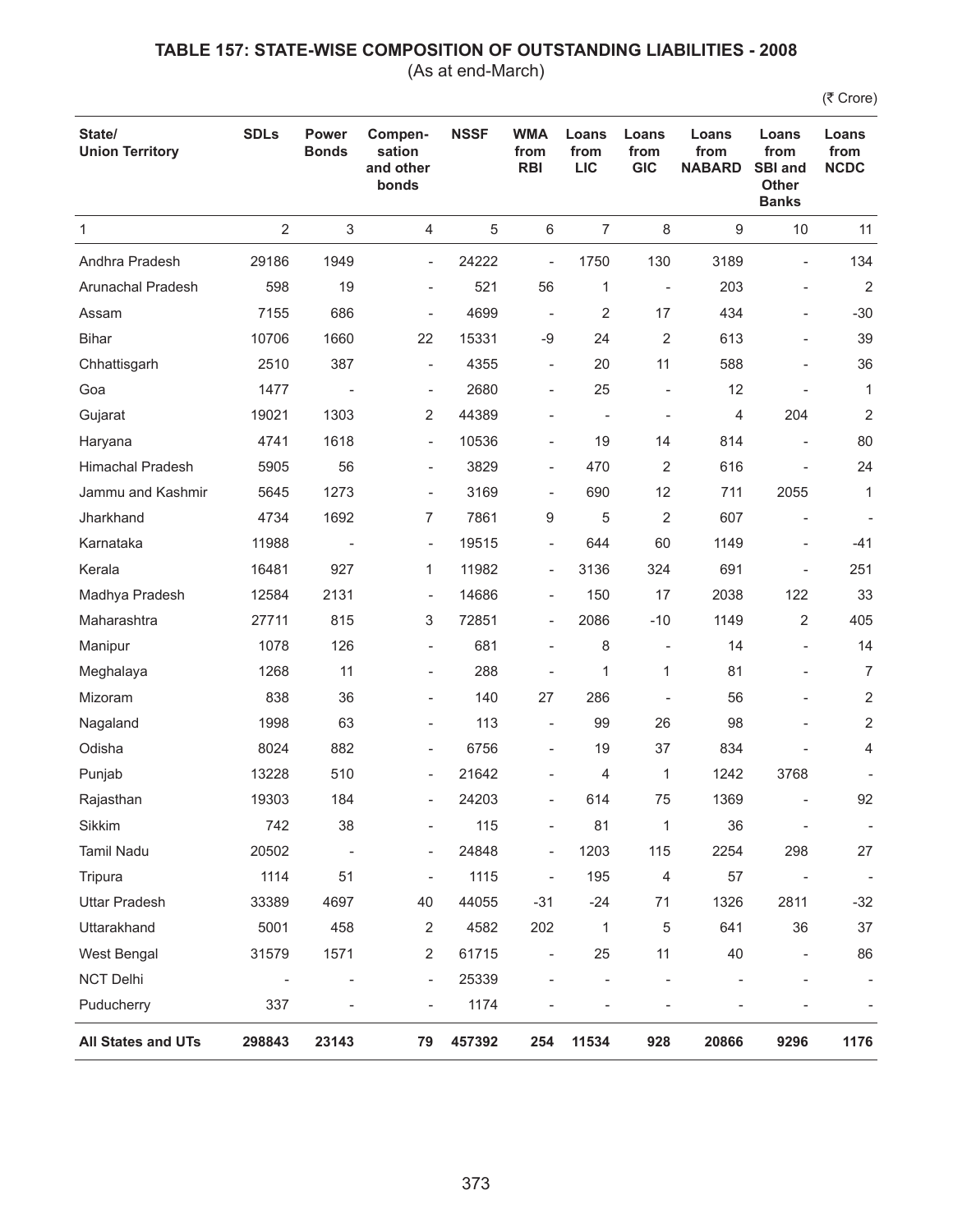# TABLE 157: STATE-WISE COMPOSITION OF OUTSTANDING LIABILITIES - 2008

(As at end-March)

(₹ Crore)

| State/ Union Territory | SDLs | Power Bonds | Compen-sation and other bonds | NSSF | WMA from RBI | Loans from LIC | Loans from GIC | Loans from NABARD | Loans from SBI and Other Banks | Loans from NCDC |
|---|---|---|---|---|---|---|---|---|---|---|
| 1 | 2 | 3 | 4 | 5 | 6 | 7 | 8 | 9 | 10 | 11 |
| Andhra Pradesh | 29186 | 1949 | - | 24222 | - | 1750 | 130 | 3189 | - | 134 |
| Arunachal Pradesh | 598 | 19 | - | 521 | 56 | 1 | - | 203 | - | 2 |
| Assam | 7155 | 686 | - | 4699 | - | 2 | 17 | 434 | - | -30 |
| Bihar | 10706 | 1660 | 22 | 15331 | -9 | 24 | 2 | 613 | - | 39 |
| Chhattisgarh | 2510 | 387 | - | 4355 | - | 20 | 11 | 588 | - | 36 |
| Goa | 1477 | - | - | 2680 | - | 25 | - | 12 | - | 1 |
| Gujarat | 19021 | 1303 | 2 | 44389 | - | - | - | 4 | 204 | 2 |
| Haryana | 4741 | 1618 | - | 10536 | - | 19 | 14 | 814 | - | 80 |
| Himachal Pradesh | 5905 | 56 | - | 3829 | - | 470 | 2 | 616 | - | 24 |
| Jammu and Kashmir | 5645 | 1273 | - | 3169 | - | 690 | 12 | 711 | 2055 | 1 |
| Jharkhand | 4734 | 1692 | 7 | 7861 | 9 | 5 | 2 | 607 | - | - |
| Karnataka | 11988 | - | - | 19515 | - | 644 | 60 | 1149 | - | -41 |
| Kerala | 16481 | 927 | 1 | 11982 | - | 3136 | 324 | 691 | - | 251 |
| Madhya Pradesh | 12584 | 2131 | - | 14686 | - | 150 | 17 | 2038 | 122 | 33 |
| Maharashtra | 27711 | 815 | 3 | 72851 | - | 2086 | -10 | 1149 | 2 | 405 |
| Manipur | 1078 | 126 | - | 681 | - | 8 | - | 14 | - | 14 |
| Meghalaya | 1268 | 11 | - | 288 | - | 1 | 1 | 81 | - | 7 |
| Mizoram | 838 | 36 | - | 140 | 27 | 286 | - | 56 | - | 2 |
| Nagaland | 1998 | 63 | - | 113 | - | 99 | 26 | 98 | - | 2 |
| Odisha | 8024 | 882 | - | 6756 | - | 19 | 37 | 834 | - | 4 |
| Punjab | 13228 | 510 | - | 21642 | - | 4 | 1 | 1242 | 3768 | - |
| Rajasthan | 19303 | 184 | - | 24203 | - | 614 | 75 | 1369 | - | 92 |
| Sikkim | 742 | 38 | - | 115 | - | 81 | 1 | 36 | - | - |
| Tamil Nadu | 20502 | - | - | 24848 | - | 1203 | 115 | 2254 | 298 | 27 |
| Tripura | 1114 | 51 | - | 1115 | - | 195 | 4 | 57 | - | - |
| Uttar Pradesh | 33389 | 4697 | 40 | 44055 | -31 | -24 | 71 | 1326 | 2811 | -32 |
| Uttarakhand | 5001 | 458 | 2 | 4582 | 202 | 1 | 5 | 641 | 36 | 37 |
| West Bengal | 31579 | 1571 | 2 | 61715 | - | 25 | 11 | 40 | - | 86 |
| NCT Delhi | - | - | - | 25339 | - | - | - | - | - | - |
| Puducherry | 337 | - | - | 1174 | - | - | - | - | - | - |
| **All States and UTs** | **298843** | **23143** | **79** | **457392** | **254** | **11534** | **928** | **20866** | **9296** | **1176** |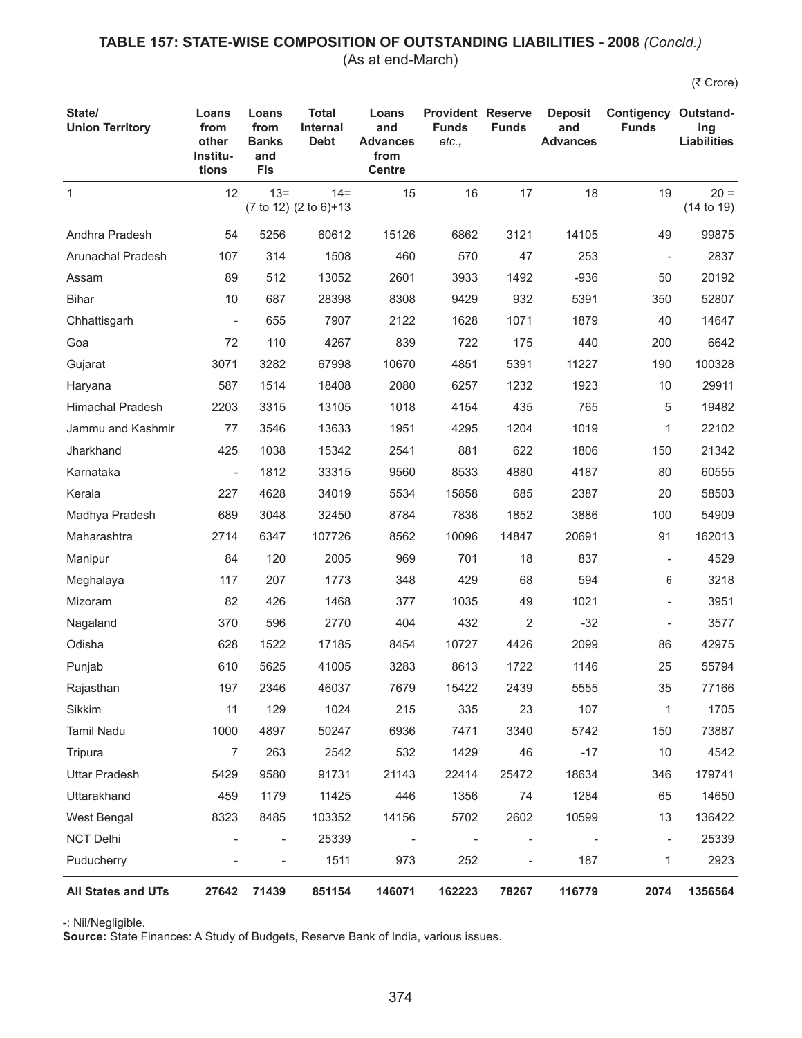## TABLE 157: STATE-WISE COMPOSITION OF OUTSTANDING LIABILITIES - 2008 *(Concld.)*

(As at end-March)

(₹ Crore)

| State/ Union Territory | Loans from other Institu-tions | Loans from Banks and FIs | Total Internal Debt | Loans and Advances from Centre | Provident Funds *etc.*, | Reserve Funds | Deposit and Advances | Contigency Funds | Outstand-ing Liabilities |
|---|---|---|---|---|---|---|---|---|---|
| 1 | 12 | 13= (7 to 12) | 14= (2 to 6)+13 | 15 | 16 | 17 | 18 | 19 | 20 = (14 to 19) |
| Andhra Pradesh | 54 | 5256 | 60612 | 15126 | 6862 | 3121 | 14105 | 49 | 99875 |
| Arunachal Pradesh | 107 | 314 | 1508 | 460 | 570 | 47 | 253 | - | 2837 |
| Assam | 89 | 512 | 13052 | 2601 | 3933 | 1492 | -936 | 50 | 20192 |
| Bihar | 10 | 687 | 28398 | 8308 | 9429 | 932 | 5391 | 350 | 52807 |
| Chhattisgarh | - | 655 | 7907 | 2122 | 1628 | 1071 | 1879 | 40 | 14647 |
| Goa | 72 | 110 | 4267 | 839 | 722 | 175 | 440 | 200 | 6642 |
| Gujarat | 3071 | 3282 | 67998 | 10670 | 4851 | 5391 | 11227 | 190 | 100328 |
| Haryana | 587 | 1514 | 18408 | 2080 | 6257 | 1232 | 1923 | 10 | 29911 |
| Himachal Pradesh | 2203 | 3315 | 13105 | 1018 | 4154 | 435 | 765 | 5 | 19482 |
| Jammu and Kashmir | 77 | 3546 | 13633 | 1951 | 4295 | 1204 | 1019 | 1 | 22102 |
| Jharkhand | 425 | 1038 | 15342 | 2541 | 881 | 622 | 1806 | 150 | 21342 |
| Karnataka | - | 1812 | 33315 | 9560 | 8533 | 4880 | 4187 | 80 | 60555 |
| Kerala | 227 | 4628 | 34019 | 5534 | 15858 | 685 | 2387 | 20 | 58503 |
| Madhya Pradesh | 689 | 3048 | 32450 | 8784 | 7836 | 1852 | 3886 | 100 | 54909 |
| Maharashtra | 2714 | 6347 | 107726 | 8562 | 10096 | 14847 | 20691 | 91 | 162013 |
| Manipur | 84 | 120 | 2005 | 969 | 701 | 18 | 837 | - | 4529 |
| Meghalaya | 117 | 207 | 1773 | 348 | 429 | 68 | 594 | 6 | 3218 |
| Mizoram | 82 | 426 | 1468 | 377 | 1035 | 49 | 1021 | - | 3951 |
| Nagaland | 370 | 596 | 2770 | 404 | 432 | 2 | -32 | - | 3577 |
| Odisha | 628 | 1522 | 17185 | 8454 | 10727 | 4426 | 2099 | 86 | 42975 |
| Punjab | 610 | 5625 | 41005 | 3283 | 8613 | 1722 | 1146 | 25 | 55794 |
| Rajasthan | 197 | 2346 | 46037 | 7679 | 15422 | 2439 | 5555 | 35 | 77166 |
| Sikkim | 11 | 129 | 1024 | 215 | 335 | 23 | 107 | 1 | 1705 |
| Tamil Nadu | 1000 | 4897 | 50247 | 6936 | 7471 | 3340 | 5742 | 150 | 73887 |
| Tripura | 7 | 263 | 2542 | 532 | 1429 | 46 | -17 | 10 | 4542 |
| Uttar Pradesh | 5429 | 9580 | 91731 | 21143 | 22414 | 25472 | 18634 | 346 | 179741 |
| Uttarakhand | 459 | 1179 | 11425 | 446 | 1356 | 74 | 1284 | 65 | 14650 |
| West Bengal | 8323 | 8485 | 103352 | 14156 | 5702 | 2602 | 10599 | 13 | 136422 |
| NCT Delhi | - | - | 25339 | - | - | - | - | - | 25339 |
| Puducherry | - | - | 1511 | 973 | 252 | - | 187 | 1 | 2923 |
| **All States and UTs** | **27642** | **71439** | **851154** | **146071** | **162223** | **78267** | **116779** | **2074** | **1356564** |

-: Nil/Negligible.

**Source:** State Finances: A Study of Budgets, Reserve Bank of India, various issues.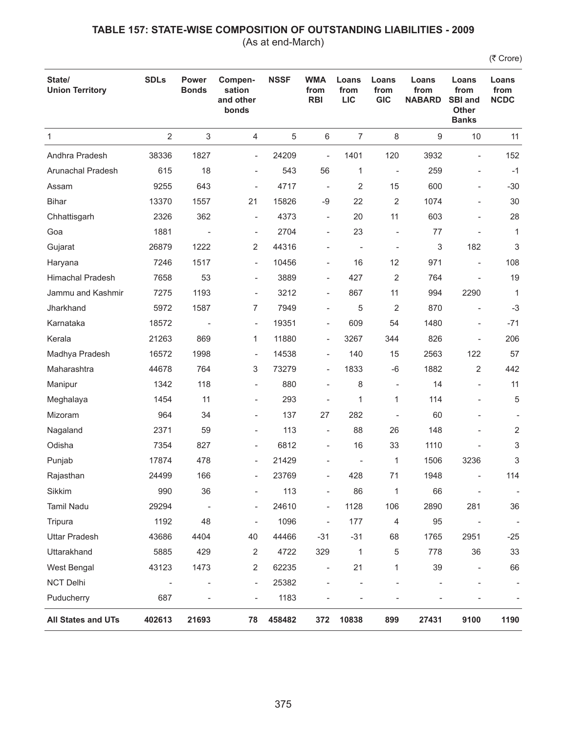# TABLE 157: STATE-WISE COMPOSITION OF OUTSTANDING LIABILITIES - 2009

(As at end-March)

(₹ Crore)

| State/ Union Territory | SDLs | Power Bonds | Compen- sation and other bonds | NSSF | WMA from RBI | Loans from LIC | Loans from GIC | Loans from NABARD | Loans from SBI and Other Banks | Loans from NCDC |
|---|---|---|---|---|---|---|---|---|---|---|
| 1 | 2 | 3 | 4 | 5 | 6 | 7 | 8 | 9 | 10 | 11 |
| Andhra Pradesh | 38336 | 1827 | - | 24209 | - | 1401 | 120 | 3932 | - | 152 |
| Arunachal Pradesh | 615 | 18 | - | 543 | 56 | 1 | - | 259 | - | -1 |
| Assam | 9255 | 643 | - | 4717 | - | 2 | 15 | 600 | - | -30 |
| Bihar | 13370 | 1557 | 21 | 15826 | -9 | 22 | 2 | 1074 | - | 30 |
| Chhattisgarh | 2326 | 362 | - | 4373 | - | 20 | 11 | 603 | - | 28 |
| Goa | 1881 | - | - | 2704 | - | 23 | - | 77 | - | 1 |
| Gujarat | 26879 | 1222 | 2 | 44316 | - | - | - | 3 | 182 | 3 |
| Haryana | 7246 | 1517 | - | 10456 | - | 16 | 12 | 971 | - | 108 |
| Himachal Pradesh | 7658 | 53 | - | 3889 | - | 427 | 2 | 764 | - | 19 |
| Jammu and Kashmir | 7275 | 1193 | - | 3212 | - | 867 | 11 | 994 | 2290 | 1 |
| Jharkhand | 5972 | 1587 | 7 | 7949 | - | 5 | 2 | 870 | - | -3 |
| Karnataka | 18572 | - | - | 19351 | - | 609 | 54 | 1480 | - | -71 |
| Kerala | 21263 | 869 | 1 | 11880 | - | 3267 | 344 | 826 | - | 206 |
| Madhya Pradesh | 16572 | 1998 | - | 14538 | - | 140 | 15 | 2563 | 122 | 57 |
| Maharashtra | 44678 | 764 | 3 | 73279 | - | 1833 | -6 | 1882 | 2 | 442 |
| Manipur | 1342 | 118 | - | 880 | - | 8 | - | 14 | - | 11 |
| Meghalaya | 1454 | 11 | - | 293 | - | 1 | 1 | 114 | - | 5 |
| Mizoram | 964 | 34 | - | 137 | 27 | 282 | - | 60 | - | - |
| Nagaland | 2371 | 59 | - | 113 | - | 88 | 26 | 148 | - | 2 |
| Odisha | 7354 | 827 | - | 6812 | - | 16 | 33 | 1110 | - | 3 |
| Punjab | 17874 | 478 | - | 21429 | - | - | 1 | 1506 | 3236 | 3 |
| Rajasthan | 24499 | 166 | - | 23769 | - | 428 | 71 | 1948 | - | 114 |
| Sikkim | 990 | 36 | - | 113 | - | 86 | 1 | 66 | - | - |
| Tamil Nadu | 29294 | - | - | 24610 | - | 1128 | 106 | 2890 | 281 | 36 |
| Tripura | 1192 | 48 | - | 1096 | - | 177 | 4 | 95 | - | - |
| Uttar Pradesh | 43686 | 4404 | 40 | 44466 | -31 | -31 | 68 | 1765 | 2951 | -25 |
| Uttarakhand | 5885 | 429 | 2 | 4722 | 329 | 1 | 5 | 778 | 36 | 33 |
| West Bengal | 43123 | 1473 | 2 | 62235 | - | 21 | 1 | 39 | - | 66 |
| NCT Delhi | - | - | - | 25382 | - | - | - | - | - | - |
| Puducherry | 687 | - | - | 1183 | - | - | - | - | - | - |
| **All States and UTs** | **402613** | **21693** | **78** | **458482** | **372** | **10838** | **899** | **27431** | **9100** | **1190** |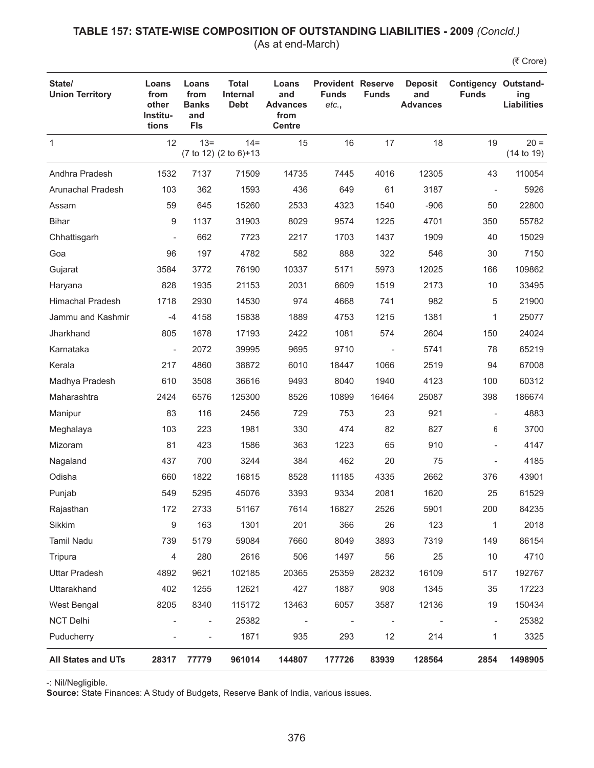## TABLE 157: STATE-WISE COMPOSITION OF OUTSTANDING LIABILITIES - 2009 *(Concld.)*

(As at end-March)

(₹ Crore)

| State/ Union Territory | Loans from other Institu- tions | Loans from Banks and FIs | Total Internal Debt | Loans and Advances from Centre | Provident Funds *etc.*, | Reserve Funds | Deposit and Advances | Contigency Funds | Outstand- ing Liabilities |
|---|---|---|---|---|---|---|---|---|---|
| 1 | 12 | 13= (7 to 12) | 14= (2 to 6)+13 | 15 | 16 | 17 | 18 | 19 | 20 = (14 to 19) |
| Andhra Pradesh | 1532 | 7137 | 71509 | 14735 | 7445 | 4016 | 12305 | 43 | 110054 |
| Arunachal Pradesh | 103 | 362 | 1593 | 436 | 649 | 61 | 3187 | - | 5926 |
| Assam | 59 | 645 | 15260 | 2533 | 4323 | 1540 | -906 | 50 | 22800 |
| Bihar | 9 | 1137 | 31903 | 8029 | 9574 | 1225 | 4701 | 350 | 55782 |
| Chhattisgarh | - | 662 | 7723 | 2217 | 1703 | 1437 | 1909 | 40 | 15029 |
| Goa | 96 | 197 | 4782 | 582 | 888 | 322 | 546 | 30 | 7150 |
| Gujarat | 3584 | 3772 | 76190 | 10337 | 5171 | 5973 | 12025 | 166 | 109862 |
| Haryana | 828 | 1935 | 21153 | 2031 | 6609 | 1519 | 2173 | 10 | 33495 |
| Himachal Pradesh | 1718 | 2930 | 14530 | 974 | 4668 | 741 | 982 | 5 | 21900 |
| Jammu and Kashmir | -4 | 4158 | 15838 | 1889 | 4753 | 1215 | 1381 | 1 | 25077 |
| Jharkhand | 805 | 1678 | 17193 | 2422 | 1081 | 574 | 2604 | 150 | 24024 |
| Karnataka | - | 2072 | 39995 | 9695 | 9710 | - | 5741 | 78 | 65219 |
| Kerala | 217 | 4860 | 38872 | 6010 | 18447 | 1066 | 2519 | 94 | 67008 |
| Madhya Pradesh | 610 | 3508 | 36616 | 9493 | 8040 | 1940 | 4123 | 100 | 60312 |
| Maharashtra | 2424 | 6576 | 125300 | 8526 | 10899 | 16464 | 25087 | 398 | 186674 |
| Manipur | 83 | 116 | 2456 | 729 | 753 | 23 | 921 | - | 4883 |
| Meghalaya | 103 | 223 | 1981 | 330 | 474 | 82 | 827 | 6 | 3700 |
| Mizoram | 81 | 423 | 1586 | 363 | 1223 | 65 | 910 | - | 4147 |
| Nagaland | 437 | 700 | 3244 | 384 | 462 | 20 | 75 | - | 4185 |
| Odisha | 660 | 1822 | 16815 | 8528 | 11185 | 4335 | 2662 | 376 | 43901 |
| Punjab | 549 | 5295 | 45076 | 3393 | 9334 | 2081 | 1620 | 25 | 61529 |
| Rajasthan | 172 | 2733 | 51167 | 7614 | 16827 | 2526 | 5901 | 200 | 84235 |
| Sikkim | 9 | 163 | 1301 | 201 | 366 | 26 | 123 | 1 | 2018 |
| Tamil Nadu | 739 | 5179 | 59084 | 7660 | 8049 | 3893 | 7319 | 149 | 86154 |
| Tripura | 4 | 280 | 2616 | 506 | 1497 | 56 | 25 | 10 | 4710 |
| Uttar Pradesh | 4892 | 9621 | 102185 | 20365 | 25359 | 28232 | 16109 | 517 | 192767 |
| Uttarakhand | 402 | 1255 | 12621 | 427 | 1887 | 908 | 1345 | 35 | 17223 |
| West Bengal | 8205 | 8340 | 115172 | 13463 | 6057 | 3587 | 12136 | 19 | 150434 |
| NCT Delhi | - | - | 25382 | - | - | - | - | - | 25382 |
| Puducherry | - | - | 1871 | 935 | 293 | 12 | 214 | 1 | 3325 |
| **All States and UTs** | **28317** | **77779** | **961014** | **144807** | **177726** | **83939** | **128564** | **2854** | **1498905** |

-: Nil/Negligible.

**Source:** State Finances: A Study of Budgets, Reserve Bank of India, various issues.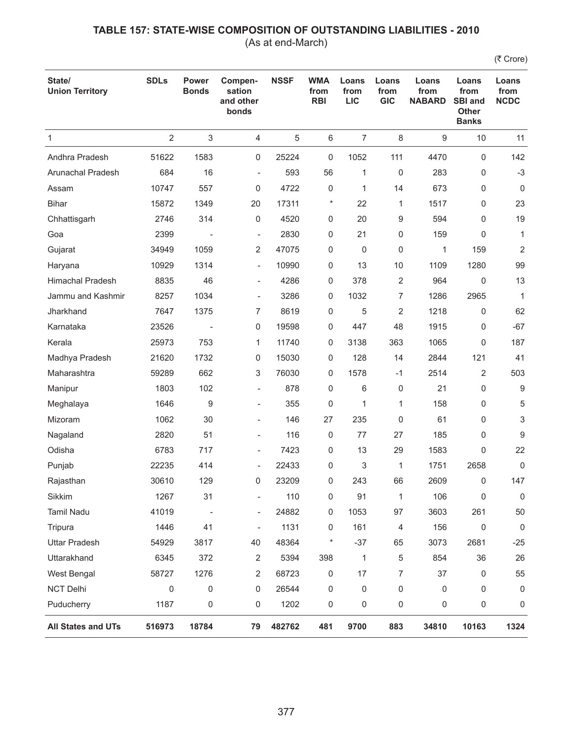## TABLE 157: STATE-WISE COMPOSITION OF OUTSTANDING LIABILITIES - 2010

(As at end-March)

(₹ Crore)

| State/ Union Territory | SDLs | Power Bonds | Compen-sation and other bonds | NSSF | WMA from RBI | Loans from LIC | Loans from GIC | Loans from NABARD | Loans from SBI and Other Banks | Loans from NCDC |
|---|---|---|---|---|---|---|---|---|---|---|
| 1 | 2 | 3 | 4 | 5 | 6 | 7 | 8 | 9 | 10 | 11 |
| Andhra Pradesh | 51622 | 1583 | 0 | 25224 | 0 | 1052 | 111 | 4470 | 0 | 142 |
| Arunachal Pradesh | 684 | 16 | - | 593 | 56 | 1 | 0 | 283 | 0 | -3 |
| Assam | 10747 | 557 | 0 | 4722 | 0 | 1 | 14 | 673 | 0 | 0 |
| Bihar | 15872 | 1349 | 20 | 17311 | * | 22 | 1 | 1517 | 0 | 23 |
| Chhattisgarh | 2746 | 314 | 0 | 4520 | 0 | 20 | 9 | 594 | 0 | 19 |
| Goa | 2399 | - | - | 2830 | 0 | 21 | 0 | 159 | 0 | 1 |
| Gujarat | 34949 | 1059 | 2 | 47075 | 0 | 0 | 0 | 1 | 159 | 2 |
| Haryana | 10929 | 1314 | - | 10990 | 0 | 13 | 10 | 1109 | 1280 | 99 |
| Himachal Pradesh | 8835 | 46 | - | 4286 | 0 | 378 | 2 | 964 | 0 | 13 |
| Jammu and Kashmir | 8257 | 1034 | - | 3286 | 0 | 1032 | 7 | 1286 | 2965 | 1 |
| Jharkhand | 7647 | 1375 | 7 | 8619 | 0 | 5 | 2 | 1218 | 0 | 62 |
| Karnataka | 23526 | - | 0 | 19598 | 0 | 447 | 48 | 1915 | 0 | -67 |
| Kerala | 25973 | 753 | 1 | 11740 | 0 | 3138 | 363 | 1065 | 0 | 187 |
| Madhya Pradesh | 21620 | 1732 | 0 | 15030 | 0 | 128 | 14 | 2844 | 121 | 41 |
| Maharashtra | 59289 | 662 | 3 | 76030 | 0 | 1578 | -1 | 2514 | 2 | 503 |
| Manipur | 1803 | 102 | - | 878 | 0 | 6 | 0 | 21 | 0 | 9 |
| Meghalaya | 1646 | 9 | - | 355 | 0 | 1 | 1 | 158 | 0 | 5 |
| Mizoram | 1062 | 30 | - | 146 | 27 | 235 | 0 | 61 | 0 | 3 |
| Nagaland | 2820 | 51 | - | 116 | 0 | 77 | 27 | 185 | 0 | 9 |
| Odisha | 6783 | 717 | - | 7423 | 0 | 13 | 29 | 1583 | 0 | 22 |
| Punjab | 22235 | 414 | - | 22433 | 0 | 3 | 1 | 1751 | 2658 | 0 |
| Rajasthan | 30610 | 129 | 0 | 23209 | 0 | 243 | 66 | 2609 | 0 | 147 |
| Sikkim | 1267 | 31 | - | 110 | 0 | 91 | 1 | 106 | 0 | 0 |
| Tamil Nadu | 41019 | - | - | 24882 | 0 | 1053 | 97 | 3603 | 261 | 50 |
| Tripura | 1446 | 41 | - | 1131 | 0 | 161 | 4 | 156 | 0 | 0 |
| Uttar Pradesh | 54929 | 3817 | 40 | 48364 | * | -37 | 65 | 3073 | 2681 | -25 |
| Uttarakhand | 6345 | 372 | 2 | 5394 | 398 | 1 | 5 | 854 | 36 | 26 |
| West Bengal | 58727 | 1276 | 2 | 68723 | 0 | 17 | 7 | 37 | 0 | 55 |
| NCT Delhi | 0 | 0 | 0 | 26544 | 0 | 0 | 0 | 0 | 0 | 0 |
| Puducherry | 1187 | 0 | 0 | 1202 | 0 | 0 | 0 | 0 | 0 | 0 |
| **All States and UTs** | **516973** | **18784** | **79** | **482762** | **481** | **9700** | **883** | **34810** | **10163** | **1324** |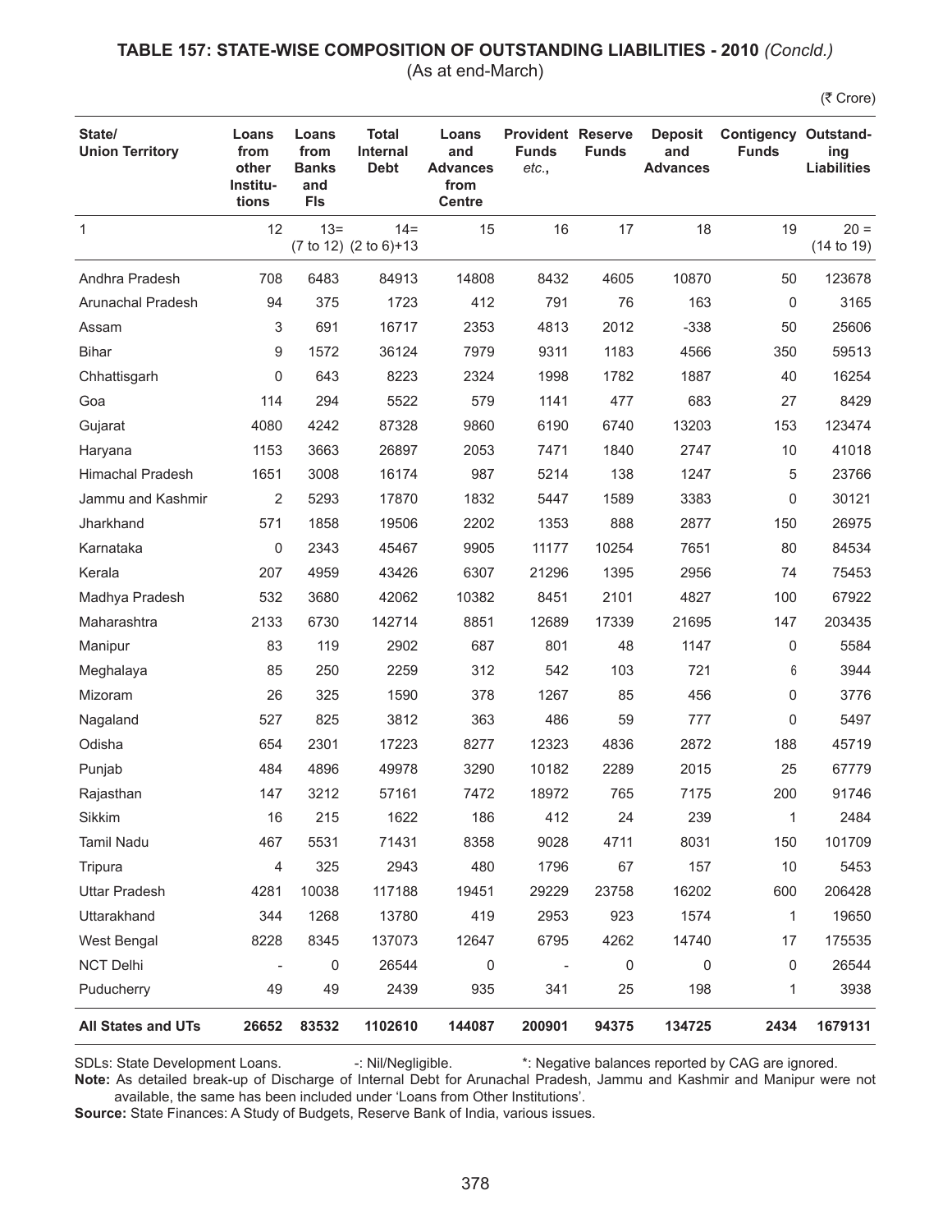## TABLE 157: STATE-WISE COMPOSITION OF OUTSTANDING LIABILITIES - 2010 *(Concld.)*

(As at end-March)

(₹ Crore)

| State/ Union Territory | Loans from other Institutions | Loans from Banks and FIs | Total Internal Debt | Loans and Advances from Centre | Provident Funds *etc.*, | Reserve Funds | Deposit and Advances | Contigency Funds | Outstanding Liabilities |
|---|---|---|---|---|---|---|---|---|---|
| 1 | 12 | 13= (7 to 12) | 14= (2 to 6)+13 | 15 | 16 | 17 | 18 | 19 | 20 = (14 to 19) |
| Andhra Pradesh | 708 | 6483 | 84913 | 14808 | 8432 | 4605 | 10870 | 50 | 123678 |
| Arunachal Pradesh | 94 | 375 | 1723 | 412 | 791 | 76 | 163 | 0 | 3165 |
| Assam | 3 | 691 | 16717 | 2353 | 4813 | 2012 | -338 | 50 | 25606 |
| Bihar | 9 | 1572 | 36124 | 7979 | 9311 | 1183 | 4566 | 350 | 59513 |
| Chhattisgarh | 0 | 643 | 8223 | 2324 | 1998 | 1782 | 1887 | 40 | 16254 |
| Goa | 114 | 294 | 5522 | 579 | 1141 | 477 | 683 | 27 | 8429 |
| Gujarat | 4080 | 4242 | 87328 | 9860 | 6190 | 6740 | 13203 | 153 | 123474 |
| Haryana | 1153 | 3663 | 26897 | 2053 | 7471 | 1840 | 2747 | 10 | 41018 |
| Himachal Pradesh | 1651 | 3008 | 16174 | 987 | 5214 | 138 | 1247 | 5 | 23766 |
| Jammu and Kashmir | 2 | 5293 | 17870 | 1832 | 5447 | 1589 | 3383 | 0 | 30121 |
| Jharkhand | 571 | 1858 | 19506 | 2202 | 1353 | 888 | 2877 | 150 | 26975 |
| Karnataka | 0 | 2343 | 45467 | 9905 | 11177 | 10254 | 7651 | 80 | 84534 |
| Kerala | 207 | 4959 | 43426 | 6307 | 21296 | 1395 | 2956 | 74 | 75453 |
| Madhya Pradesh | 532 | 3680 | 42062 | 10382 | 8451 | 2101 | 4827 | 100 | 67922 |
| Maharashtra | 2133 | 6730 | 142714 | 8851 | 12689 | 17339 | 21695 | 147 | 203435 |
| Manipur | 83 | 119 | 2902 | 687 | 801 | 48 | 1147 | 0 | 5584 |
| Meghalaya | 85 | 250 | 2259 | 312 | 542 | 103 | 721 | 6 | 3944 |
| Mizoram | 26 | 325 | 1590 | 378 | 1267 | 85 | 456 | 0 | 3776 |
| Nagaland | 527 | 825 | 3812 | 363 | 486 | 59 | 777 | 0 | 5497 |
| Odisha | 654 | 2301 | 17223 | 8277 | 12323 | 4836 | 2872 | 188 | 45719 |
| Punjab | 484 | 4896 | 49978 | 3290 | 10182 | 2289 | 2015 | 25 | 67779 |
| Rajasthan | 147 | 3212 | 57161 | 7472 | 18972 | 765 | 7175 | 200 | 91746 |
| Sikkim | 16 | 215 | 1622 | 186 | 412 | 24 | 239 | 1 | 2484 |
| Tamil Nadu | 467 | 5531 | 71431 | 8358 | 9028 | 4711 | 8031 | 150 | 101709 |
| Tripura | 4 | 325 | 2943 | 480 | 1796 | 67 | 157 | 10 | 5453 |
| Uttar Pradesh | 4281 | 10038 | 117188 | 19451 | 29229 | 23758 | 16202 | 600 | 206428 |
| Uttarakhand | 344 | 1268 | 13780 | 419 | 2953 | 923 | 1574 | 1 | 19650 |
| West Bengal | 8228 | 8345 | 137073 | 12647 | 6795 | 4262 | 14740 | 17 | 175535 |
| NCT Delhi | - | 0 | 26544 | 0 | - | 0 | 0 | 0 | 26544 |
| Puducherry | 49 | 49 | 2439 | 935 | 341 | 25 | 198 | 1 | 3938 |
| **All States and UTs** | **26652** | **83532** | **1102610** | **144087** | **200901** | **94375** | **134725** | **2434** | **1679131** |

SDLs: State Development Loans. -: Nil/Negligible. *: Negative balances reported by CAG are ignored.

**Note:** As detailed break-up of Discharge of Internal Debt for Arunachal Pradesh, Jammu and Kashmir and Manipur were not available, the same has been included under 'Loans from Other Institutions'.

**Source:** State Finances: A Study of Budgets, Reserve Bank of India, various issues.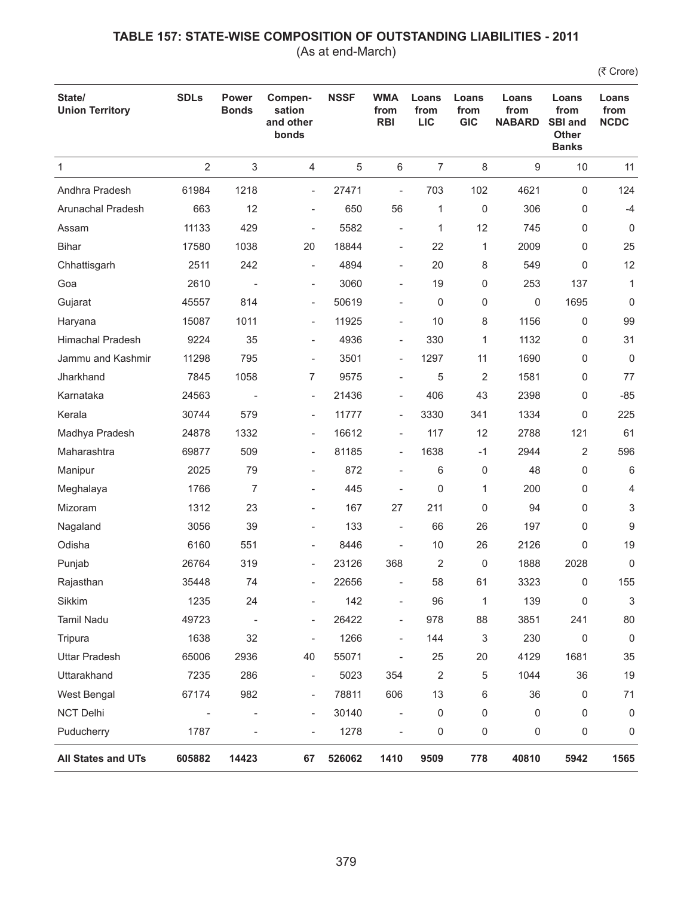# TABLE 157: STATE-WISE COMPOSITION OF OUTSTANDING LIABILITIES - 2011

(As at end-March)

(₹ Crore)

| State/ Union Territory | SDLs | Power Bonds | Compen- sation and other bonds | NSSF | WMA from RBI | Loans from LIC | Loans from GIC | Loans from NABARD | Loans from SBI and Other Banks | Loans from NCDC |
|---|---|---|---|---|---|---|---|---|---|---|
| 1 | 2 | 3 | 4 | 5 | 6 | 7 | 8 | 9 | 10 | 11 |
| Andhra Pradesh | 61984 | 1218 | - | 27471 | - | 703 | 102 | 4621 | 0 | 124 |
| Arunachal Pradesh | 663 | 12 | - | 650 | 56 | 1 | 0 | 306 | 0 | -4 |
| Assam | 11133 | 429 | - | 5582 | - | 1 | 12 | 745 | 0 | 0 |
| Bihar | 17580 | 1038 | 20 | 18844 | - | 22 | 1 | 2009 | 0 | 25 |
| Chhattisgarh | 2511 | 242 | - | 4894 | - | 20 | 8 | 549 | 0 | 12 |
| Goa | 2610 | - | - | 3060 | - | 19 | 0 | 253 | 137 | 1 |
| Gujarat | 45557 | 814 | - | 50619 | - | 0 | 0 | 0 | 1695 | 0 |
| Haryana | 15087 | 1011 | - | 11925 | - | 10 | 8 | 1156 | 0 | 99 |
| Himachal Pradesh | 9224 | 35 | - | 4936 | - | 330 | 1 | 1132 | 0 | 31 |
| Jammu and Kashmir | 11298 | 795 | - | 3501 | - | 1297 | 11 | 1690 | 0 | 0 |
| Jharkhand | 7845 | 1058 | 7 | 9575 | - | 5 | 2 | 1581 | 0 | 77 |
| Karnataka | 24563 | - | - | 21436 | - | 406 | 43 | 2398 | 0 | -85 |
| Kerala | 30744 | 579 | - | 11777 | - | 3330 | 341 | 1334 | 0 | 225 |
| Madhya Pradesh | 24878 | 1332 | - | 16612 | - | 117 | 12 | 2788 | 121 | 61 |
| Maharashtra | 69877 | 509 | - | 81185 | - | 1638 | -1 | 2944 | 2 | 596 |
| Manipur | 2025 | 79 | - | 872 | - | 6 | 0 | 48 | 0 | 6 |
| Meghalaya | 1766 | 7 | - | 445 | - | 0 | 1 | 200 | 0 | 4 |
| Mizoram | 1312 | 23 | - | 167 | 27 | 211 | 0 | 94 | 0 | 3 |
| Nagaland | 3056 | 39 | - | 133 | - | 66 | 26 | 197 | 0 | 9 |
| Odisha | 6160 | 551 | - | 8446 | - | 10 | 26 | 2126 | 0 | 19 |
| Punjab | 26764 | 319 | - | 23126 | 368 | 2 | 0 | 1888 | 2028 | 0 |
| Rajasthan | 35448 | 74 | - | 22656 | - | 58 | 61 | 3323 | 0 | 155 |
| Sikkim | 1235 | 24 | - | 142 | - | 96 | 1 | 139 | 0 | 3 |
| Tamil Nadu | 49723 | - | - | 26422 | - | 978 | 88 | 3851 | 241 | 80 |
| Tripura | 1638 | 32 | - | 1266 | - | 144 | 3 | 230 | 0 | 0 |
| Uttar Pradesh | 65006 | 2936 | 40 | 55071 | - | 25 | 20 | 4129 | 1681 | 35 |
| Uttarakhand | 7235 | 286 | - | 5023 | 354 | 2 | 5 | 1044 | 36 | 19 |
| West Bengal | 67174 | 982 | - | 78811 | 606 | 13 | 6 | 36 | 0 | 71 |
| NCT Delhi | - | - | - | 30140 | - | 0 | 0 | 0 | 0 | 0 |
| Puducherry | 1787 | - | - | 1278 | - | 0 | 0 | 0 | 0 | 0 |
| **All States and UTs** | **605882** | **14423** | **67** | **526062** | **1410** | **9509** | **778** | **40810** | **5942** | **1565** |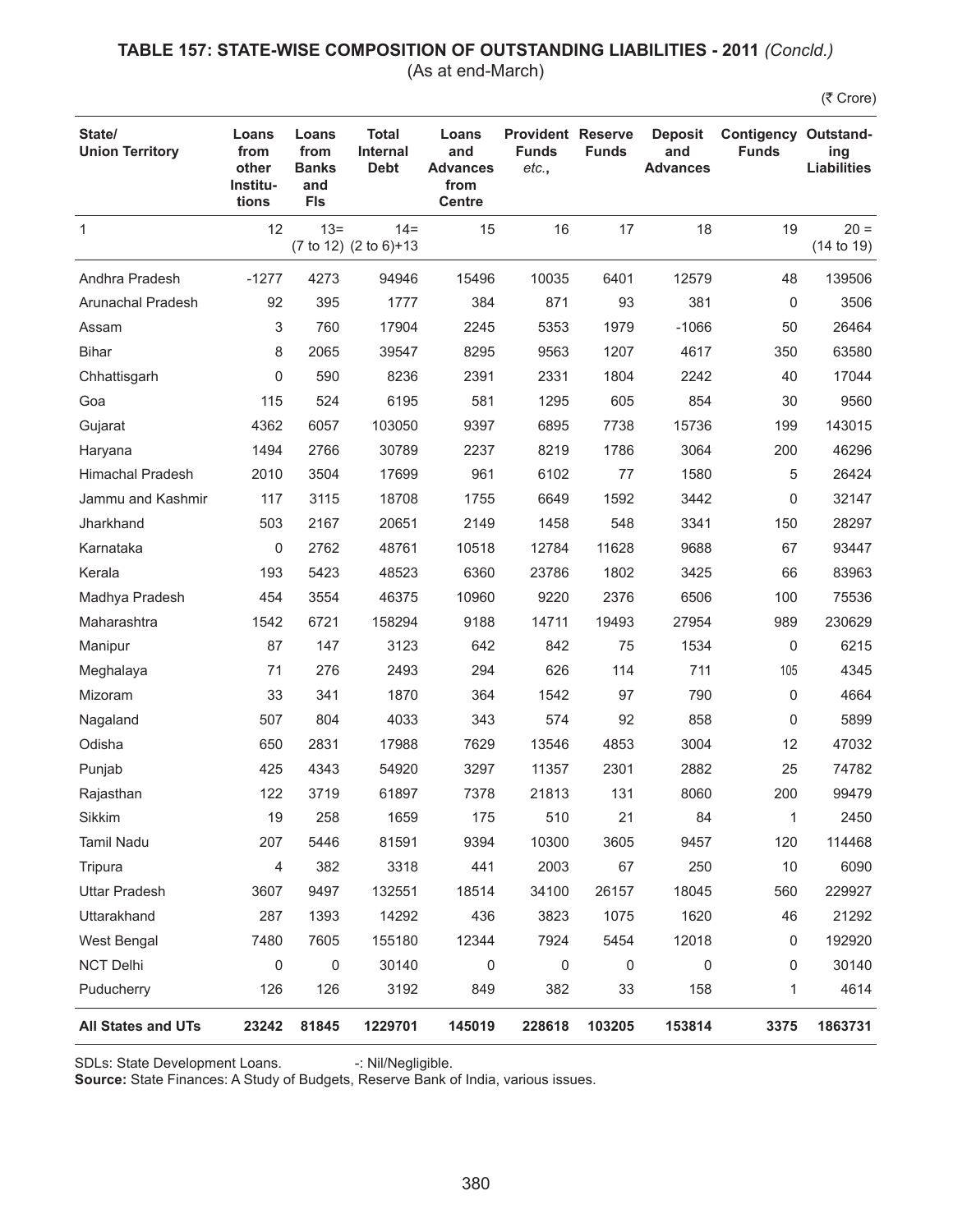## TABLE 157: STATE-WISE COMPOSITION OF OUTSTANDING LIABILITIES - 2011 *(Concld.)*

(As at end-March)

(₹ Crore)

| State/ Union Territory | Loans from other Institu-tions | Loans from Banks and FIs | Total Internal Debt | Loans and Advances from Centre | Provident Funds *etc.*, | Reserve Funds | Deposit and Advances | Contigency Funds | Outstand-ing Liabilities |
|---|---|---|---|---|---|---|---|---|---|
| 1 | 12 | 13= (7 to 12) | 14= (2 to 6)+13 | 15 | 16 | 17 | 18 | 19 | 20 = (14 to 19) |
| Andhra Pradesh | -1277 | 4273 | 94946 | 15496 | 10035 | 6401 | 12579 | 48 | 139506 |
| Arunachal Pradesh | 92 | 395 | 1777 | 384 | 871 | 93 | 381 | 0 | 3506 |
| Assam | 3 | 760 | 17904 | 2245 | 5353 | 1979 | -1066 | 50 | 26464 |
| Bihar | 8 | 2065 | 39547 | 8295 | 9563 | 1207 | 4617 | 350 | 63580 |
| Chhattisgarh | 0 | 590 | 8236 | 2391 | 2331 | 1804 | 2242 | 40 | 17044 |
| Goa | 115 | 524 | 6195 | 581 | 1295 | 605 | 854 | 30 | 9560 |
| Gujarat | 4362 | 6057 | 103050 | 9397 | 6895 | 7738 | 15736 | 199 | 143015 |
| Haryana | 1494 | 2766 | 30789 | 2237 | 8219 | 1786 | 3064 | 200 | 46296 |
| Himachal Pradesh | 2010 | 3504 | 17699 | 961 | 6102 | 77 | 1580 | 5 | 26424 |
| Jammu and Kashmir | 117 | 3115 | 18708 | 1755 | 6649 | 1592 | 3442 | 0 | 32147 |
| Jharkhand | 503 | 2167 | 20651 | 2149 | 1458 | 548 | 3341 | 150 | 28297 |
| Karnataka | 0 | 2762 | 48761 | 10518 | 12784 | 11628 | 9688 | 67 | 93447 |
| Kerala | 193 | 5423 | 48523 | 6360 | 23786 | 1802 | 3425 | 66 | 83963 |
| Madhya Pradesh | 454 | 3554 | 46375 | 10960 | 9220 | 2376 | 6506 | 100 | 75536 |
| Maharashtra | 1542 | 6721 | 158294 | 9188 | 14711 | 19493 | 27954 | 989 | 230629 |
| Manipur | 87 | 147 | 3123 | 642 | 842 | 75 | 1534 | 0 | 6215 |
| Meghalaya | 71 | 276 | 2493 | 294 | 626 | 114 | 711 | 105 | 4345 |
| Mizoram | 33 | 341 | 1870 | 364 | 1542 | 97 | 790 | 0 | 4664 |
| Nagaland | 507 | 804 | 4033 | 343 | 574 | 92 | 858 | 0 | 5899 |
| Odisha | 650 | 2831 | 17988 | 7629 | 13546 | 4853 | 3004 | 12 | 47032 |
| Punjab | 425 | 4343 | 54920 | 3297 | 11357 | 2301 | 2882 | 25 | 74782 |
| Rajasthan | 122 | 3719 | 61897 | 7378 | 21813 | 131 | 8060 | 200 | 99479 |
| Sikkim | 19 | 258 | 1659 | 175 | 510 | 21 | 84 | 1 | 2450 |
| Tamil Nadu | 207 | 5446 | 81591 | 9394 | 10300 | 3605 | 9457 | 120 | 114468 |
| Tripura | 4 | 382 | 3318 | 441 | 2003 | 67 | 250 | 10 | 6090 |
| Uttar Pradesh | 3607 | 9497 | 132551 | 18514 | 34100 | 26157 | 18045 | 560 | 229927 |
| Uttarakhand | 287 | 1393 | 14292 | 436 | 3823 | 1075 | 1620 | 46 | 21292 |
| West Bengal | 7480 | 7605 | 155180 | 12344 | 7924 | 5454 | 12018 | 0 | 192920 |
| NCT Delhi | 0 | 0 | 30140 | 0 | 0 | 0 | 0 | 0 | 30140 |
| Puducherry | 126 | 126 | 3192 | 849 | 382 | 33 | 158 | 1 | 4614 |
| **All States and UTs** | **23242** | **81845** | **1229701** | **145019** | **228618** | **103205** | **153814** | **3375** | **1863731** |

SDLs: State Development Loans. -: Nil/Negligible.

**Source:** State Finances: A Study of Budgets, Reserve Bank of India, various issues.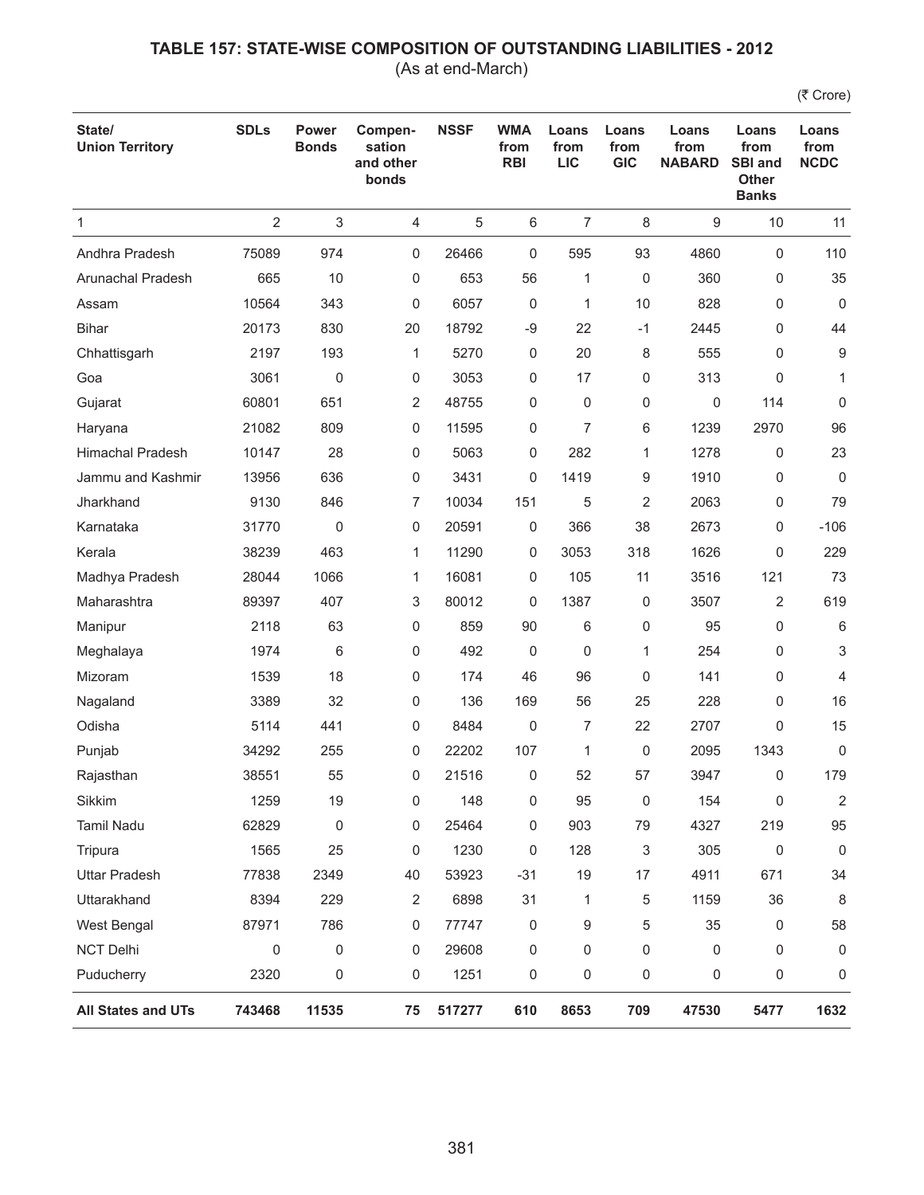## TABLE 157: STATE-WISE COMPOSITION OF OUTSTANDING LIABILITIES - 2012

(As at end-March)

(₹ Crore)

| State/ Union Territory | SDLs | Power Bonds | Compen-sation and other bonds | NSSF | WMA from RBI | Loans from LIC | Loans from GIC | Loans from NABARD | Loans from SBI and Other Banks | Loans from NCDC |
|---|---|---|---|---|---|---|---|---|---|---|
| 1 | 2 | 3 | 4 | 5 | 6 | 7 | 8 | 9 | 10 | 11 |
| Andhra Pradesh | 75089 | 974 | 0 | 26466 | 0 | 595 | 93 | 4860 | 0 | 110 |
| Arunachal Pradesh | 665 | 10 | 0 | 653 | 56 | 1 | 0 | 360 | 0 | 35 |
| Assam | 10564 | 343 | 0 | 6057 | 0 | 1 | 10 | 828 | 0 | 0 |
| Bihar | 20173 | 830 | 20 | 18792 | -9 | 22 | -1 | 2445 | 0 | 44 |
| Chhattisgarh | 2197 | 193 | 1 | 5270 | 0 | 20 | 8 | 555 | 0 | 9 |
| Goa | 3061 | 0 | 0 | 3053 | 0 | 17 | 0 | 313 | 0 | 1 |
| Gujarat | 60801 | 651 | 2 | 48755 | 0 | 0 | 0 | 0 | 114 | 0 |
| Haryana | 21082 | 809 | 0 | 11595 | 0 | 7 | 6 | 1239 | 2970 | 96 |
| Himachal Pradesh | 10147 | 28 | 0 | 5063 | 0 | 282 | 1 | 1278 | 0 | 23 |
| Jammu and Kashmir | 13956 | 636 | 0 | 3431 | 0 | 1419 | 9 | 1910 | 0 | 0 |
| Jharkhand | 9130 | 846 | 7 | 10034 | 151 | 5 | 2 | 2063 | 0 | 79 |
| Karnataka | 31770 | 0 | 0 | 20591 | 0 | 366 | 38 | 2673 | 0 | -106 |
| Kerala | 38239 | 463 | 1 | 11290 | 0 | 3053 | 318 | 1626 | 0 | 229 |
| Madhya Pradesh | 28044 | 1066 | 1 | 16081 | 0 | 105 | 11 | 3516 | 121 | 73 |
| Maharashtra | 89397 | 407 | 3 | 80012 | 0 | 1387 | 0 | 3507 | 2 | 619 |
| Manipur | 2118 | 63 | 0 | 859 | 90 | 6 | 0 | 95 | 0 | 6 |
| Meghalaya | 1974 | 6 | 0 | 492 | 0 | 0 | 1 | 254 | 0 | 3 |
| Mizoram | 1539 | 18 | 0 | 174 | 46 | 96 | 0 | 141 | 0 | 4 |
| Nagaland | 3389 | 32 | 0 | 136 | 169 | 56 | 25 | 228 | 0 | 16 |
| Odisha | 5114 | 441 | 0 | 8484 | 0 | 7 | 22 | 2707 | 0 | 15 |
| Punjab | 34292 | 255 | 0 | 22202 | 107 | 1 | 0 | 2095 | 1343 | 0 |
| Rajasthan | 38551 | 55 | 0 | 21516 | 0 | 52 | 57 | 3947 | 0 | 179 |
| Sikkim | 1259 | 19 | 0 | 148 | 0 | 95 | 0 | 154 | 0 | 2 |
| Tamil Nadu | 62829 | 0 | 0 | 25464 | 0 | 903 | 79 | 4327 | 219 | 95 |
| Tripura | 1565 | 25 | 0 | 1230 | 0 | 128 | 3 | 305 | 0 | 0 |
| Uttar Pradesh | 77838 | 2349 | 40 | 53923 | -31 | 19 | 17 | 4911 | 671 | 34 |
| Uttarakhand | 8394 | 229 | 2 | 6898 | 31 | 1 | 5 | 1159 | 36 | 8 |
| West Bengal | 87971 | 786 | 0 | 77747 | 0 | 9 | 5 | 35 | 0 | 58 |
| NCT Delhi | 0 | 0 | 0 | 29608 | 0 | 0 | 0 | 0 | 0 | 0 |
| Puducherry | 2320 | 0 | 0 | 1251 | 0 | 0 | 0 | 0 | 0 | 0 |
| **All States and UTs** | **743468** | **11535** | **75** | **517277** | **610** | **8653** | **709** | **47530** | **5477** | **1632** |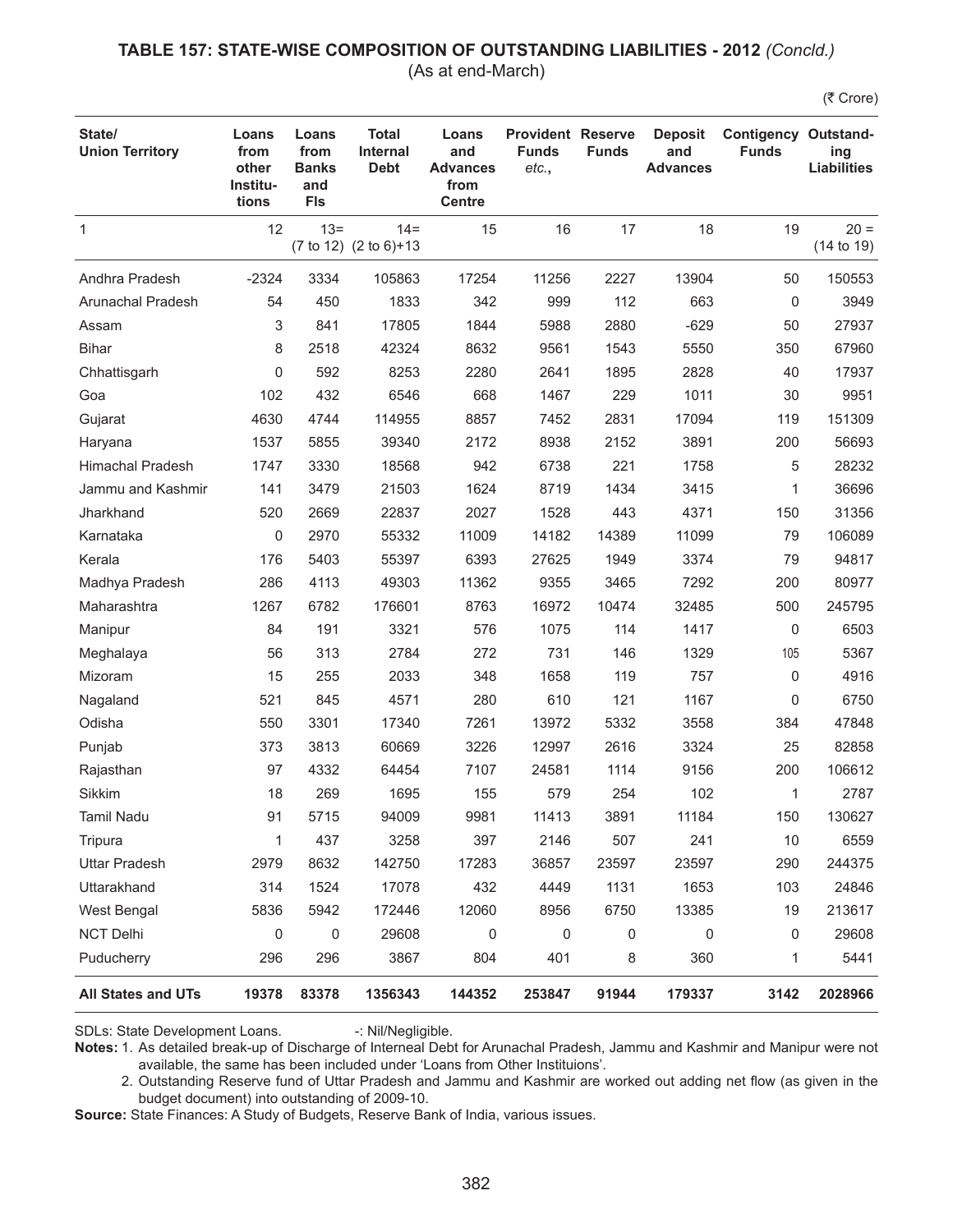## TABLE 157: STATE-WISE COMPOSITION OF OUTSTANDING LIABILITIES - 2012 *(Concld.)*

(As at end-March)

(₹ Crore)

| State/ Union Territory | Loans from other Institu-tions | Loans from Banks and FIs | Total Internal Debt | Loans and Advances from Centre | Provident Funds *etc.*, | Reserve Funds | Deposit and Advances | Contigency Funds | Outstand-ing Liabilities |
|---|---|---|---|---|---|---|---|---|---|
| 1 | 12 | 13= (7 to 12) | 14= (2 to 6)+13 | 15 | 16 | 17 | 18 | 19 | 20 = (14 to 19) |
| Andhra Pradesh | -2324 | 3334 | 105863 | 17254 | 11256 | 2227 | 13904 | 50 | 150553 |
| Arunachal Pradesh | 54 | 450 | 1833 | 342 | 999 | 112 | 663 | 0 | 3949 |
| Assam | 3 | 841 | 17805 | 1844 | 5988 | 2880 | -629 | 50 | 27937 |
| Bihar | 8 | 2518 | 42324 | 8632 | 9561 | 1543 | 5550 | 350 | 67960 |
| Chhattisgarh | 0 | 592 | 8253 | 2280 | 2641 | 1895 | 2828 | 40 | 17937 |
| Goa | 102 | 432 | 6546 | 668 | 1467 | 229 | 1011 | 30 | 9951 |
| Gujarat | 4630 | 4744 | 114955 | 8857 | 7452 | 2831 | 17094 | 119 | 151309 |
| Haryana | 1537 | 5855 | 39340 | 2172 | 8938 | 2152 | 3891 | 200 | 56693 |
| Himachal Pradesh | 1747 | 3330 | 18568 | 942 | 6738 | 221 | 1758 | 5 | 28232 |
| Jammu and Kashmir | 141 | 3479 | 21503 | 1624 | 8719 | 1434 | 3415 | 1 | 36696 |
| Jharkhand | 520 | 2669 | 22837 | 2027 | 1528 | 443 | 4371 | 150 | 31356 |
| Karnataka | 0 | 2970 | 55332 | 11009 | 14182 | 14389 | 11099 | 79 | 106089 |
| Kerala | 176 | 5403 | 55397 | 6393 | 27625 | 1949 | 3374 | 79 | 94817 |
| Madhya Pradesh | 286 | 4113 | 49303 | 11362 | 9355 | 3465 | 7292 | 200 | 80977 |
| Maharashtra | 1267 | 6782 | 176601 | 8763 | 16972 | 10474 | 32485 | 500 | 245795 |
| Manipur | 84 | 191 | 3321 | 576 | 1075 | 114 | 1417 | 0 | 6503 |
| Meghalaya | 56 | 313 | 2784 | 272 | 731 | 146 | 1329 | 105 | 5367 |
| Mizoram | 15 | 255 | 2033 | 348 | 1658 | 119 | 757 | 0 | 4916 |
| Nagaland | 521 | 845 | 4571 | 280 | 610 | 121 | 1167 | 0 | 6750 |
| Odisha | 550 | 3301 | 17340 | 7261 | 13972 | 5332 | 3558 | 384 | 47848 |
| Punjab | 373 | 3813 | 60669 | 3226 | 12997 | 2616 | 3324 | 25 | 82858 |
| Rajasthan | 97 | 4332 | 64454 | 7107 | 24581 | 1114 | 9156 | 200 | 106612 |
| Sikkim | 18 | 269 | 1695 | 155 | 579 | 254 | 102 | 1 | 2787 |
| Tamil Nadu | 91 | 5715 | 94009 | 9981 | 11413 | 3891 | 11184 | 150 | 130627 |
| Tripura | 1 | 437 | 3258 | 397 | 2146 | 507 | 241 | 10 | 6559 |
| Uttar Pradesh | 2979 | 8632 | 142750 | 17283 | 36857 | 23597 | 23597 | 290 | 244375 |
| Uttarakhand | 314 | 1524 | 17078 | 432 | 4449 | 1131 | 1653 | 103 | 24846 |
| West Bengal | 5836 | 5942 | 172446 | 12060 | 8956 | 6750 | 13385 | 19 | 213617 |
| NCT Delhi | 0 | 0 | 29608 | 0 | 0 | 0 | 0 | 0 | 29608 |
| Puducherry | 296 | 296 | 3867 | 804 | 401 | 8 | 360 | 1 | 5441 |
| **All States and UTs** | **19378** | **83378** | **1356343** | **144352** | **253847** | **91944** | **179337** | **3142** | **2028966** |

SDLs: State Development Loans. -: Nil/Negligible.

**Notes:** 1. As detailed break-up of Discharge of Interneal Debt for Arunachal Pradesh, Jammu and Kashmir and Manipur were not available, the same has been included under 'Loans from Other Instituions'.

2. Outstanding Reserve fund of Uttar Pradesh and Jammu and Kashmir are worked out adding net flow (as given in the budget document) into outstanding of 2009-10.

**Source:** State Finances: A Study of Budgets, Reserve Bank of India, various issues.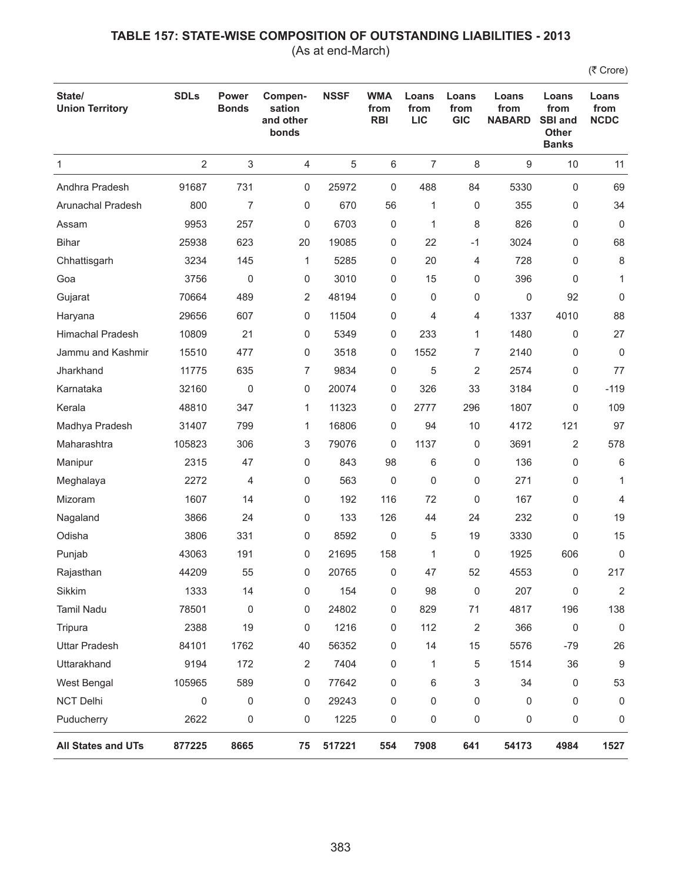# TABLE 157: STATE-WISE COMPOSITION OF OUTSTANDING LIABILITIES - 2013

(As at end-March)

(₹ Crore)

| State/ Union Territory | SDLs | Power Bonds | Compen-sation and other bonds | NSSF | WMA from RBI | Loans from LIC | Loans from GIC | Loans from NABARD | Loans from SBI and Other Banks | Loans from NCDC |
|---|---|---|---|---|---|---|---|---|---|---|
| 1 | 2 | 3 | 4 | 5 | 6 | 7 | 8 | 9 | 10 | 11 |
| Andhra Pradesh | 91687 | 731 | 0 | 25972 | 0 | 488 | 84 | 5330 | 0 | 69 |
| Arunachal Pradesh | 800 | 7 | 0 | 670 | 56 | 1 | 0 | 355 | 0 | 34 |
| Assam | 9953 | 257 | 0 | 6703 | 0 | 1 | 8 | 826 | 0 | 0 |
| Bihar | 25938 | 623 | 20 | 19085 | 0 | 22 | -1 | 3024 | 0 | 68 |
| Chhattisgarh | 3234 | 145 | 1 | 5285 | 0 | 20 | 4 | 728 | 0 | 8 |
| Goa | 3756 | 0 | 0 | 3010 | 0 | 15 | 0 | 396 | 0 | 1 |
| Gujarat | 70664 | 489 | 2 | 48194 | 0 | 0 | 0 | 0 | 92 | 0 |
| Haryana | 29656 | 607 | 0 | 11504 | 0 | 4 | 4 | 1337 | 4010 | 88 |
| Himachal Pradesh | 10809 | 21 | 0 | 5349 | 0 | 233 | 1 | 1480 | 0 | 27 |
| Jammu and Kashmir | 15510 | 477 | 0 | 3518 | 0 | 1552 | 7 | 2140 | 0 | 0 |
| Jharkhand | 11775 | 635 | 7 | 9834 | 0 | 5 | 2 | 2574 | 0 | 77 |
| Karnataka | 32160 | 0 | 0 | 20074 | 0 | 326 | 33 | 3184 | 0 | -119 |
| Kerala | 48810 | 347 | 1 | 11323 | 0 | 2777 | 296 | 1807 | 0 | 109 |
| Madhya Pradesh | 31407 | 799 | 1 | 16806 | 0 | 94 | 10 | 4172 | 121 | 97 |
| Maharashtra | 105823 | 306 | 3 | 79076 | 0 | 1137 | 0 | 3691 | 2 | 578 |
| Manipur | 2315 | 47 | 0 | 843 | 98 | 6 | 0 | 136 | 0 | 6 |
| Meghalaya | 2272 | 4 | 0 | 563 | 0 | 0 | 0 | 271 | 0 | 1 |
| Mizoram | 1607 | 14 | 0 | 192 | 116 | 72 | 0 | 167 | 0 | 4 |
| Nagaland | 3866 | 24 | 0 | 133 | 126 | 44 | 24 | 232 | 0 | 19 |
| Odisha | 3806 | 331 | 0 | 8592 | 0 | 5 | 19 | 3330 | 0 | 15 |
| Punjab | 43063 | 191 | 0 | 21695 | 158 | 1 | 0 | 1925 | 606 | 0 |
| Rajasthan | 44209 | 55 | 0 | 20765 | 0 | 47 | 52 | 4553 | 0 | 217 |
| Sikkim | 1333 | 14 | 0 | 154 | 0 | 98 | 0 | 207 | 0 | 2 |
| Tamil Nadu | 78501 | 0 | 0 | 24802 | 0 | 829 | 71 | 4817 | 196 | 138 |
| Tripura | 2388 | 19 | 0 | 1216 | 0 | 112 | 2 | 366 | 0 | 0 |
| Uttar Pradesh | 84101 | 1762 | 40 | 56352 | 0 | 14 | 15 | 5576 | -79 | 26 |
| Uttarakhand | 9194 | 172 | 2 | 7404 | 0 | 1 | 5 | 1514 | 36 | 9 |
| West Bengal | 105965 | 589 | 0 | 77642 | 0 | 6 | 3 | 34 | 0 | 53 |
| NCT Delhi | 0 | 0 | 0 | 29243 | 0 | 0 | 0 | 0 | 0 | 0 |
| Puducherry | 2622 | 0 | 0 | 1225 | 0 | 0 | 0 | 0 | 0 | 0 |
| **All States and UTs** | **877225** | **8665** | **75** | **517221** | **554** | **7908** | **641** | **54173** | **4984** | **1527** |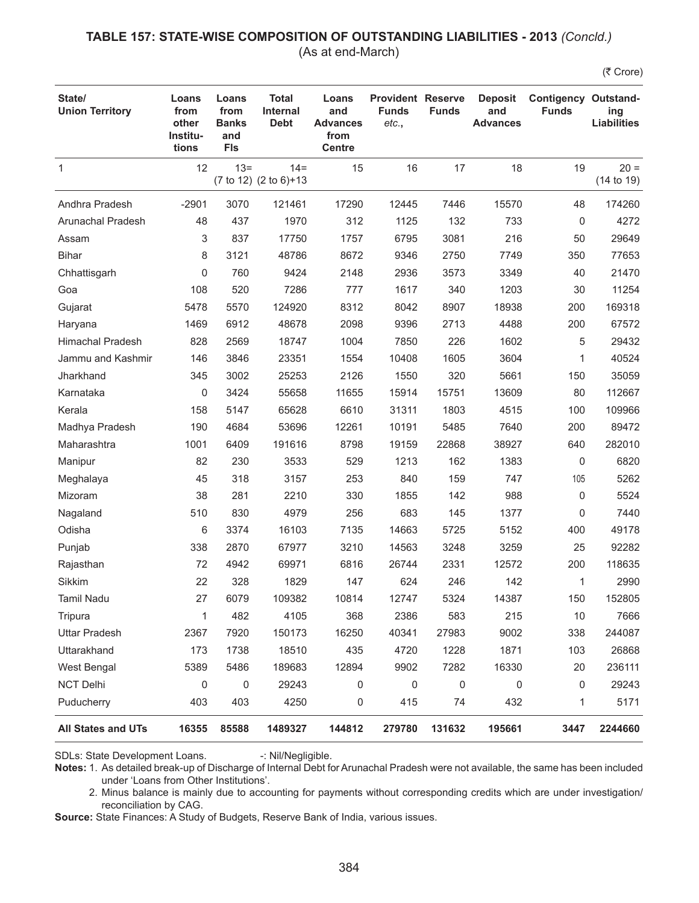## TABLE 157: STATE-WISE COMPOSITION OF OUTSTANDING LIABILITIES - 2013 *(Concld.)*

(As at end-March)

(₹ Crore)

| State/ Union Territory | Loans from other Institutions | Loans from Banks and FIs | Total Internal Debt | Loans and Advances from Centre | Provident Funds etc., | Reserve Funds | Deposit and Advances | Contigency Funds | Outstanding Liabilities |
|---|---|---|---|---|---|---|---|---|---|
| 1 | 12 | 13= (7 to 12) | 14= (2 to 6)+13 | 15 | 16 | 17 | 18 | 19 | 20 = (14 to 19) |
| Andhra Pradesh | -2901 | 3070 | 121461 | 17290 | 12445 | 7446 | 15570 | 48 | 174260 |
| Arunachal Pradesh | 48 | 437 | 1970 | 312 | 1125 | 132 | 733 | 0 | 4272 |
| Assam | 3 | 837 | 17750 | 1757 | 6795 | 3081 | 216 | 50 | 29649 |
| Bihar | 8 | 3121 | 48786 | 8672 | 9346 | 2750 | 7749 | 350 | 77653 |
| Chhattisgarh | 0 | 760 | 9424 | 2148 | 2936 | 3573 | 3349 | 40 | 21470 |
| Goa | 108 | 520 | 7286 | 777 | 1617 | 340 | 1203 | 30 | 11254 |
| Gujarat | 5478 | 5570 | 124920 | 8312 | 8042 | 8907 | 18938 | 200 | 169318 |
| Haryana | 1469 | 6912 | 48678 | 2098 | 9396 | 2713 | 4488 | 200 | 67572 |
| Himachal Pradesh | 828 | 2569 | 18747 | 1004 | 7850 | 226 | 1602 | 5 | 29432 |
| Jammu and Kashmir | 146 | 3846 | 23351 | 1554 | 10408 | 1605 | 3604 | 1 | 40524 |
| Jharkhand | 345 | 3002 | 25253 | 2126 | 1550 | 320 | 5661 | 150 | 35059 |
| Karnataka | 0 | 3424 | 55658 | 11655 | 15914 | 15751 | 13609 | 80 | 112667 |
| Kerala | 158 | 5147 | 65628 | 6610 | 31311 | 1803 | 4515 | 100 | 109966 |
| Madhya Pradesh | 190 | 4684 | 53696 | 12261 | 10191 | 5485 | 7640 | 200 | 89472 |
| Maharashtra | 1001 | 6409 | 191616 | 8798 | 19159 | 22868 | 38927 | 640 | 282010 |
| Manipur | 82 | 230 | 3533 | 529 | 1213 | 162 | 1383 | 0 | 6820 |
| Meghalaya | 45 | 318 | 3157 | 253 | 840 | 159 | 747 | 105 | 5262 |
| Mizoram | 38 | 281 | 2210 | 330 | 1855 | 142 | 988 | 0 | 5524 |
| Nagaland | 510 | 830 | 4979 | 256 | 683 | 145 | 1377 | 0 | 7440 |
| Odisha | 6 | 3374 | 16103 | 7135 | 14663 | 5725 | 5152 | 400 | 49178 |
| Punjab | 338 | 2870 | 67977 | 3210 | 14563 | 3248 | 3259 | 25 | 92282 |
| Rajasthan | 72 | 4942 | 69971 | 6816 | 26744 | 2331 | 12572 | 200 | 118635 |
| Sikkim | 22 | 328 | 1829 | 147 | 624 | 246 | 142 | 1 | 2990 |
| Tamil Nadu | 27 | 6079 | 109382 | 10814 | 12747 | 5324 | 14387 | 150 | 152805 |
| Tripura | 1 | 482 | 4105 | 368 | 2386 | 583 | 215 | 10 | 7666 |
| Uttar Pradesh | 2367 | 7920 | 150173 | 16250 | 40341 | 27983 | 9002 | 338 | 244087 |
| Uttarakhand | 173 | 1738 | 18510 | 435 | 4720 | 1228 | 1871 | 103 | 26868 |
| West Bengal | 5389 | 5486 | 189683 | 12894 | 9902 | 7282 | 16330 | 20 | 236111 |
| NCT Delhi | 0 | 0 | 29243 | 0 | 0 | 0 | 0 | 0 | 29243 |
| Puducherry | 403 | 403 | 4250 | 0 | 415 | 74 | 432 | 1 | 5171 |
| **All States and UTs** | **16355** | **85588** | **1489327** | **144812** | **279780** | **131632** | **195661** | **3447** | **2244660** |

SDLs: State Development Loans. -: Nil/Negligible.

**Notes:** 1. As detailed break-up of Discharge of Internal Debt for Arunachal Pradesh were not available, the same has been included under 'Loans from Other Institutions'.

2. Minus balance is mainly due to accounting for payments without corresponding credits which are under investigation/ reconciliation by CAG.

**Source:** State Finances: A Study of Budgets, Reserve Bank of India, various issues.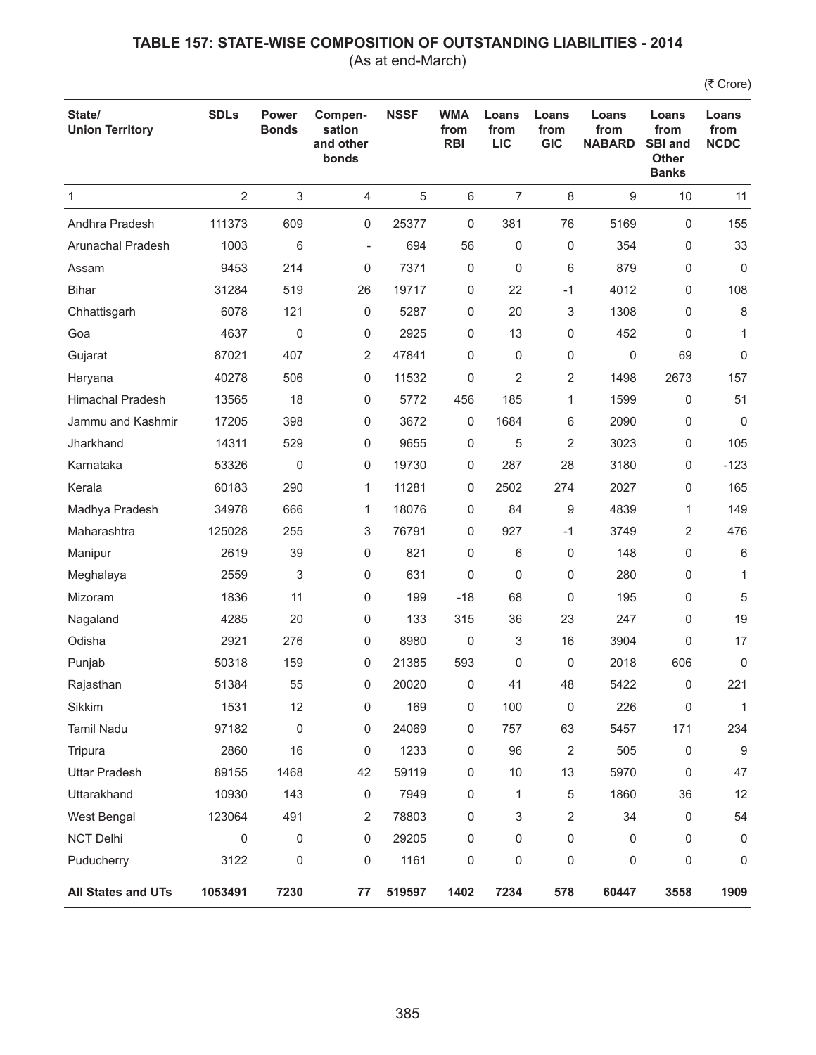# TABLE 157: STATE-WISE COMPOSITION OF OUTSTANDING LIABILITIES - 2014

(As at end-March)

(₹ Crore)

| State/ Union Territory | SDLs | Power Bonds | Compen-sation and other bonds | NSSF | WMA from RBI | Loans from LIC | Loans from GIC | Loans from NABARD | Loans from SBI and Other Banks | Loans from NCDC |
|---|---|---|---|---|---|---|---|---|---|---|
| 1 | 2 | 3 | 4 | 5 | 6 | 7 | 8 | 9 | 10 | 11 |
| Andhra Pradesh | 111373 | 609 | 0 | 25377 | 0 | 381 | 76 | 5169 | 0 | 155 |
| Arunachal Pradesh | 1003 | 6 | - | 694 | 56 | 0 | 0 | 354 | 0 | 33 |
| Assam | 9453 | 214 | 0 | 7371 | 0 | 0 | 6 | 879 | 0 | 0 |
| Bihar | 31284 | 519 | 26 | 19717 | 0 | 22 | -1 | 4012 | 0 | 108 |
| Chhattisgarh | 6078 | 121 | 0 | 5287 | 0 | 20 | 3 | 1308 | 0 | 8 |
| Goa | 4637 | 0 | 0 | 2925 | 0 | 13 | 0 | 452 | 0 | 1 |
| Gujarat | 87021 | 407 | 2 | 47841 | 0 | 0 | 0 | 0 | 69 | 0 |
| Haryana | 40278 | 506 | 0 | 11532 | 0 | 2 | 2 | 1498 | 2673 | 157 |
| Himachal Pradesh | 13565 | 18 | 0 | 5772 | 456 | 185 | 1 | 1599 | 0 | 51 |
| Jammu and Kashmir | 17205 | 398 | 0 | 3672 | 0 | 1684 | 6 | 2090 | 0 | 0 |
| Jharkhand | 14311 | 529 | 0 | 9655 | 0 | 5 | 2 | 3023 | 0 | 105 |
| Karnataka | 53326 | 0 | 0 | 19730 | 0 | 287 | 28 | 3180 | 0 | -123 |
| Kerala | 60183 | 290 | 1 | 11281 | 0 | 2502 | 274 | 2027 | 0 | 165 |
| Madhya Pradesh | 34978 | 666 | 1 | 18076 | 0 | 84 | 9 | 4839 | 1 | 149 |
| Maharashtra | 125028 | 255 | 3 | 76791 | 0 | 927 | -1 | 3749 | 2 | 476 |
| Manipur | 2619 | 39 | 0 | 821 | 0 | 6 | 0 | 148 | 0 | 6 |
| Meghalaya | 2559 | 3 | 0 | 631 | 0 | 0 | 0 | 280 | 0 | 1 |
| Mizoram | 1836 | 11 | 0 | 199 | -18 | 68 | 0 | 195 | 0 | 5 |
| Nagaland | 4285 | 20 | 0 | 133 | 315 | 36 | 23 | 247 | 0 | 19 |
| Odisha | 2921 | 276 | 0 | 8980 | 0 | 3 | 16 | 3904 | 0 | 17 |
| Punjab | 50318 | 159 | 0 | 21385 | 593 | 0 | 0 | 2018 | 606 | 0 |
| Rajasthan | 51384 | 55 | 0 | 20020 | 0 | 41 | 48 | 5422 | 0 | 221 |
| Sikkim | 1531 | 12 | 0 | 169 | 0 | 100 | 0 | 226 | 0 | 1 |
| Tamil Nadu | 97182 | 0 | 0 | 24069 | 0 | 757 | 63 | 5457 | 171 | 234 |
| Tripura | 2860 | 16 | 0 | 1233 | 0 | 96 | 2 | 505 | 0 | 9 |
| Uttar Pradesh | 89155 | 1468 | 42 | 59119 | 0 | 10 | 13 | 5970 | 0 | 47 |
| Uttarakhand | 10930 | 143 | 0 | 7949 | 0 | 1 | 5 | 1860 | 36 | 12 |
| West Bengal | 123064 | 491 | 2 | 78803 | 0 | 3 | 2 | 34 | 0 | 54 |
| NCT Delhi | 0 | 0 | 0 | 29205 | 0 | 0 | 0 | 0 | 0 | 0 |
| Puducherry | 3122 | 0 | 0 | 1161 | 0 | 0 | 0 | 0 | 0 | 0 |
| **All States and UTs** | **1053491** | **7230** | **77** | **519597** | **1402** | **7234** | **578** | **60447** | **3558** | **1909** |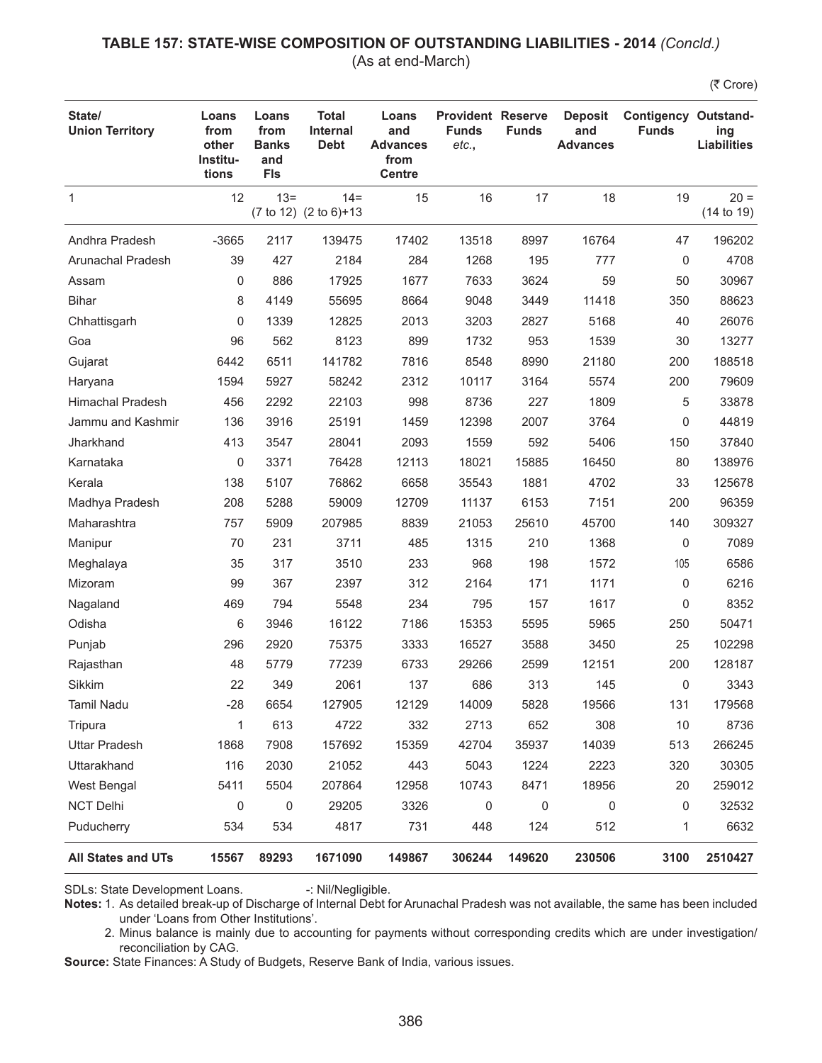## TABLE 157: STATE-WISE COMPOSITION OF OUTSTANDING LIABILITIES - 2014 *(Concld.)*

(As at end-March)

(₹ Crore)

| State/ Union Territory | Loans from other Institutions | Loans from Banks and FIs | Total Internal Debt | Loans and Advances from Centre | Provident Funds etc., | Reserve Funds | Deposit and Advances | Contigency Funds | Outstanding Liabilities |
|---|---|---|---|---|---|---|---|---|---|
| 1 | 12 | 13= (7 to 12) | 14= (2 to 6)+13 | 15 | 16 | 17 | 18 | 19 | 20 = (14 to 19) |
| Andhra Pradesh | -3665 | 2117 | 139475 | 17402 | 13518 | 8997 | 16764 | 47 | 196202 |
| Arunachal Pradesh | 39 | 427 | 2184 | 284 | 1268 | 195 | 777 | 0 | 4708 |
| Assam | 0 | 886 | 17925 | 1677 | 7633 | 3624 | 59 | 50 | 30967 |
| Bihar | 8 | 4149 | 55695 | 8664 | 9048 | 3449 | 11418 | 350 | 88623 |
| Chhattisgarh | 0 | 1339 | 12825 | 2013 | 3203 | 2827 | 5168 | 40 | 26076 |
| Goa | 96 | 562 | 8123 | 899 | 1732 | 953 | 1539 | 30 | 13277 |
| Gujarat | 6442 | 6511 | 141782 | 7816 | 8548 | 8990 | 21180 | 200 | 188518 |
| Haryana | 1594 | 5927 | 58242 | 2312 | 10117 | 3164 | 5574 | 200 | 79609 |
| Himachal Pradesh | 456 | 2292 | 22103 | 998 | 8736 | 227 | 1809 | 5 | 33878 |
| Jammu and Kashmir | 136 | 3916 | 25191 | 1459 | 12398 | 2007 | 3764 | 0 | 44819 |
| Jharkhand | 413 | 3547 | 28041 | 2093 | 1559 | 592 | 5406 | 150 | 37840 |
| Karnataka | 0 | 3371 | 76428 | 12113 | 18021 | 15885 | 16450 | 80 | 138976 |
| Kerala | 138 | 5107 | 76862 | 6658 | 35543 | 1881 | 4702 | 33 | 125678 |
| Madhya Pradesh | 208 | 5288 | 59009 | 12709 | 11137 | 6153 | 7151 | 200 | 96359 |
| Maharashtra | 757 | 5909 | 207985 | 8839 | 21053 | 25610 | 45700 | 140 | 309327 |
| Manipur | 70 | 231 | 3711 | 485 | 1315 | 210 | 1368 | 0 | 7089 |
| Meghalaya | 35 | 317 | 3510 | 233 | 968 | 198 | 1572 | 105 | 6586 |
| Mizoram | 99 | 367 | 2397 | 312 | 2164 | 171 | 1171 | 0 | 6216 |
| Nagaland | 469 | 794 | 5548 | 234 | 795 | 157 | 1617 | 0 | 8352 |
| Odisha | 6 | 3946 | 16122 | 7186 | 15353 | 5595 | 5965 | 250 | 50471 |
| Punjab | 296 | 2920 | 75375 | 3333 | 16527 | 3588 | 3450 | 25 | 102298 |
| Rajasthan | 48 | 5779 | 77239 | 6733 | 29266 | 2599 | 12151 | 200 | 128187 |
| Sikkim | 22 | 349 | 2061 | 137 | 686 | 313 | 145 | 0 | 3343 |
| Tamil Nadu | -28 | 6654 | 127905 | 12129 | 14009 | 5828 | 19566 | 131 | 179568 |
| Tripura | 1 | 613 | 4722 | 332 | 2713 | 652 | 308 | 10 | 8736 |
| Uttar Pradesh | 1868 | 7908 | 157692 | 15359 | 42704 | 35937 | 14039 | 513 | 266245 |
| Uttarakhand | 116 | 2030 | 21052 | 443 | 5043 | 1224 | 2223 | 320 | 30305 |
| West Bengal | 5411 | 5504 | 207864 | 12958 | 10743 | 8471 | 18956 | 20 | 259012 |
| NCT Delhi | 0 | 0 | 29205 | 3326 | 0 | 0 | 0 | 0 | 32532 |
| Puducherry | 534 | 534 | 4817 | 731 | 448 | 124 | 512 | 1 | 6632 |
| **All States and UTs** | **15567** | **89293** | **1671090** | **149867** | **306244** | **149620** | **230506** | **3100** | **2510427** |

SDLs: State Development Loans. -: Nil/Negligible.

**Notes:** 1. As detailed break-up of Discharge of Internal Debt for Arunachal Pradesh was not available, the same has been included under 'Loans from Other Institutions'.

2. Minus balance is mainly due to accounting for payments without corresponding credits which are under investigation/ reconciliation by CAG.

**Source:** State Finances: A Study of Budgets, Reserve Bank of India, various issues.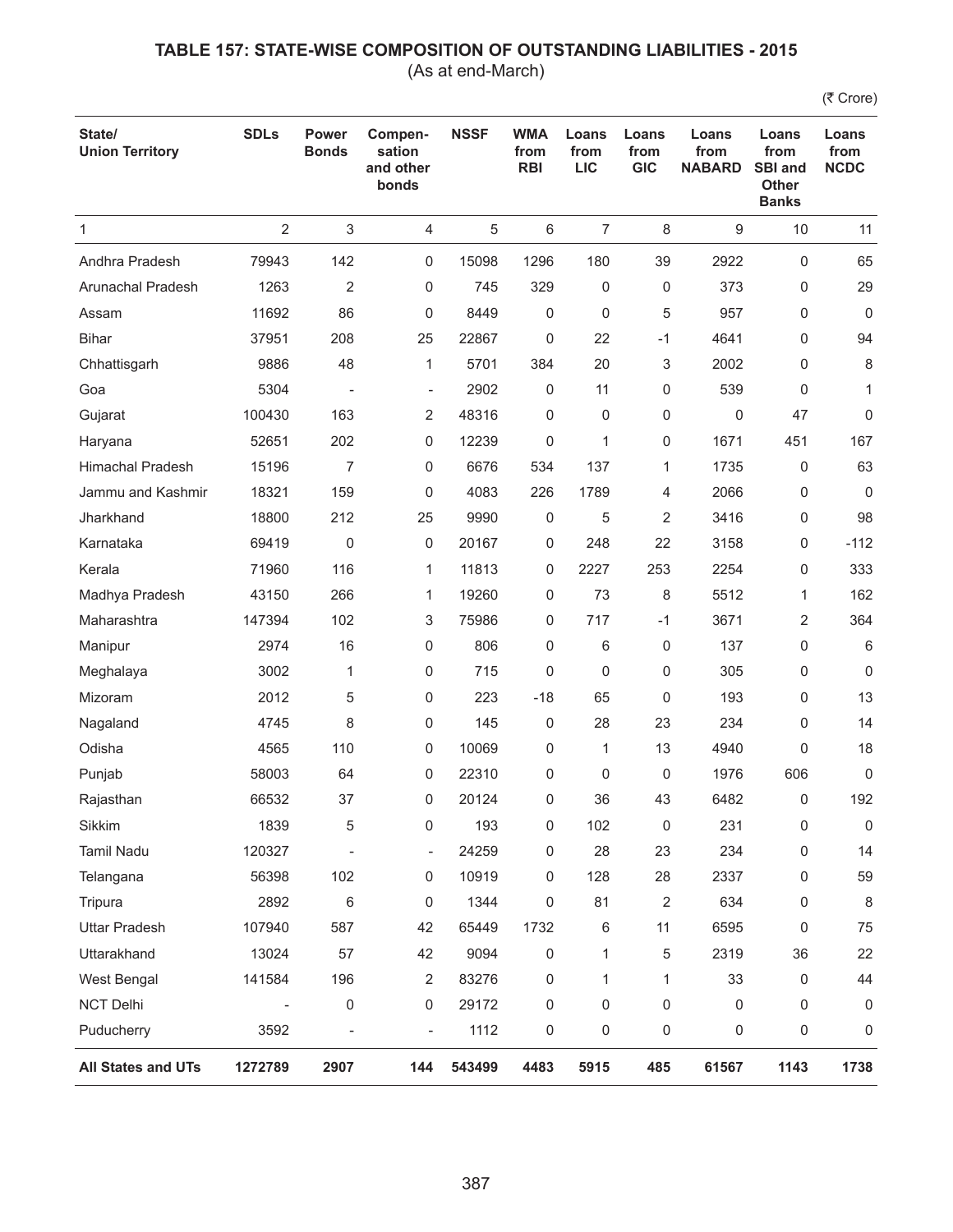## TABLE 157: STATE-WISE COMPOSITION OF OUTSTANDING LIABILITIES - 2015

(As at end-March)

(₹ Crore)

| State/ Union Territory | SDLs | Power Bonds | Compen-sation and other bonds | NSSF | WMA from RBI | Loans from LIC | Loans from GIC | Loans from NABARD | Loans from SBI and Other Banks | Loans from NCDC |
|---|---|---|---|---|---|---|---|---|---|---|
| 1 | 2 | 3 | 4 | 5 | 6 | 7 | 8 | 9 | 10 | 11 |
| Andhra Pradesh | 79943 | 142 | 0 | 15098 | 1296 | 180 | 39 | 2922 | 0 | 65 |
| Arunachal Pradesh | 1263 | 2 | 0 | 745 | 329 | 0 | 0 | 373 | 0 | 29 |
| Assam | 11692 | 86 | 0 | 8449 | 0 | 0 | 5 | 957 | 0 | 0 |
| Bihar | 37951 | 208 | 25 | 22867 | 0 | 22 | -1 | 4641 | 0 | 94 |
| Chhattisgarh | 9886 | 48 | 1 | 5701 | 384 | 20 | 3 | 2002 | 0 | 8 |
| Goa | 5304 | - | - | 2902 | 0 | 11 | 0 | 539 | 0 | 1 |
| Gujarat | 100430 | 163 | 2 | 48316 | 0 | 0 | 0 | 0 | 47 | 0 |
| Haryana | 52651 | 202 | 0 | 12239 | 0 | 1 | 0 | 1671 | 451 | 167 |
| Himachal Pradesh | 15196 | 7 | 0 | 6676 | 534 | 137 | 1 | 1735 | 0 | 63 |
| Jammu and Kashmir | 18321 | 159 | 0 | 4083 | 226 | 1789 | 4 | 2066 | 0 | 0 |
| Jharkhand | 18800 | 212 | 25 | 9990 | 0 | 5 | 2 | 3416 | 0 | 98 |
| Karnataka | 69419 | 0 | 0 | 20167 | 0 | 248 | 22 | 3158 | 0 | -112 |
| Kerala | 71960 | 116 | 1 | 11813 | 0 | 2227 | 253 | 2254 | 0 | 333 |
| Madhya Pradesh | 43150 | 266 | 1 | 19260 | 0 | 73 | 8 | 5512 | 1 | 162 |
| Maharashtra | 147394 | 102 | 3 | 75986 | 0 | 717 | -1 | 3671 | 2 | 364 |
| Manipur | 2974 | 16 | 0 | 806 | 0 | 6 | 0 | 137 | 0 | 6 |
| Meghalaya | 3002 | 1 | 0 | 715 | 0 | 0 | 0 | 305 | 0 | 0 |
| Mizoram | 2012 | 5 | 0 | 223 | -18 | 65 | 0 | 193 | 0 | 13 |
| Nagaland | 4745 | 8 | 0 | 145 | 0 | 28 | 23 | 234 | 0 | 14 |
| Odisha | 4565 | 110 | 0 | 10069 | 0 | 1 | 13 | 4940 | 0 | 18 |
| Punjab | 58003 | 64 | 0 | 22310 | 0 | 0 | 0 | 1976 | 606 | 0 |
| Rajasthan | 66532 | 37 | 0 | 20124 | 0 | 36 | 43 | 6482 | 0 | 192 |
| Sikkim | 1839 | 5 | 0 | 193 | 0 | 102 | 0 | 231 | 0 | 0 |
| Tamil Nadu | 120327 | - | - | 24259 | 0 | 28 | 23 | 234 | 0 | 14 |
| Telangana | 56398 | 102 | 0 | 10919 | 0 | 128 | 28 | 2337 | 0 | 59 |
| Tripura | 2892 | 6 | 0 | 1344 | 0 | 81 | 2 | 634 | 0 | 8 |
| Uttar Pradesh | 107940 | 587 | 42 | 65449 | 1732 | 6 | 11 | 6595 | 0 | 75 |
| Uttarakhand | 13024 | 57 | 42 | 9094 | 0 | 1 | 5 | 2319 | 36 | 22 |
| West Bengal | 141584 | 196 | 2 | 83276 | 0 | 1 | 1 | 33 | 0 | 44 |
| NCT Delhi | - | 0 | 0 | 29172 | 0 | 0 | 0 | 0 | 0 | 0 |
| Puducherry | 3592 | - | - | 1112 | 0 | 0 | 0 | 0 | 0 | 0 |
| **All States and UTs** | **1272789** | **2907** | **144** | **543499** | **4483** | **5915** | **485** | **61567** | **1143** | **1738** |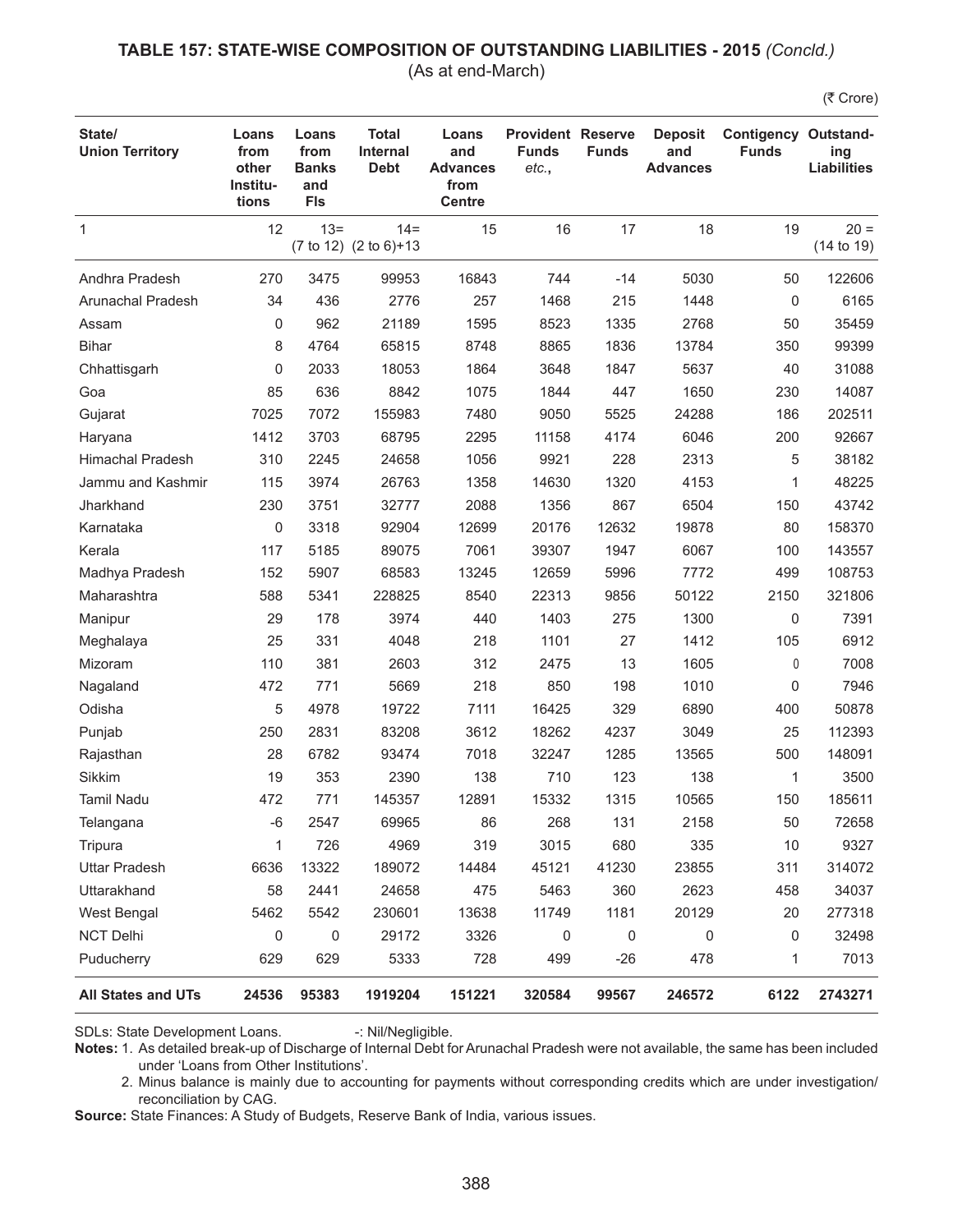**TABLE 157: STATE-WISE COMPOSITION OF OUTSTANDING LIABILITIES - 2015** *(Concld.)*
(As at end-March)

(₹ Crore)

| State/ Union Territory | Loans from other Institu-tions | Loans from Banks and FIs | Total Internal Debt | Loans and Advances from Centre | Provident Funds *etc.*, | Reserve Funds | Deposit and Advances | Contigency Funds | Outstand-ing Liabilities |
|---|---|---|---|---|---|---|---|---|---|
| 1 | 12 | 13= (7 to 12) | 14= (2 to 6)+13 | 15 | 16 | 17 | 18 | 19 | 20 = (14 to 19) |
| Andhra Pradesh | 270 | 3475 | 99953 | 16843 | 744 | -14 | 5030 | 50 | 122606 |
| Arunachal Pradesh | 34 | 436 | 2776 | 257 | 1468 | 215 | 1448 | 0 | 6165 |
| Assam | 0 | 962 | 21189 | 1595 | 8523 | 1335 | 2768 | 50 | 35459 |
| Bihar | 8 | 4764 | 65815 | 8748 | 8865 | 1836 | 13784 | 350 | 99399 |
| Chhattisgarh | 0 | 2033 | 18053 | 1864 | 3648 | 1847 | 5637 | 40 | 31088 |
| Goa | 85 | 636 | 8842 | 1075 | 1844 | 447 | 1650 | 230 | 14087 |
| Gujarat | 7025 | 7072 | 155983 | 7480 | 9050 | 5525 | 24288 | 186 | 202511 |
| Haryana | 1412 | 3703 | 68795 | 2295 | 11158 | 4174 | 6046 | 200 | 92667 |
| Himachal Pradesh | 310 | 2245 | 24658 | 1056 | 9921 | 228 | 2313 | 5 | 38182 |
| Jammu and Kashmir | 115 | 3974 | 26763 | 1358 | 14630 | 1320 | 4153 | 1 | 48225 |
| Jharkhand | 230 | 3751 | 32777 | 2088 | 1356 | 867 | 6504 | 150 | 43742 |
| Karnataka | 0 | 3318 | 92904 | 12699 | 20176 | 12632 | 19878 | 80 | 158370 |
| Kerala | 117 | 5185 | 89075 | 7061 | 39307 | 1947 | 6067 | 100 | 143557 |
| Madhya Pradesh | 152 | 5907 | 68583 | 13245 | 12659 | 5996 | 7772 | 499 | 108753 |
| Maharashtra | 588 | 5341 | 228825 | 8540 | 22313 | 9856 | 50122 | 2150 | 321806 |
| Manipur | 29 | 178 | 3974 | 440 | 1403 | 275 | 1300 | 0 | 7391 |
| Meghalaya | 25 | 331 | 4048 | 218 | 1101 | 27 | 1412 | 105 | 6912 |
| Mizoram | 110 | 381 | 2603 | 312 | 2475 | 13 | 1605 | 0 | 7008 |
| Nagaland | 472 | 771 | 5669 | 218 | 850 | 198 | 1010 | 0 | 7946 |
| Odisha | 5 | 4978 | 19722 | 7111 | 16425 | 329 | 6890 | 400 | 50878 |
| Punjab | 250 | 2831 | 83208 | 3612 | 18262 | 4237 | 3049 | 25 | 112393 |
| Rajasthan | 28 | 6782 | 93474 | 7018 | 32247 | 1285 | 13565 | 500 | 148091 |
| Sikkim | 19 | 353 | 2390 | 138 | 710 | 123 | 138 | 1 | 3500 |
| Tamil Nadu | 472 | 771 | 145357 | 12891 | 15332 | 1315 | 10565 | 150 | 185611 |
| Telangana | -6 | 2547 | 69965 | 86 | 268 | 131 | 2158 | 50 | 72658 |
| Tripura | 1 | 726 | 4969 | 319 | 3015 | 680 | 335 | 10 | 9327 |
| Uttar Pradesh | 6636 | 13322 | 189072 | 14484 | 45121 | 41230 | 23855 | 311 | 314072 |
| Uttarakhand | 58 | 2441 | 24658 | 475 | 5463 | 360 | 2623 | 458 | 34037 |
| West Bengal | 5462 | 5542 | 230601 | 13638 | 11749 | 1181 | 20129 | 20 | 277318 |
| NCT Delhi | 0 | 0 | 29172 | 3326 | 0 | 0 | 0 | 0 | 32498 |
| Puducherry | 629 | 629 | 5333 | 728 | 499 | -26 | 478 | 1 | 7013 |
| **All States and UTs** | **24536** | **95383** | **1919204** | **151221** | **320584** | **99567** | **246572** | **6122** | **2743271** |

SDLs: State Development Loans. -: Nil/Negligible.

**Notes:** 1. As detailed break-up of Discharge of Internal Debt for Arunachal Pradesh were not available, the same has been included under 'Loans from Other Institutions'.

2. Minus balance is mainly due to accounting for payments without corresponding credits which are under investigation/ reconciliation by CAG.

**Source:** State Finances: A Study of Budgets, Reserve Bank of India, various issues.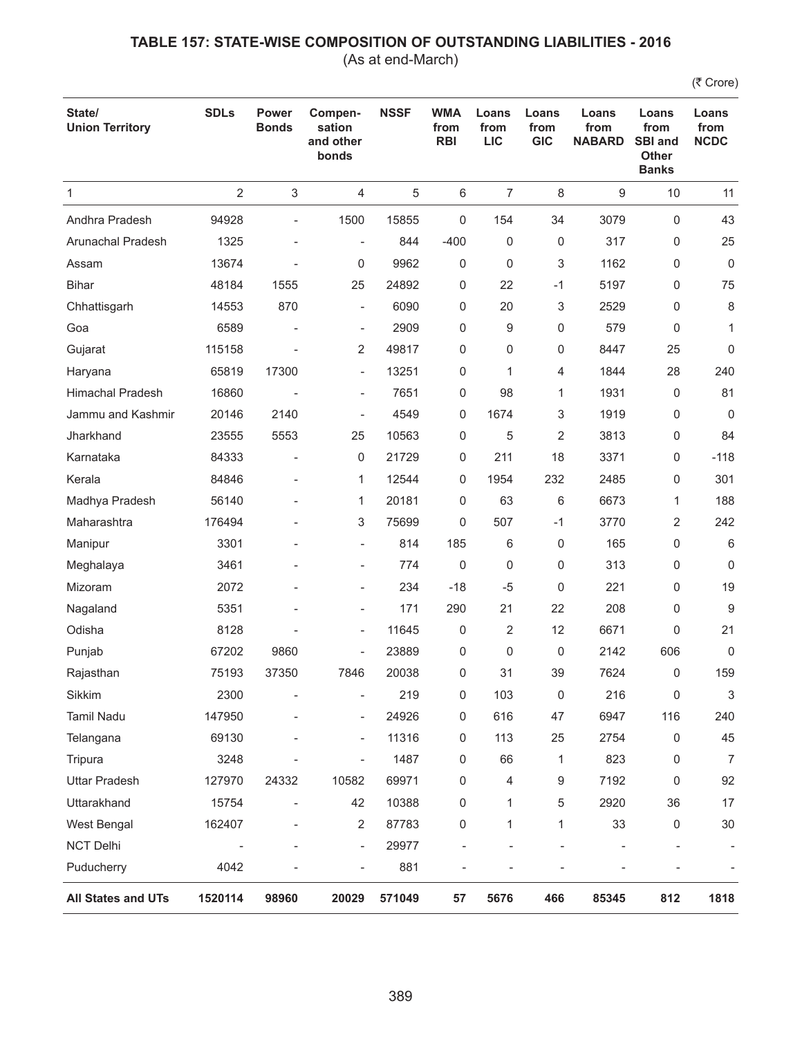# TABLE 157: STATE-WISE COMPOSITION OF OUTSTANDING LIABILITIES - 2016

(As at end-March)

(₹ Crore)

| State/ Union Territory | SDLs | Power Bonds | Compen-sation and other bonds | NSSF | WMA from RBI | Loans from LIC | Loans from GIC | Loans from NABARD | Loans from SBI and Other Banks | Loans from NCDC |
|---|---|---|---|---|---|---|---|---|---|---|
| 1 | 2 | 3 | 4 | 5 | 6 | 7 | 8 | 9 | 10 | 11 |
| Andhra Pradesh | 94928 | - | 1500 | 15855 | 0 | 154 | 34 | 3079 | 0 | 43 |
| Arunachal Pradesh | 1325 | - | - | 844 | -400 | 0 | 0 | 317 | 0 | 25 |
| Assam | 13674 | - | 0 | 9962 | 0 | 0 | 3 | 1162 | 0 | 0 |
| Bihar | 48184 | 1555 | 25 | 24892 | 0 | 22 | -1 | 5197 | 0 | 75 |
| Chhattisgarh | 14553 | 870 | - | 6090 | 0 | 20 | 3 | 2529 | 0 | 8 |
| Goa | 6589 | - | - | 2909 | 0 | 9 | 0 | 579 | 0 | 1 |
| Gujarat | 115158 | - | 2 | 49817 | 0 | 0 | 0 | 8447 | 25 | 0 |
| Haryana | 65819 | 17300 | - | 13251 | 0 | 1 | 4 | 1844 | 28 | 240 |
| Himachal Pradesh | 16860 | - | - | 7651 | 0 | 98 | 1 | 1931 | 0 | 81 |
| Jammu and Kashmir | 20146 | 2140 | - | 4549 | 0 | 1674 | 3 | 1919 | 0 | 0 |
| Jharkhand | 23555 | 5553 | 25 | 10563 | 0 | 5 | 2 | 3813 | 0 | 84 |
| Karnataka | 84333 | - | 0 | 21729 | 0 | 211 | 18 | 3371 | 0 | -118 |
| Kerala | 84846 | - | 1 | 12544 | 0 | 1954 | 232 | 2485 | 0 | 301 |
| Madhya Pradesh | 56140 | - | 1 | 20181 | 0 | 63 | 6 | 6673 | 1 | 188 |
| Maharashtra | 176494 | - | 3 | 75699 | 0 | 507 | -1 | 3770 | 2 | 242 |
| Manipur | 3301 | - | - | 814 | 185 | 6 | 0 | 165 | 0 | 6 |
| Meghalaya | 3461 | - | - | 774 | 0 | 0 | 0 | 313 | 0 | 0 |
| Mizoram | 2072 | - | - | 234 | -18 | -5 | 0 | 221 | 0 | 19 |
| Nagaland | 5351 | - | - | 171 | 290 | 21 | 22 | 208 | 0 | 9 |
| Odisha | 8128 | - | - | 11645 | 0 | 2 | 12 | 6671 | 0 | 21 |
| Punjab | 67202 | 9860 | - | 23889 | 0 | 0 | 0 | 2142 | 606 | 0 |
| Rajasthan | 75193 | 37350 | 7846 | 20038 | 0 | 31 | 39 | 7624 | 0 | 159 |
| Sikkim | 2300 | - | - | 219 | 0 | 103 | 0 | 216 | 0 | 3 |
| Tamil Nadu | 147950 | - | - | 24926 | 0 | 616 | 47 | 6947 | 116 | 240 |
| Telangana | 69130 | - | - | 11316 | 0 | 113 | 25 | 2754 | 0 | 45 |
| Tripura | 3248 | - | - | 1487 | 0 | 66 | 1 | 823 | 0 | 7 |
| Uttar Pradesh | 127970 | 24332 | 10582 | 69971 | 0 | 4 | 9 | 7192 | 0 | 92 |
| Uttarakhand | 15754 | - | 42 | 10388 | 0 | 1 | 5 | 2920 | 36 | 17 |
| West Bengal | 162407 | - | 2 | 87783 | 0 | 1 | 1 | 33 | 0 | 30 |
| NCT Delhi | - | - | - | 29977 | - | - | - | - | - | - |
| Puducherry | 4042 | - | - | 881 | - | - | - | - | - | - |
| **All States and UTs** | **1520114** | **98960** | **20029** | **571049** | **57** | **5676** | **466** | **85345** | **812** | **1818** |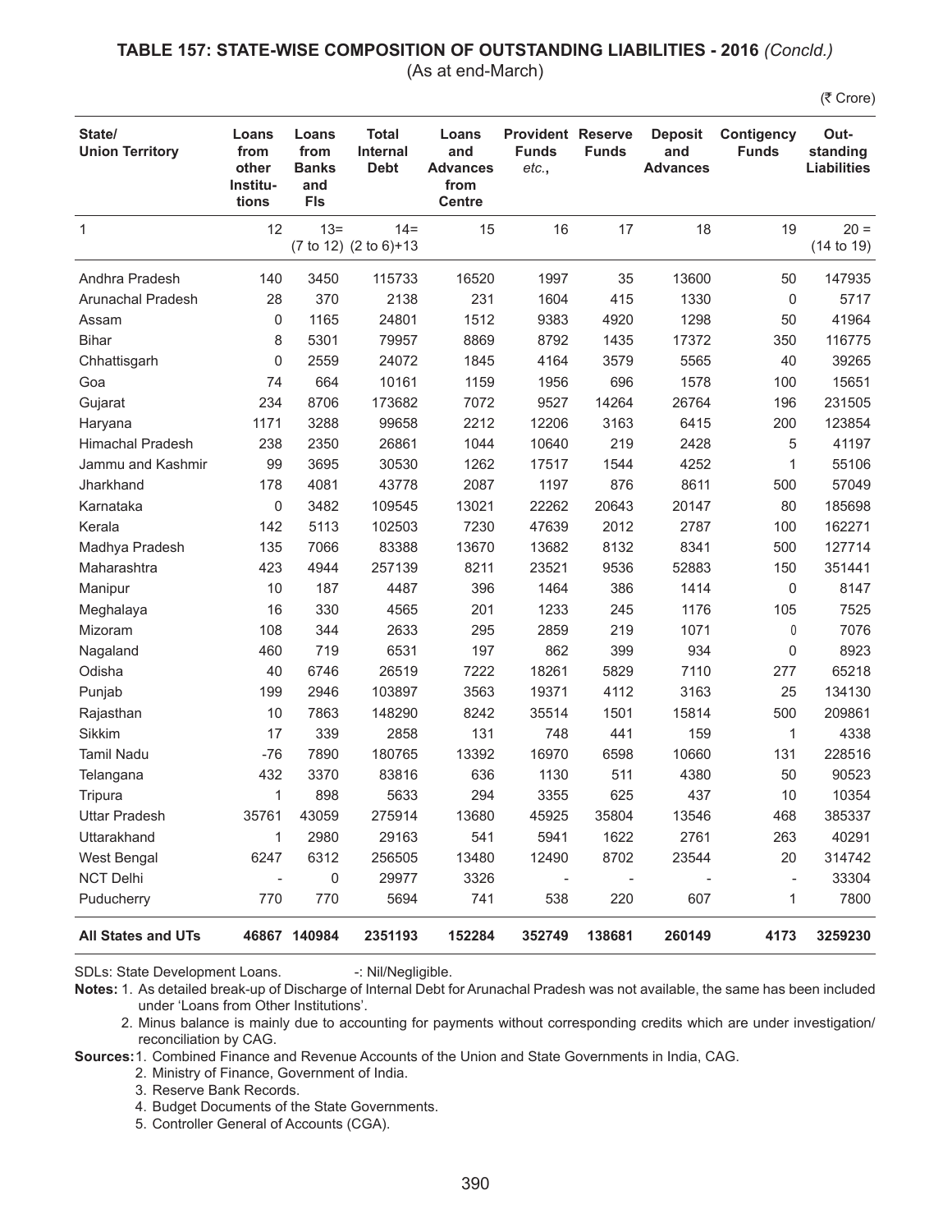## TABLE 157: STATE-WISE COMPOSITION OF OUTSTANDING LIABILITIES - 2016 *(Concld.)*

(As at end-March)

(₹ Crore)

| State/ Union Territory | Loans from other Institu-tions | Loans from Banks and FIs | Total Internal Debt | Loans and Advances from Centre | Provident Funds *etc.*, | Reserve Funds | Deposit and Advances | Contigency Funds | Out-standing Liabilities |
|---|---|---|---|---|---|---|---|---|---|
| 1 | 12 | 13= (7 to 12) | 14= (2 to 6)+13 | 15 | 16 | 17 | 18 | 19 | 20 = (14 to 19) |
| Andhra Pradesh | 140 | 3450 | 115733 | 16520 | 1997 | 35 | 13600 | 50 | 147935 |
| Arunachal Pradesh | 28 | 370 | 2138 | 231 | 1604 | 415 | 1330 | 0 | 5717 |
| Assam | 0 | 1165 | 24801 | 1512 | 9383 | 4920 | 1298 | 50 | 41964 |
| Bihar | 8 | 5301 | 79957 | 8869 | 8792 | 1435 | 17372 | 350 | 116775 |
| Chhattisgarh | 0 | 2559 | 24072 | 1845 | 4164 | 3579 | 5565 | 40 | 39265 |
| Goa | 74 | 664 | 10161 | 1159 | 1956 | 696 | 1578 | 100 | 15651 |
| Gujarat | 234 | 8706 | 173682 | 7072 | 9527 | 14264 | 26764 | 196 | 231505 |
| Haryana | 1171 | 3288 | 99658 | 2212 | 12206 | 3163 | 6415 | 200 | 123854 |
| Himachal Pradesh | 238 | 2350 | 26861 | 1044 | 10640 | 219 | 2428 | 5 | 41197 |
| Jammu and Kashmir | 99 | 3695 | 30530 | 1262 | 17517 | 1544 | 4252 | 1 | 55106 |
| Jharkhand | 178 | 4081 | 43778 | 2087 | 1197 | 876 | 8611 | 500 | 57049 |
| Karnataka | 0 | 3482 | 109545 | 13021 | 22262 | 20643 | 20147 | 80 | 185698 |
| Kerala | 142 | 5113 | 102503 | 7230 | 47639 | 2012 | 2787 | 100 | 162271 |
| Madhya Pradesh | 135 | 7066 | 83388 | 13670 | 13682 | 8132 | 8341 | 500 | 127714 |
| Maharashtra | 423 | 4944 | 257139 | 8211 | 23521 | 9536 | 52883 | 150 | 351441 |
| Manipur | 10 | 187 | 4487 | 396 | 1464 | 386 | 1414 | 0 | 8147 |
| Meghalaya | 16 | 330 | 4565 | 201 | 1233 | 245 | 1176 | 105 | 7525 |
| Mizoram | 108 | 344 | 2633 | 295 | 2859 | 219 | 1071 | 0 | 7076 |
| Nagaland | 460 | 719 | 6531 | 197 | 862 | 399 | 934 | 0 | 8923 |
| Odisha | 40 | 6746 | 26519 | 7222 | 18261 | 5829 | 7110 | 277 | 65218 |
| Punjab | 199 | 2946 | 103897 | 3563 | 19371 | 4112 | 3163 | 25 | 134130 |
| Rajasthan | 10 | 7863 | 148290 | 8242 | 35514 | 1501 | 15814 | 500 | 209861 |
| Sikkim | 17 | 339 | 2858 | 131 | 748 | 441 | 159 | 1 | 4338 |
| Tamil Nadu | -76 | 7890 | 180765 | 13392 | 16970 | 6598 | 10660 | 131 | 228516 |
| Telangana | 432 | 3370 | 83816 | 636 | 1130 | 511 | 4380 | 50 | 90523 |
| Tripura | 1 | 898 | 5633 | 294 | 3355 | 625 | 437 | 10 | 10354 |
| Uttar Pradesh | 35761 | 43059 | 275914 | 13680 | 45925 | 35804 | 13546 | 468 | 385337 |
| Uttarakhand | 1 | 2980 | 29163 | 541 | 5941 | 1622 | 2761 | 263 | 40291 |
| West Bengal | 6247 | 6312 | 256505 | 13480 | 12490 | 8702 | 23544 | 20 | 314742 |
| NCT Delhi | - | 0 | 29977 | 3326 | - | - | - | - | 33304 |
| Puducherry | 770 | 770 | 5694 | 741 | 538 | 220 | 607 | 1 | 7800 |
| **All States and UTs** | **46867** | **140984** | **2351193** | **152284** | **352749** | **138681** | **260149** | **4173** | **3259230** |

SDLs: State Development Loans. -: Nil/Negligible.

**Notes:** 1. As detailed break-up of Discharge of Internal Debt for Arunachal Pradesh was not available, the same has been included under 'Loans from Other Institutions'.

2. Minus balance is mainly due to accounting for payments without corresponding credits which are under investigation/ reconciliation by CAG.

**Sources:** 1. Combined Finance and Revenue Accounts of the Union and State Governments in India, CAG.

2. Ministry of Finance, Government of India.

3. Reserve Bank Records.

4. Budget Documents of the State Governments.

5. Controller General of Accounts (CGA).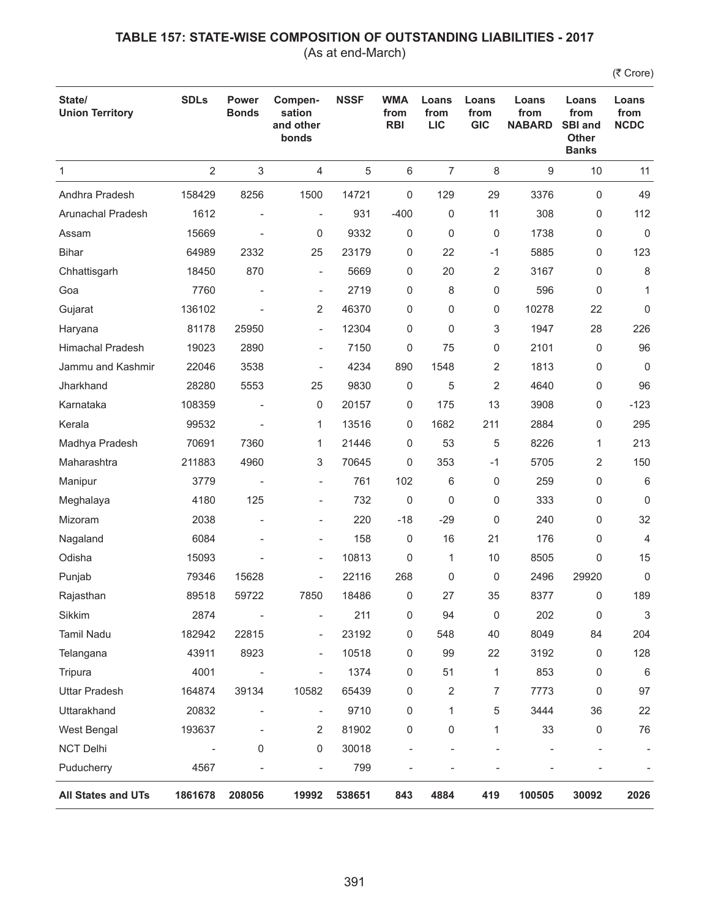## TABLE 157: STATE-WISE COMPOSITION OF OUTSTANDING LIABILITIES - 2017

(As at end-March)

(₹ Crore)

| State/ Union Territory | SDLs | Power Bonds | Compen-sation and other bonds | NSSF | WMA from RBI | Loans from LIC | Loans from GIC | Loans from NABARD | Loans from SBI and Other Banks | Loans from NCDC |
|---|---|---|---|---|---|---|---|---|---|---|
| 1 | 2 | 3 | 4 | 5 | 6 | 7 | 8 | 9 | 10 | 11 |
| Andhra Pradesh | 158429 | 8256 | 1500 | 14721 | 0 | 129 | 29 | 3376 | 0 | 49 |
| Arunachal Pradesh | 1612 | - | - | 931 | -400 | 0 | 11 | 308 | 0 | 112 |
| Assam | 15669 | - | 0 | 9332 | 0 | 0 | 0 | 1738 | 0 | 0 |
| Bihar | 64989 | 2332 | 25 | 23179 | 0 | 22 | -1 | 5885 | 0 | 123 |
| Chhattisgarh | 18450 | 870 | - | 5669 | 0 | 20 | 2 | 3167 | 0 | 8 |
| Goa | 7760 | - | - | 2719 | 0 | 8 | 0 | 596 | 0 | 1 |
| Gujarat | 136102 | - | 2 | 46370 | 0 | 0 | 0 | 10278 | 22 | 0 |
| Haryana | 81178 | 25950 | - | 12304 | 0 | 0 | 3 | 1947 | 28 | 226 |
| Himachal Pradesh | 19023 | 2890 | - | 7150 | 0 | 75 | 0 | 2101 | 0 | 96 |
| Jammu and Kashmir | 22046 | 3538 | - | 4234 | 890 | 1548 | 2 | 1813 | 0 | 0 |
| Jharkhand | 28280 | 5553 | 25 | 9830 | 0 | 5 | 2 | 4640 | 0 | 96 |
| Karnataka | 108359 | - | 0 | 20157 | 0 | 175 | 13 | 3908 | 0 | -123 |
| Kerala | 99532 | - | 1 | 13516 | 0 | 1682 | 211 | 2884 | 0 | 295 |
| Madhya Pradesh | 70691 | 7360 | 1 | 21446 | 0 | 53 | 5 | 8226 | 1 | 213 |
| Maharashtra | 211883 | 4960 | 3 | 70645 | 0 | 353 | -1 | 5705 | 2 | 150 |
| Manipur | 3779 | - | - | 761 | 102 | 6 | 0 | 259 | 0 | 6 |
| Meghalaya | 4180 | 125 | - | 732 | 0 | 0 | 0 | 333 | 0 | 0 |
| Mizoram | 2038 | - | - | 220 | -18 | -29 | 0 | 240 | 0 | 32 |
| Nagaland | 6084 | - | - | 158 | 0 | 16 | 21 | 176 | 0 | 4 |
| Odisha | 15093 | - | - | 10813 | 0 | 1 | 10 | 8505 | 0 | 15 |
| Punjab | 79346 | 15628 | - | 22116 | 268 | 0 | 0 | 2496 | 29920 | 0 |
| Rajasthan | 89518 | 59722 | 7850 | 18486 | 0 | 27 | 35 | 8377 | 0 | 189 |
| Sikkim | 2874 | - | - | 211 | 0 | 94 | 0 | 202 | 0 | 3 |
| Tamil Nadu | 182942 | 22815 | - | 23192 | 0 | 548 | 40 | 8049 | 84 | 204 |
| Telangana | 43911 | 8923 | - | 10518 | 0 | 99 | 22 | 3192 | 0 | 128 |
| Tripura | 4001 | - | - | 1374 | 0 | 51 | 1 | 853 | 0 | 6 |
| Uttar Pradesh | 164874 | 39134 | 10582 | 65439 | 0 | 2 | 7 | 7773 | 0 | 97 |
| Uttarakhand | 20832 | - | - | 9710 | 0 | 1 | 5 | 3444 | 36 | 22 |
| West Bengal | 193637 | - | 2 | 81902 | 0 | 0 | 1 | 33 | 0 | 76 |
| NCT Delhi | - | 0 | 0 | 30018 | - | - | - | - | - | - |
| Puducherry | 4567 | - | - | 799 | - | - | - | - | - | - |
| **All States and UTs** | **1861678** | **208056** | **19992** | **538651** | **843** | **4884** | **419** | **100505** | **30092** | **2026** |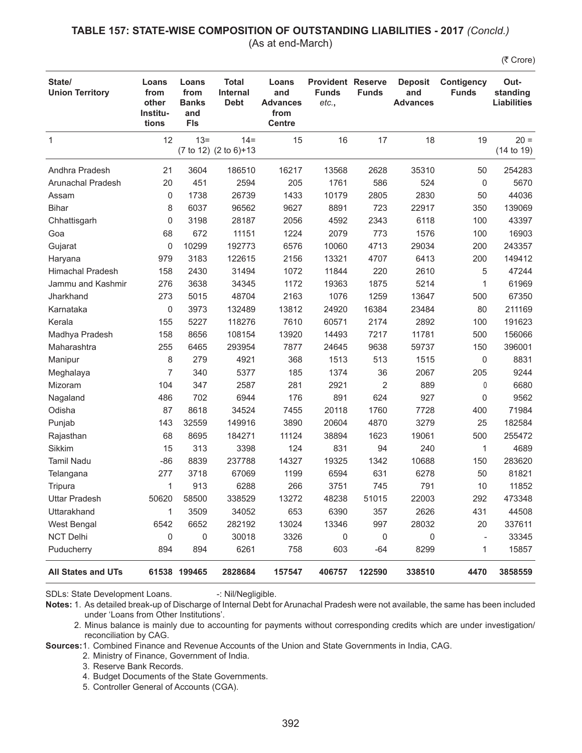## TABLE 157: STATE-WISE COMPOSITION OF OUTSTANDING LIABILITIES - 2017 *(Concld.)*

(As at end-March)

(₹ Crore)

| State/ Union Territory | Loans from other Institutions | Loans from Banks and FIs | Total Internal Debt | Loans and Advances from Centre | Provident Funds etc., | Reserve Funds | Deposit and Advances | Contigency Funds | Out-standing Liabilities |
|---|---|---|---|---|---|---|---|---|---|
| 1 | 12 | 13= (7 to 12) | 14= (2 to 6)+13 | 15 | 16 | 17 | 18 | 19 | 20 = (14 to 19) |
| Andhra Pradesh | 21 | 3604 | 186510 | 16217 | 13568 | 2628 | 35310 | 50 | 254283 |
| Arunachal Pradesh | 20 | 451 | 2594 | 205 | 1761 | 586 | 524 | 0 | 5670 |
| Assam | 0 | 1738 | 26739 | 1433 | 10179 | 2805 | 2830 | 50 | 44036 |
| Bihar | 8 | 6037 | 96562 | 9627 | 8891 | 723 | 22917 | 350 | 139069 |
| Chhattisgarh | 0 | 3198 | 28187 | 2056 | 4592 | 2343 | 6118 | 100 | 43397 |
| Goa | 68 | 672 | 11151 | 1224 | 2079 | 773 | 1576 | 100 | 16903 |
| Gujarat | 0 | 10299 | 192773 | 6576 | 10060 | 4713 | 29034 | 200 | 243357 |
| Haryana | 979 | 3183 | 122615 | 2156 | 13321 | 4707 | 6413 | 200 | 149412 |
| Himachal Pradesh | 158 | 2430 | 31494 | 1072 | 11844 | 220 | 2610 | 5 | 47244 |
| Jammu and Kashmir | 276 | 3638 | 34345 | 1172 | 19363 | 1875 | 5214 | 1 | 61969 |
| Jharkhand | 273 | 5015 | 48704 | 2163 | 1076 | 1259 | 13647 | 500 | 67350 |
| Karnataka | 0 | 3973 | 132489 | 13812 | 24920 | 16384 | 23484 | 80 | 211169 |
| Kerala | 155 | 5227 | 118276 | 7610 | 60571 | 2174 | 2892 | 100 | 191623 |
| Madhya Pradesh | 158 | 8656 | 108154 | 13920 | 14493 | 7217 | 11781 | 500 | 156066 |
| Maharashtra | 255 | 6465 | 293954 | 7877 | 24645 | 9638 | 59737 | 150 | 396001 |
| Manipur | 8 | 279 | 4921 | 368 | 1513 | 513 | 1515 | 0 | 8831 |
| Meghalaya | 7 | 340 | 5377 | 185 | 1374 | 36 | 2067 | 205 | 9244 |
| Mizoram | 104 | 347 | 2587 | 281 | 2921 | 2 | 889 | 0 | 6680 |
| Nagaland | 486 | 702 | 6944 | 176 | 891 | 624 | 927 | 0 | 9562 |
| Odisha | 87 | 8618 | 34524 | 7455 | 20118 | 1760 | 7728 | 400 | 71984 |
| Punjab | 143 | 32559 | 149916 | 3890 | 20604 | 4870 | 3279 | 25 | 182584 |
| Rajasthan | 68 | 8695 | 184271 | 11124 | 38894 | 1623 | 19061 | 500 | 255472 |
| Sikkim | 15 | 313 | 3398 | 124 | 831 | 94 | 240 | 1 | 4689 |
| Tamil Nadu | -86 | 8839 | 237788 | 14327 | 19325 | 1342 | 10688 | 150 | 283620 |
| Telangana | 277 | 3718 | 67069 | 1199 | 6594 | 631 | 6278 | 50 | 81821 |
| Tripura | 1 | 913 | 6288 | 266 | 3751 | 745 | 791 | 10 | 11852 |
| Uttar Pradesh | 50620 | 58500 | 338529 | 13272 | 48238 | 51015 | 22003 | 292 | 473348 |
| Uttarakhand | 1 | 3509 | 34052 | 653 | 6390 | 357 | 2626 | 431 | 44508 |
| West Bengal | 6542 | 6652 | 282192 | 13024 | 13346 | 997 | 28032 | 20 | 337611 |
| NCT Delhi | 0 | 0 | 30018 | 3326 | 0 | 0 | 0 | - | 33345 |
| Puducherry | 894 | 894 | 6261 | 758 | 603 | -64 | 8299 | 1 | 15857 |
| **All States and UTs** | **61538** | **199465** | **2828684** | **157547** | **406757** | **122590** | **338510** | **4470** | **3858559** |

SDLs: State Development Loans. -: Nil/Negligible.

**Notes:** 1. As detailed break-up of Discharge of Internal Debt for Arunachal Pradesh were not available, the same has been included under 'Loans from Other Institutions'.

2. Minus balance is mainly due to accounting for payments without corresponding credits which are under investigation/ reconciliation by CAG.

**Sources:** 1. Combined Finance and Revenue Accounts of the Union and State Governments in India, CAG.

2. Ministry of Finance, Government of India.

3. Reserve Bank Records.

4. Budget Documents of the State Governments.

5. Controller General of Accounts (CGA).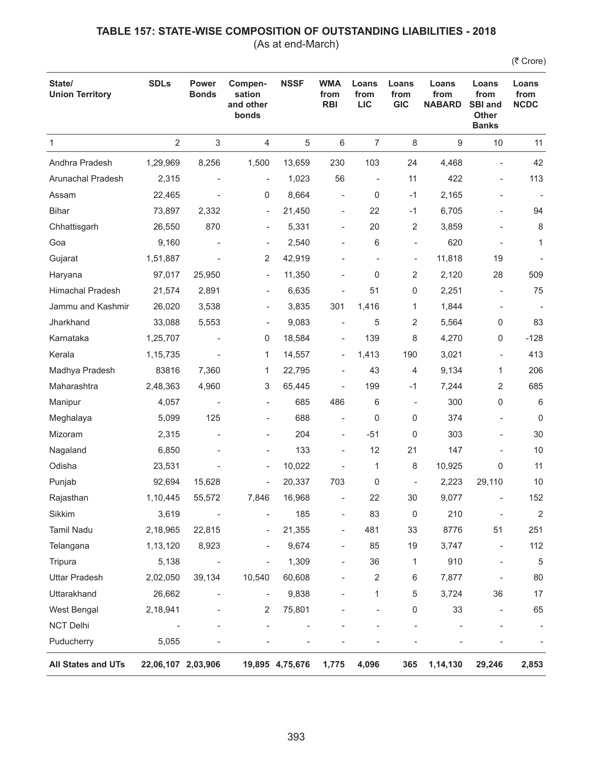# TABLE 157: STATE-WISE COMPOSITION OF OUTSTANDING LIABILITIES - 2018

(As at end-March)

(₹ Crore)

| State/ Union Territory | SDLs | Power Bonds | Compen-sation and other bonds | NSSF | WMA from RBI | Loans from LIC | Loans from GIC | Loans from NABARD | Loans from SBI and Other Banks | Loans from NCDC |
|---|---|---|---|---|---|---|---|---|---|---|
| 1 | 2 | 3 | 4 | 5 | 6 | 7 | 8 | 9 | 10 | 11 |
| Andhra Pradesh | 1,29,969 | 8,256 | 1,500 | 13,659 | 230 | 103 | 24 | 4,468 | - | 42 |
| Arunachal Pradesh | 2,315 | - | - | 1,023 | 56 | - | 11 | 422 | - | 113 |
| Assam | 22,465 | - | 0 | 8,664 | - | 0 | -1 | 2,165 | - | - |
| Bihar | 73,897 | 2,332 | - | 21,450 | - | 22 | -1 | 6,705 | - | 94 |
| Chhattisgarh | 26,550 | 870 | - | 5,331 | - | 20 | 2 | 3,859 | - | 8 |
| Goa | 9,160 | - | - | 2,540 | - | 6 | - | 620 | - | 1 |
| Gujarat | 1,51,887 | - | 2 | 42,919 | - | - | - | 11,818 | 19 | - |
| Haryana | 97,017 | 25,950 | - | 11,350 | - | 0 | 2 | 2,120 | 28 | 509 |
| Himachal Pradesh | 21,574 | 2,891 | - | 6,635 | - | 51 | 0 | 2,251 | - | 75 |
| Jammu and Kashmir | 26,020 | 3,538 | - | 3,835 | 301 | 1,416 | 1 | 1,844 | - | - |
| Jharkhand | 33,088 | 5,553 | - | 9,083 | - | 5 | 2 | 5,564 | 0 | 83 |
| Karnataka | 1,25,707 | - | 0 | 18,584 | - | 139 | 8 | 4,270 | 0 | -128 |
| Kerala | 1,15,735 | - | 1 | 14,557 | - | 1,413 | 190 | 3,021 | - | 413 |
| Madhya Pradesh | 83816 | 7,360 | 1 | 22,795 | - | 43 | 4 | 9,134 | 1 | 206 |
| Maharashtra | 2,48,363 | 4,960 | 3 | 65,445 | - | 199 | -1 | 7,244 | 2 | 685 |
| Manipur | 4,057 | - | - | 685 | 486 | 6 | - | 300 | 0 | 6 |
| Meghalaya | 5,099 | 125 | - | 688 | - | 0 | 0 | 374 | - | 0 |
| Mizoram | 2,315 | - | - | 204 | - | -51 | 0 | 303 | - | 30 |
| Nagaland | 6,850 | - | - | 133 | - | 12 | 21 | 147 | - | 10 |
| Odisha | 23,531 | - | - | 10,022 | - | 1 | 8 | 10,925 | 0 | 11 |
| Punjab | 92,694 | 15,628 | - | 20,337 | 703 | 0 | - | 2,223 | 29,110 | 10 |
| Rajasthan | 1,10,445 | 55,572 | 7,846 | 16,968 | - | 22 | 30 | 9,077 | - | 152 |
| Sikkim | 3,619 | - | - | 185 | - | 83 | 0 | 210 | - | 2 |
| Tamil Nadu | 2,18,965 | 22,815 | - | 21,355 | - | 481 | 33 | 8776 | 51 | 251 |
| Telangana | 1,13,120 | 8,923 | - | 9,674 | - | 85 | 19 | 3,747 | - | 112 |
| Tripura | 5,138 | - | - | 1,309 | - | 36 | 1 | 910 | - | 5 |
| Uttar Pradesh | 2,02,050 | 39,134 | 10,540 | 60,608 | - | 2 | 6 | 7,877 | - | 80 |
| Uttarakhand | 26,662 | - | - | 9,838 | - | 1 | 5 | 3,724 | 36 | 17 |
| West Bengal | 2,18,941 | - | 2 | 75,801 | - | - | 0 | 33 | - | 65 |
| NCT Delhi | - | - | - | - | - | - | - | - | - | - |
| Puducherry | 5,055 | - | - | - | - | - | - | - | - | - |
| **All States and UTs** | **22,06,107** | **2,03,906** | **19,895** | **4,75,676** | **1,775** | **4,096** | **365** | **1,14,130** | **29,246** | **2,853** |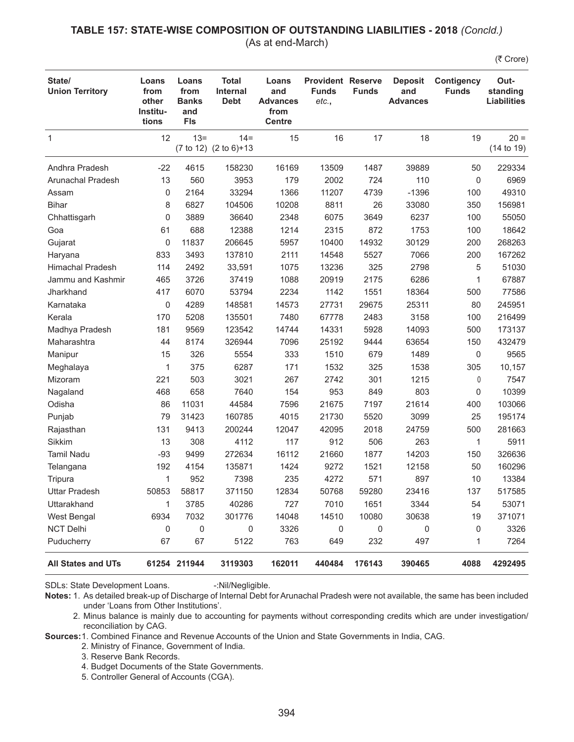## TABLE 157: STATE-WISE COMPOSITION OF OUTSTANDING LIABILITIES - 2018 *(Concld.)*

(As at end-March)

(₹ Crore)

| State/ Union Territory | Loans from other Institu-tions | Loans from Banks and FIs | Total Internal Debt | Loans and Advances from Centre | Provident Funds *etc.*, | Reserve Funds | Deposit and Advances | Contigency Funds | Out-standing Liabilities |
|---|---|---|---|---|---|---|---|---|---|
| 1 | 12 | 13= (7 to 12) | 14= (2 to 6)+13 | 15 | 16 | 17 | 18 | 19 | 20 = (14 to 19) |
| Andhra Pradesh | -22 | 4615 | 158230 | 16169 | 13509 | 1487 | 39889 | 50 | 229334 |
| Arunachal Pradesh | 13 | 560 | 3953 | 179 | 2002 | 724 | 110 | 0 | 6969 |
| Assam | 0 | 2164 | 33294 | 1366 | 11207 | 4739 | -1396 | 100 | 49310 |
| Bihar | 8 | 6827 | 104506 | 10208 | 8811 | 26 | 33080 | 350 | 156981 |
| Chhattisgarh | 0 | 3889 | 36640 | 2348 | 6075 | 3649 | 6237 | 100 | 55050 |
| Goa | 61 | 688 | 12388 | 1214 | 2315 | 872 | 1753 | 100 | 18642 |
| Gujarat | 0 | 11837 | 206645 | 5957 | 10400 | 14932 | 30129 | 200 | 268263 |
| Haryana | 833 | 3493 | 137810 | 2111 | 14548 | 5527 | 7066 | 200 | 167262 |
| Himachal Pradesh | 114 | 2492 | 33,591 | 1075 | 13236 | 325 | 2798 | 5 | 51030 |
| Jammu and Kashmir | 465 | 3726 | 37419 | 1088 | 20919 | 2175 | 6286 | 1 | 67887 |
| Jharkhand | 417 | 6070 | 53794 | 2234 | 1142 | 1551 | 18364 | 500 | 77586 |
| Karnataka | 0 | 4289 | 148581 | 14573 | 27731 | 29675 | 25311 | 80 | 245951 |
| Kerala | 170 | 5208 | 135501 | 7480 | 67778 | 2483 | 3158 | 100 | 216499 |
| Madhya Pradesh | 181 | 9569 | 123542 | 14744 | 14331 | 5928 | 14093 | 500 | 173137 |
| Maharashtra | 44 | 8174 | 326944 | 7096 | 25192 | 9444 | 63654 | 150 | 432479 |
| Manipur | 15 | 326 | 5554 | 333 | 1510 | 679 | 1489 | 0 | 9565 |
| Meghalaya | 1 | 375 | 6287 | 171 | 1532 | 325 | 1538 | 305 | 10,157 |
| Mizoram | 221 | 503 | 3021 | 267 | 2742 | 301 | 1215 | 0 | 7547 |
| Nagaland | 468 | 658 | 7640 | 154 | 953 | 849 | 803 | 0 | 10399 |
| Odisha | 86 | 11031 | 44584 | 7596 | 21675 | 7197 | 21614 | 400 | 103066 |
| Punjab | 79 | 31423 | 160785 | 4015 | 21730 | 5520 | 3099 | 25 | 195174 |
| Rajasthan | 131 | 9413 | 200244 | 12047 | 42095 | 2018 | 24759 | 500 | 281663 |
| Sikkim | 13 | 308 | 4112 | 117 | 912 | 506 | 263 | 1 | 5911 |
| Tamil Nadu | -93 | 9499 | 272634 | 16112 | 21660 | 1877 | 14203 | 150 | 326636 |
| Telangana | 192 | 4154 | 135871 | 1424 | 9272 | 1521 | 12158 | 50 | 160296 |
| Tripura | 1 | 952 | 7398 | 235 | 4272 | 571 | 897 | 10 | 13384 |
| Uttar Pradesh | 50853 | 58817 | 371150 | 12834 | 50768 | 59280 | 23416 | 137 | 517585 |
| Uttarakhand | 1 | 3785 | 40286 | 727 | 7010 | 1651 | 3344 | 54 | 53071 |
| West Bengal | 6934 | 7032 | 301776 | 14048 | 14510 | 10080 | 30638 | 19 | 371071 |
| NCT Delhi | 0 | 0 | 0 | 3326 | 0 | 0 | 0 | 0 | 3326 |
| Puducherry | 67 | 67 | 5122 | 763 | 649 | 232 | 497 | 1 | 7264 |
| **All States and UTs** | **61254** | **211944** | **3119303** | **162011** | **440484** | **176143** | **390465** | **4088** | **4292495** |

SDLs: State Development Loans. -:Nil/Negligible.

**Notes:** 1. As detailed break-up of Discharge of Internal Debt for Arunachal Pradesh were not available, the same has been included under 'Loans from Other Institutions'.

2. Minus balance is mainly due to accounting for payments without corresponding credits which are under investigation/ reconciliation by CAG.

**Sources:** 1. Combined Finance and Revenue Accounts of the Union and State Governments in India, CAG.

2. Ministry of Finance, Government of India.

3. Reserve Bank Records.

4. Budget Documents of the State Governments.

5. Controller General of Accounts (CGA).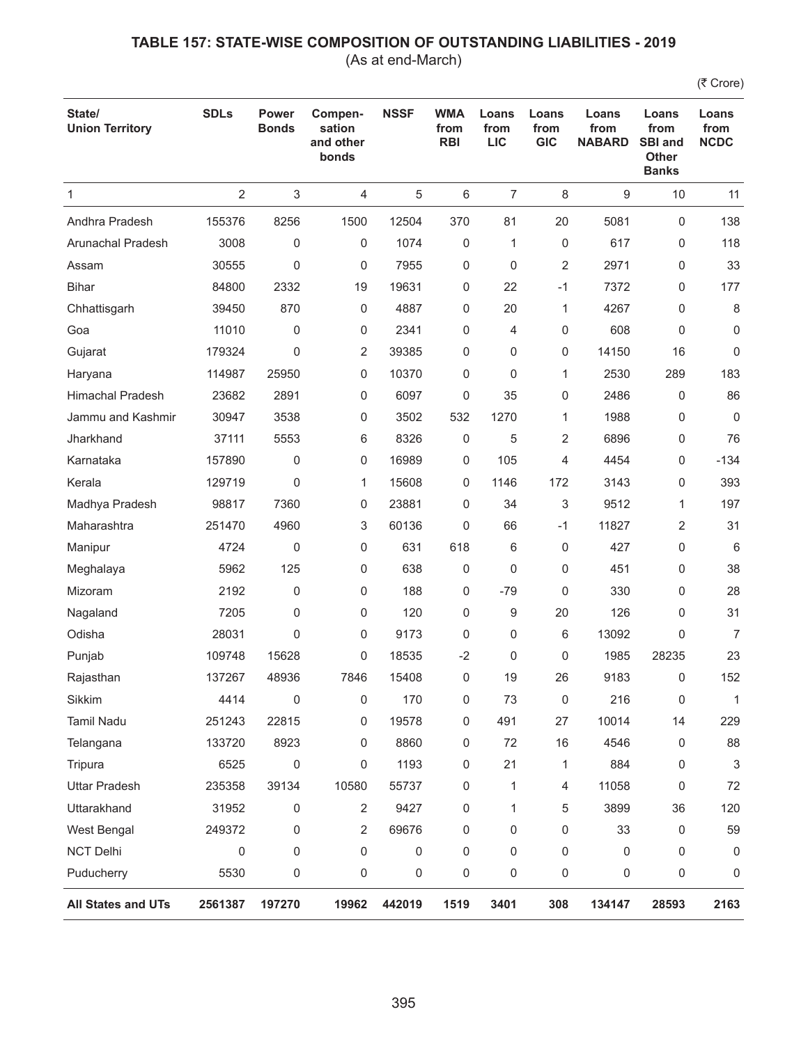# TABLE 157: STATE-WISE COMPOSITION OF OUTSTANDING LIABILITIES - 2019

(As at end-March)

(₹ Crore)

| State/ Union Territory | SDLs | Power Bonds | Compen-sation and other bonds | NSSF | WMA from RBI | Loans from LIC | Loans from GIC | Loans from NABARD | Loans from SBI and Other Banks | Loans from NCDC |
|---|---|---|---|---|---|---|---|---|---|---|
| 1 | 2 | 3 | 4 | 5 | 6 | 7 | 8 | 9 | 10 | 11 |
| Andhra Pradesh | 155376 | 8256 | 1500 | 12504 | 370 | 81 | 20 | 5081 | 0 | 138 |
| Arunachal Pradesh | 3008 | 0 | 0 | 1074 | 0 | 1 | 0 | 617 | 0 | 118 |
| Assam | 30555 | 0 | 0 | 7955 | 0 | 0 | 2 | 2971 | 0 | 33 |
| Bihar | 84800 | 2332 | 19 | 19631 | 0 | 22 | -1 | 7372 | 0 | 177 |
| Chhattisgarh | 39450 | 870 | 0 | 4887 | 0 | 20 | 1 | 4267 | 0 | 8 |
| Goa | 11010 | 0 | 0 | 2341 | 0 | 4 | 0 | 608 | 0 | 0 |
| Gujarat | 179324 | 0 | 2 | 39385 | 0 | 0 | 0 | 14150 | 16 | 0 |
| Haryana | 114987 | 25950 | 0 | 10370 | 0 | 0 | 1 | 2530 | 289 | 183 |
| Himachal Pradesh | 23682 | 2891 | 0 | 6097 | 0 | 35 | 0 | 2486 | 0 | 86 |
| Jammu and Kashmir | 30947 | 3538 | 0 | 3502 | 532 | 1270 | 1 | 1988 | 0 | 0 |
| Jharkhand | 37111 | 5553 | 6 | 8326 | 0 | 5 | 2 | 6896 | 0 | 76 |
| Karnataka | 157890 | 0 | 0 | 16989 | 0 | 105 | 4 | 4454 | 0 | -134 |
| Kerala | 129719 | 0 | 1 | 15608 | 0 | 1146 | 172 | 3143 | 0 | 393 |
| Madhya Pradesh | 98817 | 7360 | 0 | 23881 | 0 | 34 | 3 | 9512 | 1 | 197 |
| Maharashtra | 251470 | 4960 | 3 | 60136 | 0 | 66 | -1 | 11827 | 2 | 31 |
| Manipur | 4724 | 0 | 0 | 631 | 618 | 6 | 0 | 427 | 0 | 6 |
| Meghalaya | 5962 | 125 | 0 | 638 | 0 | 0 | 0 | 451 | 0 | 38 |
| Mizoram | 2192 | 0 | 0 | 188 | 0 | -79 | 0 | 330 | 0 | 28 |
| Nagaland | 7205 | 0 | 0 | 120 | 0 | 9 | 20 | 126 | 0 | 31 |
| Odisha | 28031 | 0 | 0 | 9173 | 0 | 0 | 6 | 13092 | 0 | 7 |
| Punjab | 109748 | 15628 | 0 | 18535 | -2 | 0 | 0 | 1985 | 28235 | 23 |
| Rajasthan | 137267 | 48936 | 7846 | 15408 | 0 | 19 | 26 | 9183 | 0 | 152 |
| Sikkim | 4414 | 0 | 0 | 170 | 0 | 73 | 0 | 216 | 0 | 1 |
| Tamil Nadu | 251243 | 22815 | 0 | 19578 | 0 | 491 | 27 | 10014 | 14 | 229 |
| Telangana | 133720 | 8923 | 0 | 8860 | 0 | 72 | 16 | 4546 | 0 | 88 |
| Tripura | 6525 | 0 | 0 | 1193 | 0 | 21 | 1 | 884 | 0 | 3 |
| Uttar Pradesh | 235358 | 39134 | 10580 | 55737 | 0 | 1 | 4 | 11058 | 0 | 72 |
| Uttarakhand | 31952 | 0 | 2 | 9427 | 0 | 1 | 5 | 3899 | 36 | 120 |
| West Bengal | 249372 | 0 | 2 | 69676 | 0 | 0 | 0 | 33 | 0 | 59 |
| NCT Delhi | 0 | 0 | 0 | 0 | 0 | 0 | 0 | 0 | 0 | 0 |
| Puducherry | 5530 | 0 | 0 | 0 | 0 | 0 | 0 | 0 | 0 | 0 |
| **All States and UTs** | **2561387** | **197270** | **19962** | **442019** | **1519** | **3401** | **308** | **134147** | **28593** | **2163** |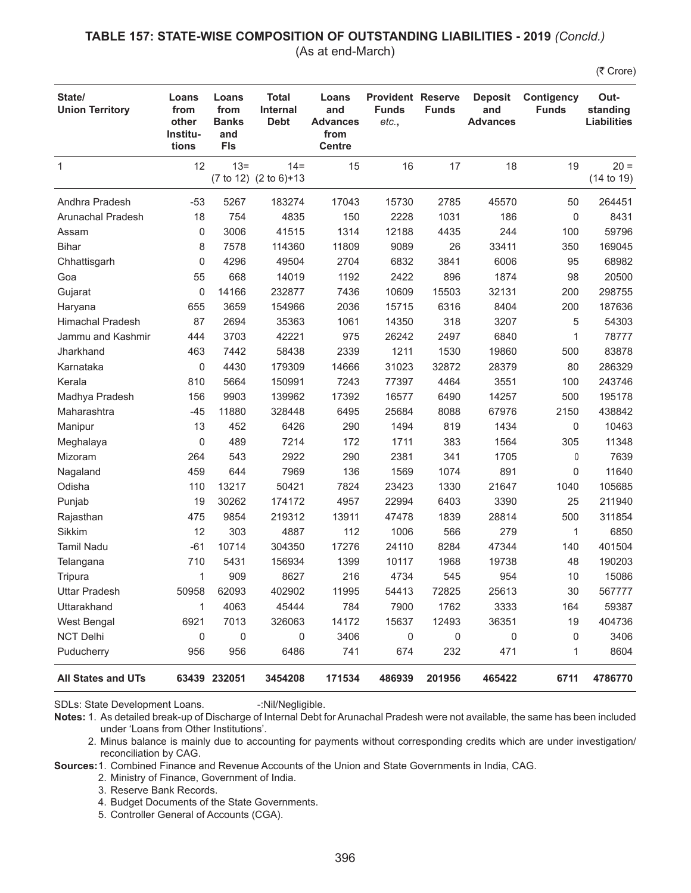## TABLE 157: STATE-WISE COMPOSITION OF OUTSTANDING LIABILITIES - 2019 *(Concld.)*

(As at end-March)

(₹ Crore)

| State/ Union Territory | Loans from other Institutions | Loans from Banks and FIs | Total Internal Debt | Loans and Advances from Centre | Provident Funds etc., | Reserve Funds | Deposit and Advances | Contigency Funds | Out-standing Liabilities |
|---|---|---|---|---|---|---|---|---|---|
| 1 | 12 | 13= (7 to 12) | 14= (2 to 6)+13 | 15 | 16 | 17 | 18 | 19 | 20 = (14 to 19) |
| Andhra Pradesh | -53 | 5267 | 183274 | 17043 | 15730 | 2785 | 45570 | 50 | 264451 |
| Arunachal Pradesh | 18 | 754 | 4835 | 150 | 2228 | 1031 | 186 | 0 | 8431 |
| Assam | 0 | 3006 | 41515 | 1314 | 12188 | 4435 | 244 | 100 | 59796 |
| Bihar | 8 | 7578 | 114360 | 11809 | 9089 | 26 | 33411 | 350 | 169045 |
| Chhattisgarh | 0 | 4296 | 49504 | 2704 | 6832 | 3841 | 6006 | 95 | 68982 |
| Goa | 55 | 668 | 14019 | 1192 | 2422 | 896 | 1874 | 98 | 20500 |
| Gujarat | 0 | 14166 | 232877 | 7436 | 10609 | 15503 | 32131 | 200 | 298755 |
| Haryana | 655 | 3659 | 154966 | 2036 | 15715 | 6316 | 8404 | 200 | 187636 |
| Himachal Pradesh | 87 | 2694 | 35363 | 1061 | 14350 | 318 | 3207 | 5 | 54303 |
| Jammu and Kashmir | 444 | 3703 | 42221 | 975 | 26242 | 2497 | 6840 | 1 | 78777 |
| Jharkhand | 463 | 7442 | 58438 | 2339 | 1211 | 1530 | 19860 | 500 | 83878 |
| Karnataka | 0 | 4430 | 179309 | 14666 | 31023 | 32872 | 28379 | 80 | 286329 |
| Kerala | 810 | 5664 | 150991 | 7243 | 77397 | 4464 | 3551 | 100 | 243746 |
| Madhya Pradesh | 156 | 9903 | 139962 | 17392 | 16577 | 6490 | 14257 | 500 | 195178 |
| Maharashtra | -45 | 11880 | 328448 | 6495 | 25684 | 8088 | 67976 | 2150 | 438842 |
| Manipur | 13 | 452 | 6426 | 290 | 1494 | 819 | 1434 | 0 | 10463 |
| Meghalaya | 0 | 489 | 7214 | 172 | 1711 | 383 | 1564 | 305 | 11348 |
| Mizoram | 264 | 543 | 2922 | 290 | 2381 | 341 | 1705 | 0 | 7639 |
| Nagaland | 459 | 644 | 7969 | 136 | 1569 | 1074 | 891 | 0 | 11640 |
| Odisha | 110 | 13217 | 50421 | 7824 | 23423 | 1330 | 21647 | 1040 | 105685 |
| Punjab | 19 | 30262 | 174172 | 4957 | 22994 | 6403 | 3390 | 25 | 211940 |
| Rajasthan | 475 | 9854 | 219312 | 13911 | 47478 | 1839 | 28814 | 500 | 311854 |
| Sikkim | 12 | 303 | 4887 | 112 | 1006 | 566 | 279 | 1 | 6850 |
| Tamil Nadu | -61 | 10714 | 304350 | 17276 | 24110 | 8284 | 47344 | 140 | 401504 |
| Telangana | 710 | 5431 | 156934 | 1399 | 10117 | 1968 | 19738 | 48 | 190203 |
| Tripura | 1 | 909 | 8627 | 216 | 4734 | 545 | 954 | 10 | 15086 |
| Uttar Pradesh | 50958 | 62093 | 402902 | 11995 | 54413 | 72825 | 25613 | 30 | 567777 |
| Uttarakhand | 1 | 4063 | 45444 | 784 | 7900 | 1762 | 3333 | 164 | 59387 |
| West Bengal | 6921 | 7013 | 326063 | 14172 | 15637 | 12493 | 36351 | 19 | 404736 |
| NCT Delhi | 0 | 0 | 0 | 3406 | 0 | 0 | 0 | 0 | 3406 |
| Puducherry | 956 | 956 | 6486 | 741 | 674 | 232 | 471 | 1 | 8604 |
| **All States and UTs** | **63439** | **232051** | **3454208** | **171534** | **486939** | **201956** | **465422** | **6711** | **4786770** |

SDLs: State Development Loans. -:Nil/Negligible.

**Notes:** 1. As detailed break-up of Discharge of Internal Debt for Arunachal Pradesh were not available, the same has been included under 'Loans from Other Institutions'.

2. Minus balance is mainly due to accounting for payments without corresponding credits which are under investigation/ reconciliation by CAG.

**Sources:** 1. Combined Finance and Revenue Accounts of the Union and State Governments in India, CAG.

2. Ministry of Finance, Government of India.

3. Reserve Bank Records.

4. Budget Documents of the State Governments.

5. Controller General of Accounts (CGA).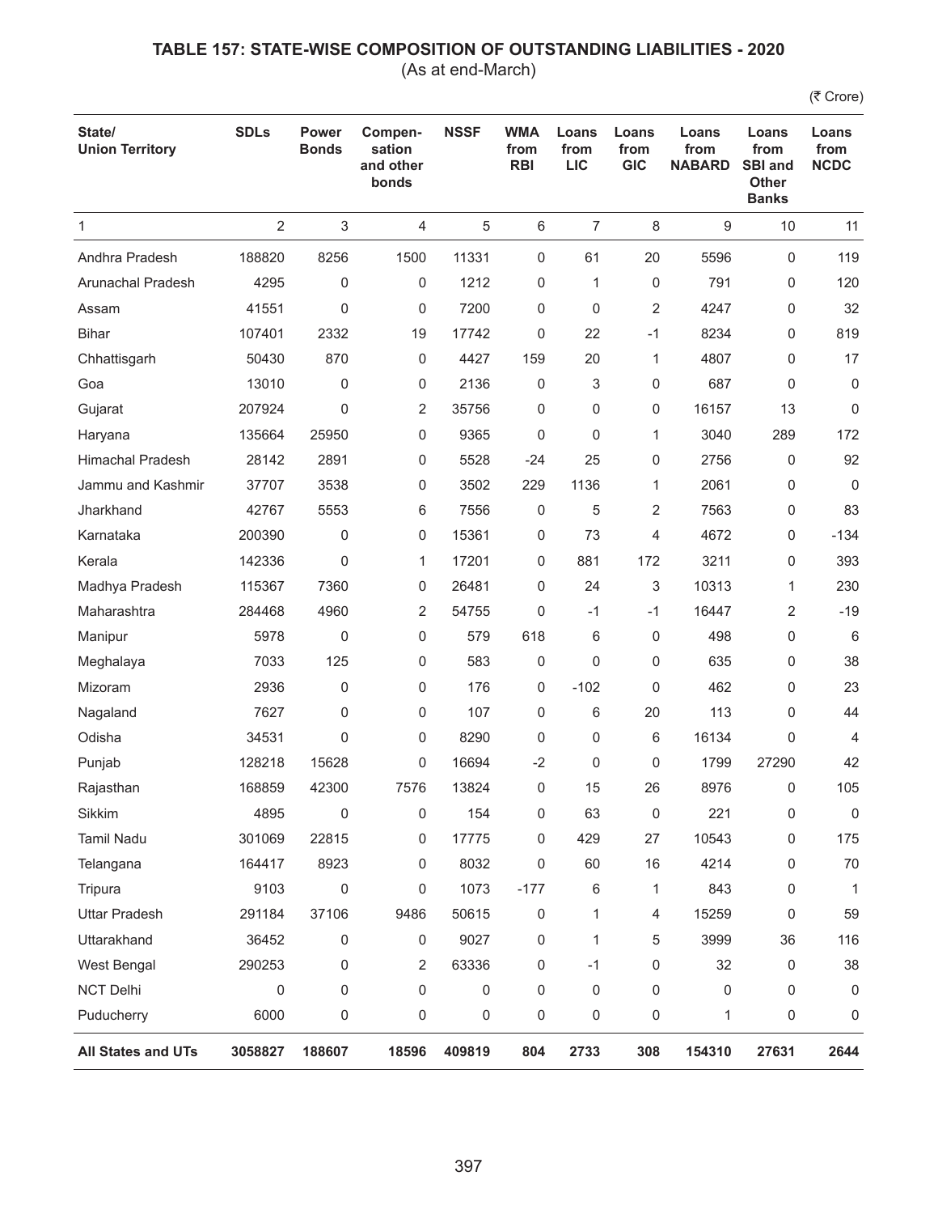# TABLE 157: STATE-WISE COMPOSITION OF OUTSTANDING LIABILITIES - 2020

(As at end-March)

(₹ Crore)

| State/ Union Territory | SDLs | Power Bonds | Compen-sation and other bonds | NSSF | WMA from RBI | Loans from LIC | Loans from GIC | Loans from NABARD | Loans from SBI and Other Banks | Loans from NCDC |
|---|---|---|---|---|---|---|---|---|---|---|
| 1 | 2 | 3 | 4 | 5 | 6 | 7 | 8 | 9 | 10 | 11 |
| Andhra Pradesh | 188820 | 8256 | 1500 | 11331 | 0 | 61 | 20 | 5596 | 0 | 119 |
| Arunachal Pradesh | 4295 | 0 | 0 | 1212 | 0 | 1 | 0 | 791 | 0 | 120 |
| Assam | 41551 | 0 | 0 | 7200 | 0 | 0 | 2 | 4247 | 0 | 32 |
| Bihar | 107401 | 2332 | 19 | 17742 | 0 | 22 | -1 | 8234 | 0 | 819 |
| Chhattisgarh | 50430 | 870 | 0 | 4427 | 159 | 20 | 1 | 4807 | 0 | 17 |
| Goa | 13010 | 0 | 0 | 2136 | 0 | 3 | 0 | 687 | 0 | 0 |
| Gujarat | 207924 | 0 | 2 | 35756 | 0 | 0 | 0 | 16157 | 13 | 0 |
| Haryana | 135664 | 25950 | 0 | 9365 | 0 | 0 | 1 | 3040 | 289 | 172 |
| Himachal Pradesh | 28142 | 2891 | 0 | 5528 | -24 | 25 | 0 | 2756 | 0 | 92 |
| Jammu and Kashmir | 37707 | 3538 | 0 | 3502 | 229 | 1136 | 1 | 2061 | 0 | 0 |
| Jharkhand | 42767 | 5553 | 6 | 7556 | 0 | 5 | 2 | 7563 | 0 | 83 |
| Karnataka | 200390 | 0 | 0 | 15361 | 0 | 73 | 4 | 4672 | 0 | -134 |
| Kerala | 142336 | 0 | 1 | 17201 | 0 | 881 | 172 | 3211 | 0 | 393 |
| Madhya Pradesh | 115367 | 7360 | 0 | 26481 | 0 | 24 | 3 | 10313 | 1 | 230 |
| Maharashtra | 284468 | 4960 | 2 | 54755 | 0 | -1 | -1 | 16447 | 2 | -19 |
| Manipur | 5978 | 0 | 0 | 579 | 618 | 6 | 0 | 498 | 0 | 6 |
| Meghalaya | 7033 | 125 | 0 | 583 | 0 | 0 | 0 | 635 | 0 | 38 |
| Mizoram | 2936 | 0 | 0 | 176 | 0 | -102 | 0 | 462 | 0 | 23 |
| Nagaland | 7627 | 0 | 0 | 107 | 0 | 6 | 20 | 113 | 0 | 44 |
| Odisha | 34531 | 0 | 0 | 8290 | 0 | 0 | 6 | 16134 | 0 | 4 |
| Punjab | 128218 | 15628 | 0 | 16694 | -2 | 0 | 0 | 1799 | 27290 | 42 |
| Rajasthan | 168859 | 42300 | 7576 | 13824 | 0 | 15 | 26 | 8976 | 0 | 105 |
| Sikkim | 4895 | 0 | 0 | 154 | 0 | 63 | 0 | 221 | 0 | 0 |
| Tamil Nadu | 301069 | 22815 | 0 | 17775 | 0 | 429 | 27 | 10543 | 0 | 175 |
| Telangana | 164417 | 8923 | 0 | 8032 | 0 | 60 | 16 | 4214 | 0 | 70 |
| Tripura | 9103 | 0 | 0 | 1073 | -177 | 6 | 1 | 843 | 0 | 1 |
| Uttar Pradesh | 291184 | 37106 | 9486 | 50615 | 0 | 1 | 4 | 15259 | 0 | 59 |
| Uttarakhand | 36452 | 0 | 0 | 9027 | 0 | 1 | 5 | 3999 | 36 | 116 |
| West Bengal | 290253 | 0 | 2 | 63336 | 0 | -1 | 0 | 32 | 0 | 38 |
| NCT Delhi | 0 | 0 | 0 | 0 | 0 | 0 | 0 | 0 | 0 | 0 |
| Puducherry | 6000 | 0 | 0 | 0 | 0 | 0 | 0 | 1 | 0 | 0 |
| **All States and UTs** | **3058827** | **188607** | **18596** | **409819** | **804** | **2733** | **308** | **154310** | **27631** | **2644** |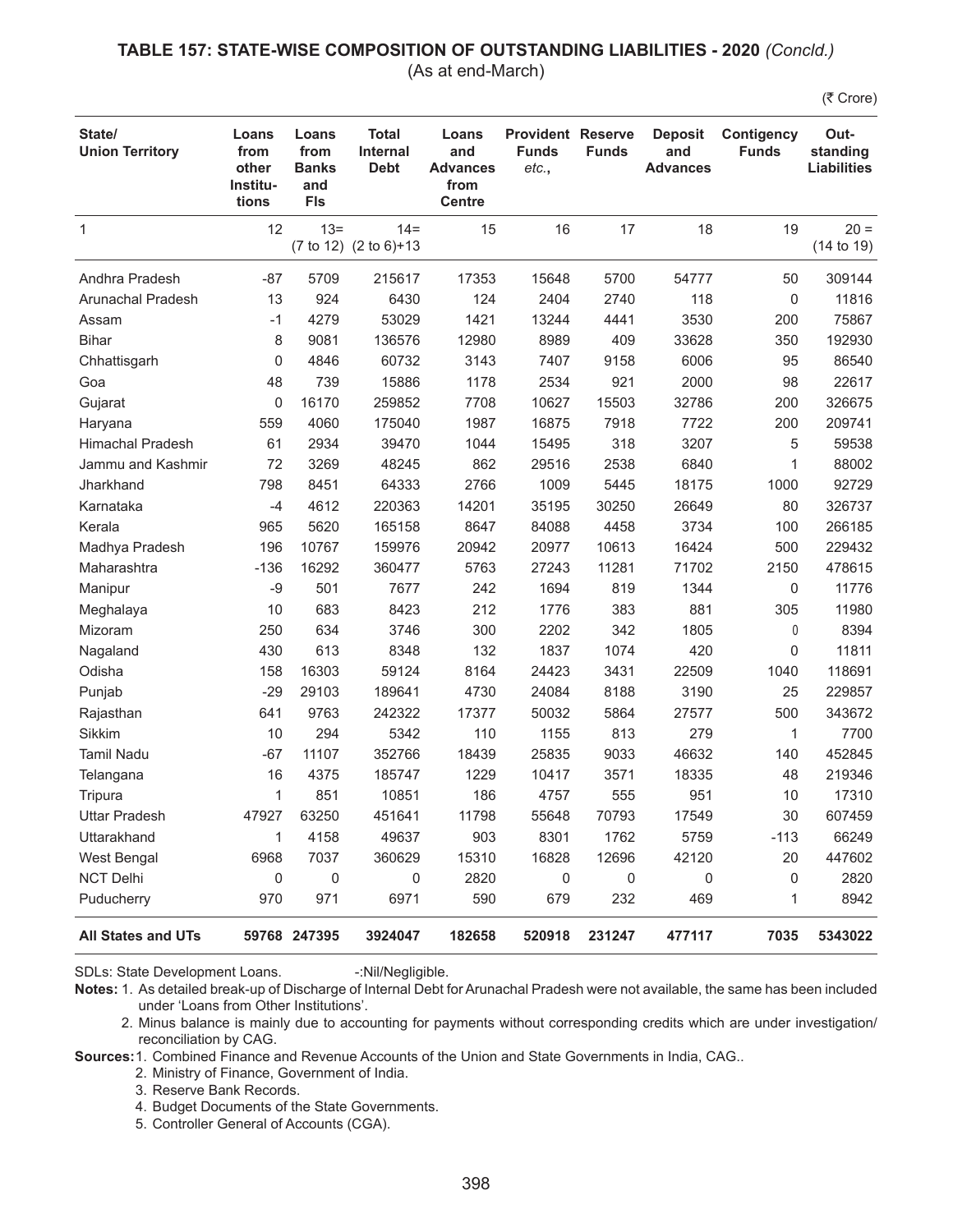## TABLE 157: STATE-WISE COMPOSITION OF OUTSTANDING LIABILITIES - 2020 *(Concld.)*

(As at end-March)

(₹ Crore)

| State/ Union Territory | Loans from other Institutions | Loans from Banks and FIs | Total Internal Debt | Loans and Advances from Centre | Provident Funds *etc.*, | Reserve Funds | Deposit and Advances | Contigency Funds | Out-standing Liabilities |
|---|---|---|---|---|---|---|---|---|---|
| 1 | 12 | 13= (7 to 12) | 14= (2 to 6)+13 | 15 | 16 | 17 | 18 | 19 | 20 = (14 to 19) |
| Andhra Pradesh | -87 | 5709 | 215617 | 17353 | 15648 | 5700 | 54777 | 50 | 309144 |
| Arunachal Pradesh | 13 | 924 | 6430 | 124 | 2404 | 2740 | 118 | 0 | 11816 |
| Assam | -1 | 4279 | 53029 | 1421 | 13244 | 4441 | 3530 | 200 | 75867 |
| Bihar | 8 | 9081 | 136576 | 12980 | 8989 | 409 | 33628 | 350 | 192930 |
| Chhattisgarh | 0 | 4846 | 60732 | 3143 | 7407 | 9158 | 6006 | 95 | 86540 |
| Goa | 48 | 739 | 15886 | 1178 | 2534 | 921 | 2000 | 98 | 22617 |
| Gujarat | 0 | 16170 | 259852 | 7708 | 10627 | 15503 | 32786 | 200 | 326675 |
| Haryana | 559 | 4060 | 175040 | 1987 | 16875 | 7918 | 7722 | 200 | 209741 |
| Himachal Pradesh | 61 | 2934 | 39470 | 1044 | 15495 | 318 | 3207 | 5 | 59538 |
| Jammu and Kashmir | 72 | 3269 | 48245 | 862 | 29516 | 2538 | 6840 | 1 | 88002 |
| Jharkhand | 798 | 8451 | 64333 | 2766 | 1009 | 5445 | 18175 | 1000 | 92729 |
| Karnataka | -4 | 4612 | 220363 | 14201 | 35195 | 30250 | 26649 | 80 | 326737 |
| Kerala | 965 | 5620 | 165158 | 8647 | 84088 | 4458 | 3734 | 100 | 266185 |
| Madhya Pradesh | 196 | 10767 | 159976 | 20942 | 20977 | 10613 | 16424 | 500 | 229432 |
| Maharashtra | -136 | 16292 | 360477 | 5763 | 27243 | 11281 | 71702 | 2150 | 478615 |
| Manipur | -9 | 501 | 7677 | 242 | 1694 | 819 | 1344 | 0 | 11776 |
| Meghalaya | 10 | 683 | 8423 | 212 | 1776 | 383 | 881 | 305 | 11980 |
| Mizoram | 250 | 634 | 3746 | 300 | 2202 | 342 | 1805 | 0 | 8394 |
| Nagaland | 430 | 613 | 8348 | 132 | 1837 | 1074 | 420 | 0 | 11811 |
| Odisha | 158 | 16303 | 59124 | 8164 | 24423 | 3431 | 22509 | 1040 | 118691 |
| Punjab | -29 | 29103 | 189641 | 4730 | 24084 | 8188 | 3190 | 25 | 229857 |
| Rajasthan | 641 | 9763 | 242322 | 17377 | 50032 | 5864 | 27577 | 500 | 343672 |
| Sikkim | 10 | 294 | 5342 | 110 | 1155 | 813 | 279 | 1 | 7700 |
| Tamil Nadu | -67 | 11107 | 352766 | 18439 | 25835 | 9033 | 46632 | 140 | 452845 |
| Telangana | 16 | 4375 | 185747 | 1229 | 10417 | 3571 | 18335 | 48 | 219346 |
| Tripura | 1 | 851 | 10851 | 186 | 4757 | 555 | 951 | 10 | 17310 |
| Uttar Pradesh | 47927 | 63250 | 451641 | 11798 | 55648 | 70793 | 17549 | 30 | 607459 |
| Uttarakhand | 1 | 4158 | 49637 | 903 | 8301 | 1762 | 5759 | -113 | 66249 |
| West Bengal | 6968 | 7037 | 360629 | 15310 | 16828 | 12696 | 42120 | 20 | 447602 |
| NCT Delhi | 0 | 0 | 0 | 2820 | 0 | 0 | 0 | 0 | 2820 |
| Puducherry | 970 | 971 | 6971 | 590 | 679 | 232 | 469 | 1 | 8942 |
| **All States and UTs** | **59768** | **247395** | **3924047** | **182658** | **520918** | **231247** | **477117** | **7035** | **5343022** |

SDLs: State Development Loans. -:Nil/Negligible.

**Notes:** 1. As detailed break-up of Discharge of Internal Debt for Arunachal Pradesh were not available, the same has been included under 'Loans from Other Institutions'.

2. Minus balance is mainly due to accounting for payments without corresponding credits which are under investigation/ reconciliation by CAG.

**Sources:** 1. Combined Finance and Revenue Accounts of the Union and State Governments in India, CAG..

2. Ministry of Finance, Government of India.

3. Reserve Bank Records.

4. Budget Documents of the State Governments.

5. Controller General of Accounts (CGA).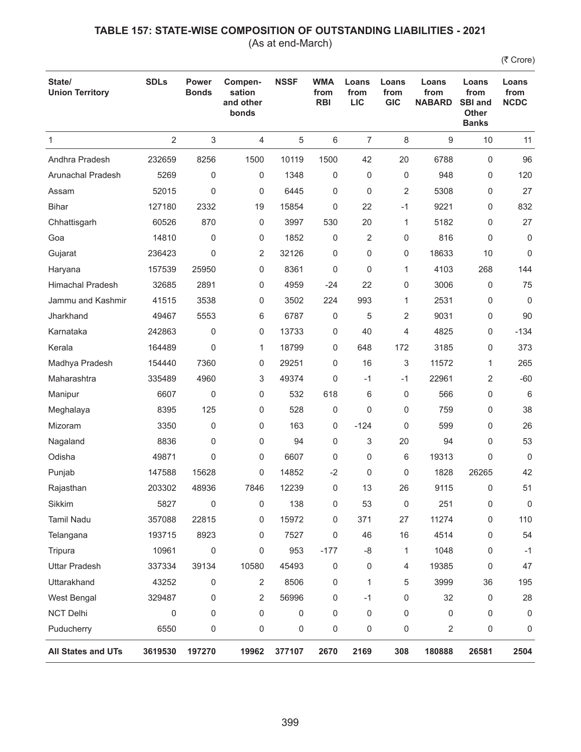# TABLE 157: STATE-WISE COMPOSITION OF OUTSTANDING LIABILITIES - 2021

(As at end-March)

(₹ Crore)

| State/ Union Territory | SDLs | Power Bonds | Compen-sation and other bonds | NSSF | WMA from RBI | Loans from LIC | Loans from GIC | Loans from NABARD | Loans from SBI and Other Banks | Loans from NCDC |
|---|---|---|---|---|---|---|---|---|---|---|
| 1 | 2 | 3 | 4 | 5 | 6 | 7 | 8 | 9 | 10 | 11 |
| Andhra Pradesh | 232659 | 8256 | 1500 | 10119 | 1500 | 42 | 20 | 6788 | 0 | 96 |
| Arunachal Pradesh | 5269 | 0 | 0 | 1348 | 0 | 0 | 0 | 948 | 0 | 120 |
| Assam | 52015 | 0 | 0 | 6445 | 0 | 0 | 2 | 5308 | 0 | 27 |
| Bihar | 127180 | 2332 | 19 | 15854 | 0 | 22 | -1 | 9221 | 0 | 832 |
| Chhattisgarh | 60526 | 870 | 0 | 3997 | 530 | 20 | 1 | 5182 | 0 | 27 |
| Goa | 14810 | 0 | 0 | 1852 | 0 | 2 | 0 | 816 | 0 | 0 |
| Gujarat | 236423 | 0 | 2 | 32126 | 0 | 0 | 0 | 18633 | 10 | 0 |
| Haryana | 157539 | 25950 | 0 | 8361 | 0 | 0 | 1 | 4103 | 268 | 144 |
| Himachal Pradesh | 32685 | 2891 | 0 | 4959 | -24 | 22 | 0 | 3006 | 0 | 75 |
| Jammu and Kashmir | 41515 | 3538 | 0 | 3502 | 224 | 993 | 1 | 2531 | 0 | 0 |
| Jharkhand | 49467 | 5553 | 6 | 6787 | 0 | 5 | 2 | 9031 | 0 | 90 |
| Karnataka | 242863 | 0 | 0 | 13733 | 0 | 40 | 4 | 4825 | 0 | -134 |
| Kerala | 164489 | 0 | 1 | 18799 | 0 | 648 | 172 | 3185 | 0 | 373 |
| Madhya Pradesh | 154440 | 7360 | 0 | 29251 | 0 | 16 | 3 | 11572 | 1 | 265 |
| Maharashtra | 335489 | 4960 | 3 | 49374 | 0 | -1 | -1 | 22961 | 2 | -60 |
| Manipur | 6607 | 0 | 0 | 532 | 618 | 6 | 0 | 566 | 0 | 6 |
| Meghalaya | 8395 | 125 | 0 | 528 | 0 | 0 | 0 | 759 | 0 | 38 |
| Mizoram | 3350 | 0 | 0 | 163 | 0 | -124 | 0 | 599 | 0 | 26 |
| Nagaland | 8836 | 0 | 0 | 94 | 0 | 3 | 20 | 94 | 0 | 53 |
| Odisha | 49871 | 0 | 0 | 6607 | 0 | 0 | 6 | 19313 | 0 | 0 |
| Punjab | 147588 | 15628 | 0 | 14852 | -2 | 0 | 0 | 1828 | 26265 | 42 |
| Rajasthan | 203302 | 48936 | 7846 | 12239 | 0 | 13 | 26 | 9115 | 0 | 51 |
| Sikkim | 5827 | 0 | 0 | 138 | 0 | 53 | 0 | 251 | 0 | 0 |
| Tamil Nadu | 357088 | 22815 | 0 | 15972 | 0 | 371 | 27 | 11274 | 0 | 110 |
| Telangana | 193715 | 8923 | 0 | 7527 | 0 | 46 | 16 | 4514 | 0 | 54 |
| Tripura | 10961 | 0 | 0 | 953 | -177 | -8 | 1 | 1048 | 0 | -1 |
| Uttar Pradesh | 337334 | 39134 | 10580 | 45493 | 0 | 0 | 4 | 19385 | 0 | 47 |
| Uttarakhand | 43252 | 0 | 2 | 8506 | 0 | 1 | 5 | 3999 | 36 | 195 |
| West Bengal | 329487 | 0 | 2 | 56996 | 0 | -1 | 0 | 32 | 0 | 28 |
| NCT Delhi | 0 | 0 | 0 | 0 | 0 | 0 | 0 | 0 | 0 | 0 |
| Puducherry | 6550 | 0 | 0 | 0 | 0 | 0 | 0 | 2 | 0 | 0 |
| **All States and UTs** | **3619530** | **197270** | **19962** | **377107** | **2670** | **2169** | **308** | **180888** | **26581** | **2504** |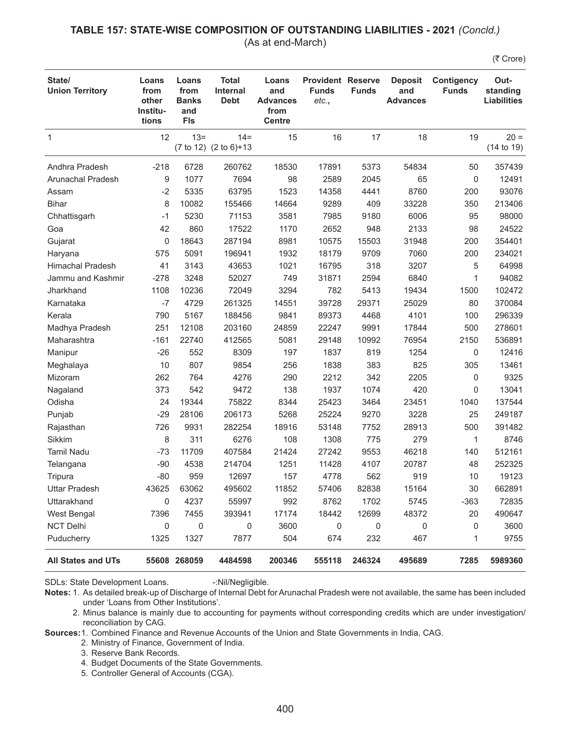## TABLE 157: STATE-WISE COMPOSITION OF OUTSTANDING LIABILITIES - 2021 *(Concld.)*

(As at end-March)

(₹ Crore)

| State/ Union Territory | Loans from other Institu-tions | Loans from Banks and FIs | Total Internal Debt | Loans and Advances from Centre | Provident Funds *etc.*, | Reserve Funds | Deposit and Advances | Contigency Funds | Out-standing Liabilities |
|---|---|---|---|---|---|---|---|---|---|
| 1 | 12 | 13= (7 to 12) | 14= (2 to 6)+13 | 15 | 16 | 17 | 18 | 19 | 20 = (14 to 19) |
| Andhra Pradesh | -218 | 6728 | 260762 | 18530 | 17891 | 5373 | 54834 | 50 | 357439 |
| Arunachal Pradesh | 9 | 1077 | 7694 | 98 | 2589 | 2045 | 65 | 0 | 12491 |
| Assam | -2 | 5335 | 63795 | 1523 | 14358 | 4441 | 8760 | 200 | 93076 |
| Bihar | 8 | 10082 | 155466 | 14664 | 9289 | 409 | 33228 | 350 | 213406 |
| Chhattisgarh | -1 | 5230 | 71153 | 3581 | 7985 | 9180 | 6006 | 95 | 98000 |
| Goa | 42 | 860 | 17522 | 1170 | 2652 | 948 | 2133 | 98 | 24522 |
| Gujarat | 0 | 18643 | 287194 | 8981 | 10575 | 15503 | 31948 | 200 | 354401 |
| Haryana | 575 | 5091 | 196941 | 1932 | 18179 | 9709 | 7060 | 200 | 234021 |
| Himachal Pradesh | 41 | 3143 | 43653 | 1021 | 16795 | 318 | 3207 | 5 | 64998 |
| Jammu and Kashmir | -278 | 3248 | 52027 | 749 | 31871 | 2594 | 6840 | 1 | 94082 |
| Jharkhand | 1108 | 10236 | 72049 | 3294 | 782 | 5413 | 19434 | 1500 | 102472 |
| Karnataka | -7 | 4729 | 261325 | 14551 | 39728 | 29371 | 25029 | 80 | 370084 |
| Kerala | 790 | 5167 | 188456 | 9841 | 89373 | 4468 | 4101 | 100 | 296339 |
| Madhya Pradesh | 251 | 12108 | 203160 | 24859 | 22247 | 9991 | 17844 | 500 | 278601 |
| Maharashtra | -161 | 22740 | 412565 | 5081 | 29148 | 10992 | 76954 | 2150 | 536891 |
| Manipur | -26 | 552 | 8309 | 197 | 1837 | 819 | 1254 | 0 | 12416 |
| Meghalaya | 10 | 807 | 9854 | 256 | 1838 | 383 | 825 | 305 | 13461 |
| Mizoram | 262 | 764 | 4276 | 290 | 2212 | 342 | 2205 | 0 | 9325 |
| Nagaland | 373 | 542 | 9472 | 138 | 1937 | 1074 | 420 | 0 | 13041 |
| Odisha | 24 | 19344 | 75822 | 8344 | 25423 | 3464 | 23451 | 1040 | 137544 |
| Punjab | -29 | 28106 | 206173 | 5268 | 25224 | 9270 | 3228 | 25 | 249187 |
| Rajasthan | 726 | 9931 | 282254 | 18916 | 53148 | 7752 | 28913 | 500 | 391482 |
| Sikkim | 8 | 311 | 6276 | 108 | 1308 | 775 | 279 | 1 | 8746 |
| Tamil Nadu | -73 | 11709 | 407584 | 21424 | 27242 | 9553 | 46218 | 140 | 512161 |
| Telangana | -90 | 4538 | 214704 | 1251 | 11428 | 4107 | 20787 | 48 | 252325 |
| Tripura | -80 | 959 | 12697 | 157 | 4778 | 562 | 919 | 10 | 19123 |
| Uttar Pradesh | 43625 | 63062 | 495602 | 11852 | 57406 | 82838 | 15164 | 30 | 662891 |
| Uttarakhand | 0 | 4237 | 55997 | 992 | 8762 | 1702 | 5745 | -363 | 72835 |
| West Bengal | 7396 | 7455 | 393941 | 17174 | 18442 | 12699 | 48372 | 20 | 490647 |
| NCT Delhi | 0 | 0 | 0 | 3600 | 0 | 0 | 0 | 0 | 3600 |
| Puducherry | 1325 | 1327 | 7877 | 504 | 674 | 232 | 467 | 1 | 9755 |
| **All States and UTs** | **55608** | **268059** | **4484598** | **200346** | **555118** | **246324** | **495689** | **7285** | **5989360** |

SDLs: State Development Loans. -:Nil/Negligible.

**Notes:** 1. As detailed break-up of Discharge of Internal Debt for Arunachal Pradesh were not available, the same has been included under 'Loans from Other Institutions'.

2. Minus balance is mainly due to accounting for payments without corresponding credits which are under investigation/ reconciliation by CAG.

**Sources:** 1. Combined Finance and Revenue Accounts of the Union and State Governments in India, CAG.

2. Ministry of Finance, Government of India.

3. Reserve Bank Records.

4. Budget Documents of the State Governments.

5. Controller General of Accounts (CGA).